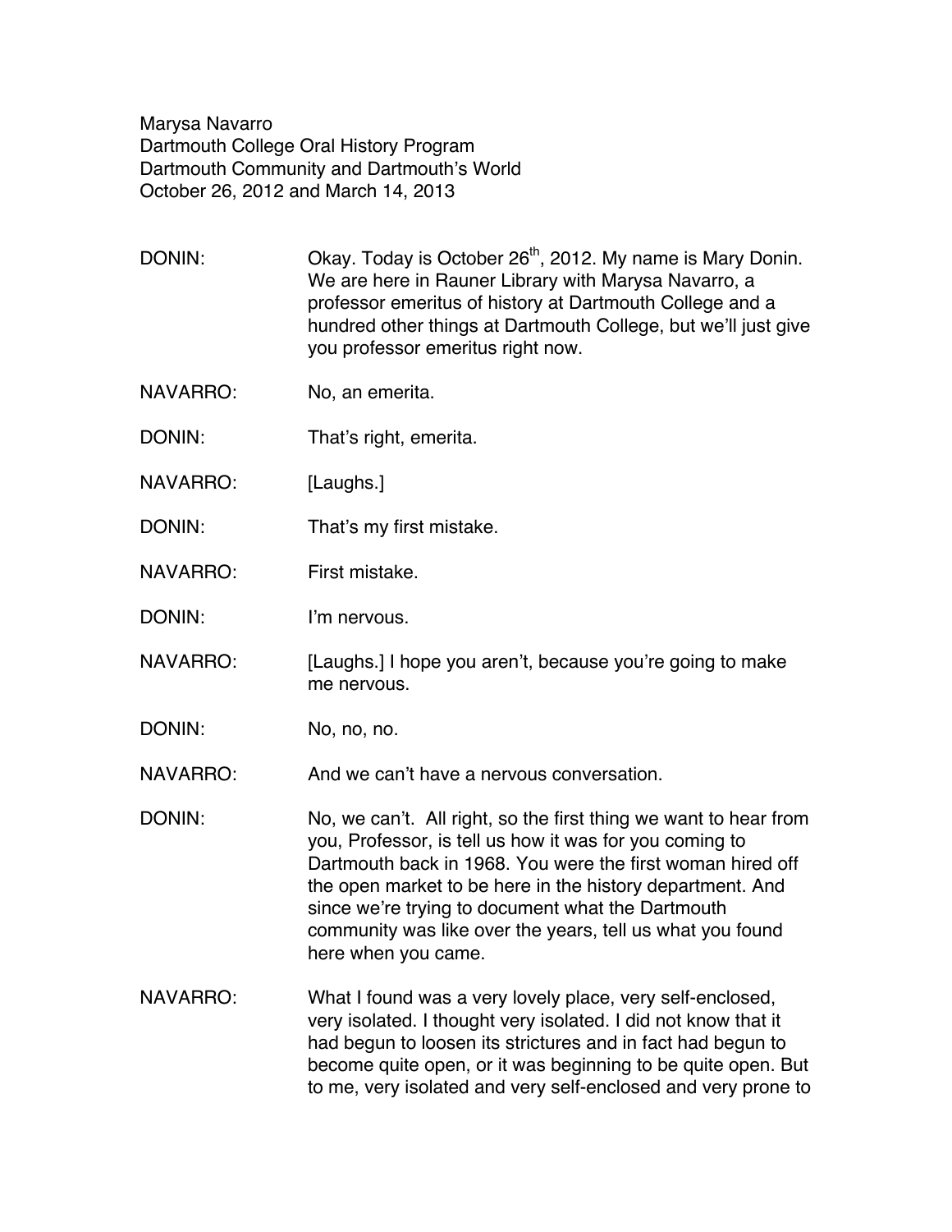Marysa Navarro
Dartmouth College Oral History Program
Dartmouth Community and Dartmouth's World
October 26, 2012 and March 14, 2013

DONIN: Okay. Today is October 26th, 2012. My name is Mary Donin. We are here in Rauner Library with Marysa Navarro, a professor emeritus of history at Dartmouth College and a hundred other things at Dartmouth College, but we'll just give you professor emeritus right now.

NAVARRO: No, an emerita.

DONIN: That's right, emerita.

NAVARRO: [Laughs.]

DONIN: That's my first mistake.

NAVARRO: First mistake.

DONIN: I'm nervous.

NAVARRO: [Laughs.] I hope you aren't, because you're going to make me nervous.

DONIN: No, no, no.

NAVARRO: And we can't have a nervous conversation.

DONIN: No, we can't. All right, so the first thing we want to hear from you, Professor, is tell us how it was for you coming to Dartmouth back in 1968. You were the first woman hired off the open market to be here in the history department. And since we're trying to document what the Dartmouth community was like over the years, tell us what you found here when you came.

NAVARRO: What I found was a very lovely place, very self-enclosed, very isolated. I thought very isolated. I did not know that it had begun to loosen its strictures and in fact had begun to become quite open, or it was beginning to be quite open. But to me, very isolated and very self-enclosed and very prone to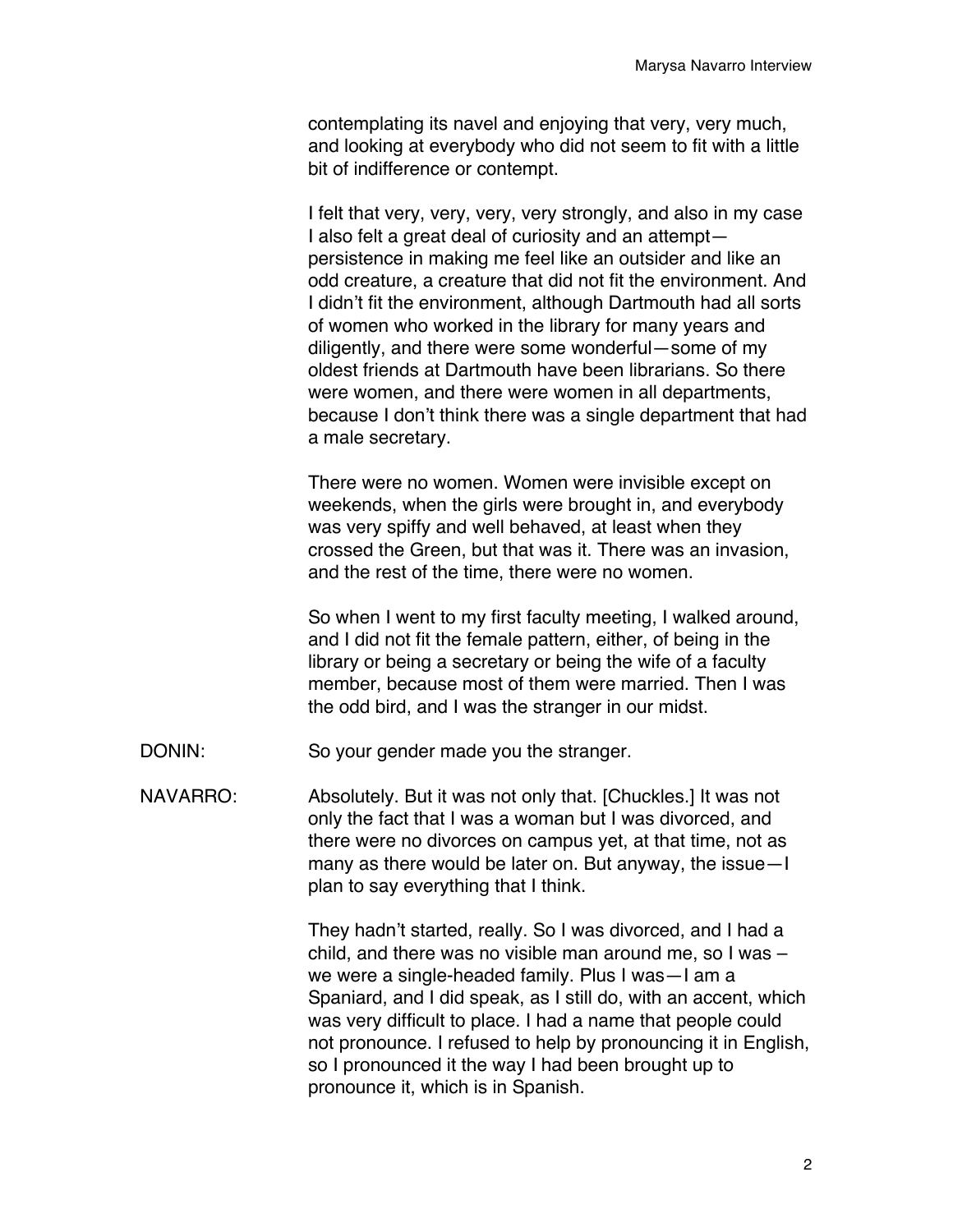contemplating its navel and enjoying that very, very much, and looking at everybody who did not seem to fit with a little bit of indifference or contempt.

I felt that very, very, very, very strongly, and also in my case I also felt a great deal of curiosity and an attempt—persistence in making me feel like an outsider and like an odd creature, a creature that did not fit the environment. And I didn't fit the environment, although Dartmouth had all sorts of women who worked in the library for many years and diligently, and there were some wonderful—some of my oldest friends at Dartmouth have been librarians. So there were women, and there were women in all departments, because I don't think there was a single department that had a male secretary.

There were no women. Women were invisible except on weekends, when the girls were brought in, and everybody was very spiffy and well behaved, at least when they crossed the Green, but that was it. There was an invasion, and the rest of the time, there were no women.

So when I went to my first faculty meeting, I walked around, and I did not fit the female pattern, either, of being in the library or being a secretary or being the wife of a faculty member, because most of them were married. Then I was the odd bird, and I was the stranger in our midst.

DONIN: So your gender made you the stranger.

NAVARRO: Absolutely. But it was not only that. [Chuckles.] It was not only the fact that I was a woman but I was divorced, and there were no divorces on campus yet, at that time, not as many as there would be later on. But anyway, the issue—I plan to say everything that I think.

They hadn't started, really. So I was divorced, and I had a child, and there was no visible man around me, so I was – we were a single-headed family. Plus I was—I am a Spaniard, and I did speak, as I still do, with an accent, which was very difficult to place. I had a name that people could not pronounce. I refused to help by pronouncing it in English, so I pronounced it the way I had been brought up to pronounce it, which is in Spanish.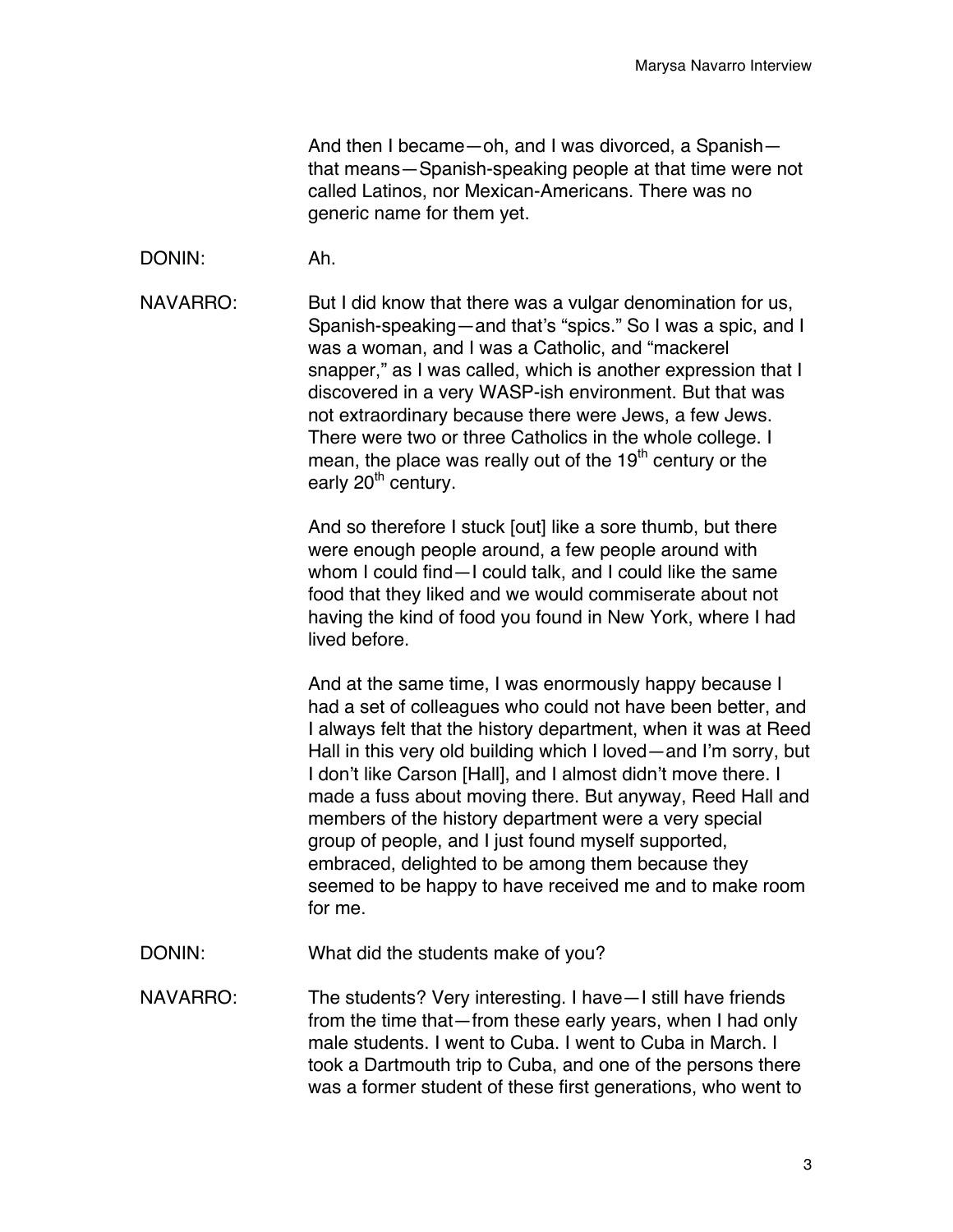And then I became—oh, and I was divorced, a Spanish—that means—Spanish-speaking people at that time were not called Latinos, nor Mexican-Americans. There was no generic name for them yet.

DONIN: Ah.

NAVARRO: But I did know that there was a vulgar denomination for us, Spanish-speaking—and that's "spics." So I was a spic, and I was a woman, and I was a Catholic, and "mackerel snapper," as I was called, which is another expression that I discovered in a very WASP-ish environment. But that was not extraordinary because there were Jews, a few Jews. There were two or three Catholics in the whole college. I mean, the place was really out of the 19th century or the early 20th century.

And so therefore I stuck [out] like a sore thumb, but there were enough people around, a few people around with whom I could find—I could talk, and I could like the same food that they liked and we would commiserate about not having the kind of food you found in New York, where I had lived before.

And at the same time, I was enormously happy because I had a set of colleagues who could not have been better, and I always felt that the history department, when it was at Reed Hall in this very old building which I loved—and I'm sorry, but I don't like Carson [Hall], and I almost didn't move there. I made a fuss about moving there. But anyway, Reed Hall and members of the history department were a very special group of people, and I just found myself supported, embraced, delighted to be among them because they seemed to be happy to have received me and to make room for me.

DONIN: What did the students make of you?

NAVARRO: The students? Very interesting. I have—I still have friends from the time that—from these early years, when I had only male students. I went to Cuba. I went to Cuba in March. I took a Dartmouth trip to Cuba, and one of the persons there was a former student of these first generations, who went to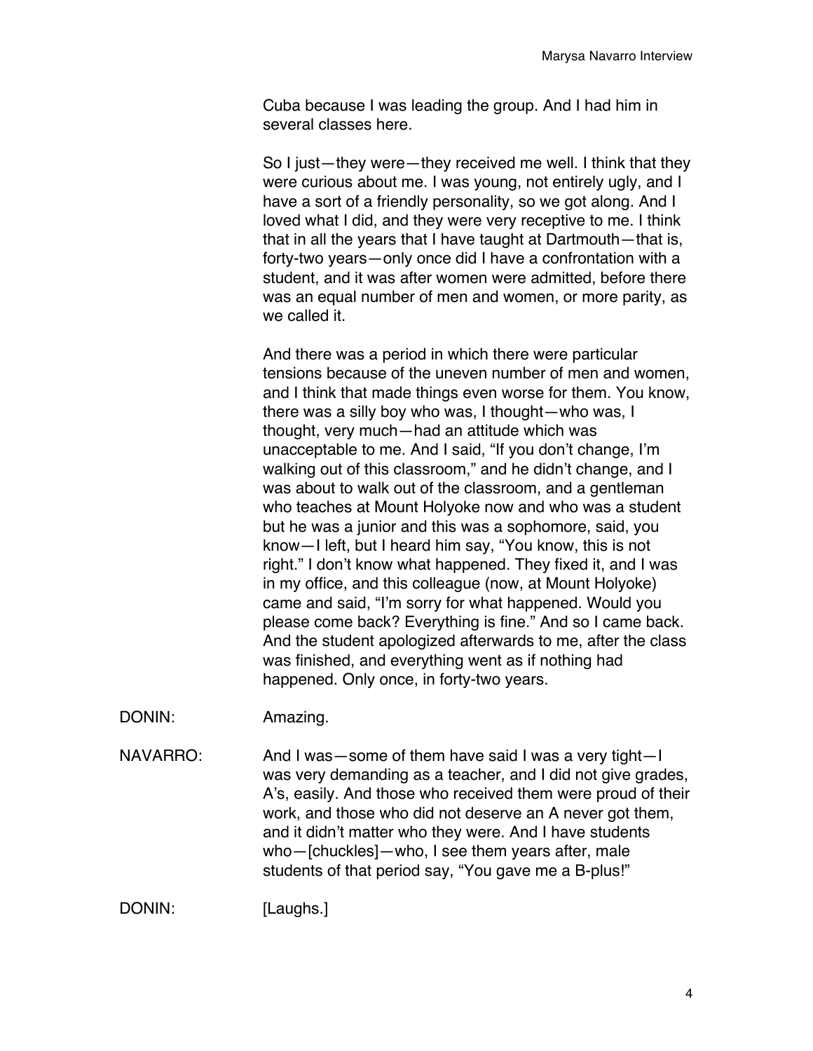Cuba because I was leading the group. And I had him in several classes here.

So I just—they were—they received me well. I think that they were curious about me. I was young, not entirely ugly, and I have a sort of a friendly personality, so we got along. And I loved what I did, and they were very receptive to me. I think that in all the years that I have taught at Dartmouth—that is, forty-two years—only once did I have a confrontation with a student, and it was after women were admitted, before there was an equal number of men and women, or more parity, as we called it.

And there was a period in which there were particular tensions because of the uneven number of men and women, and I think that made things even worse for them. You know, there was a silly boy who was, I thought—who was, I thought, very much—had an attitude which was unacceptable to me. And I said, "If you don't change, I'm walking out of this classroom," and he didn't change, and I was about to walk out of the classroom, and a gentleman who teaches at Mount Holyoke now and who was a student but he was a junior and this was a sophomore, said, you know—I left, but I heard him say, "You know, this is not right." I don't know what happened. They fixed it, and I was in my office, and this colleague (now, at Mount Holyoke) came and said, "I'm sorry for what happened. Would you please come back? Everything is fine." And so I came back. And the student apologized afterwards to me, after the class was finished, and everything went as if nothing had happened. Only once, in forty-two years.

DONIN: Amazing.

NAVARRO: And I was—some of them have said I was a very tight—I was very demanding as a teacher, and I did not give grades, A's, easily. And those who received them were proud of their work, and those who did not deserve an A never got them, and it didn't matter who they were. And I have students who—[chuckles]—who, I see them years after, male students of that period say, "You gave me a B-plus!"

DONIN: [Laughs.]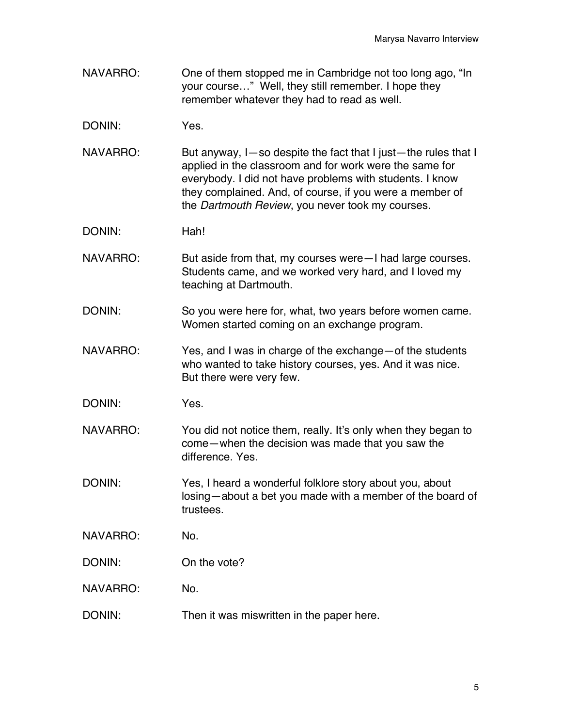NAVARRO: One of them stopped me in Cambridge not too long ago, "In your course…" Well, they still remember. I hope they remember whatever they had to read as well.

DONIN: Yes.

NAVARRO: But anyway, I—so despite the fact that I just—the rules that I applied in the classroom and for work were the same for everybody. I did not have problems with students. I know they complained. And, of course, if you were a member of the *Dartmouth Review*, you never took my courses.

DONIN: Hah!

NAVARRO: But aside from that, my courses were—I had large courses. Students came, and we worked very hard, and I loved my teaching at Dartmouth.

DONIN: So you were here for, what, two years before women came. Women started coming on an exchange program.

NAVARRO: Yes, and I was in charge of the exchange—of the students who wanted to take history courses, yes. And it was nice. But there were very few.

DONIN: Yes.

NAVARRO: You did not notice them, really. It's only when they began to come—when the decision was made that you saw the difference. Yes.

DONIN: Yes, I heard a wonderful folklore story about you, about losing—about a bet you made with a member of the board of trustees.

NAVARRO: No.

DONIN: On the vote?

NAVARRO: No.

DONIN: Then it was miswritten in the paper here.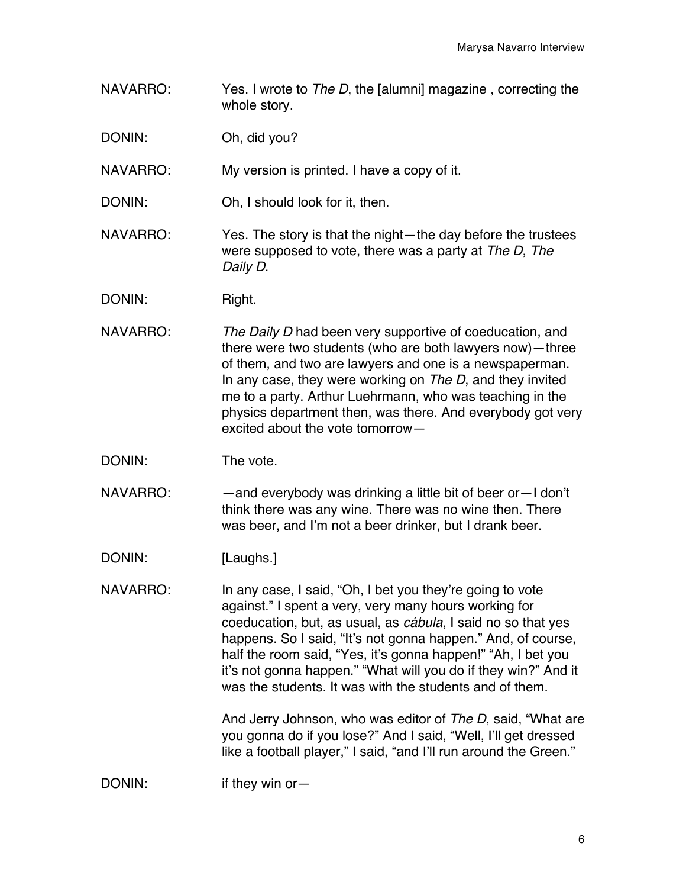NAVARRO: Yes. I wrote to *The D*, the [alumni] magazine , correcting the whole story.

DONIN: Oh, did you?

NAVARRO: My version is printed. I have a copy of it.

DONIN: Oh, I should look for it, then.

NAVARRO: Yes. The story is that the night—the day before the trustees were supposed to vote, there was a party at *The D*, *The Daily D*.

DONIN: Right.

NAVARRO: *The Daily D* had been very supportive of coeducation, and there were two students (who are both lawyers now)—three of them, and two are lawyers and one is a newspaperman. In any case, they were working on *The D*, and they invited me to a party. Arthur Luehrmann, who was teaching in the physics department then, was there. And everybody got very excited about the vote tomorrow—

DONIN: The vote.

NAVARRO: —and everybody was drinking a little bit of beer or—I don't think there was any wine. There was no wine then. There was beer, and I'm not a beer drinker, but I drank beer.

DONIN: [Laughs.]

NAVARRO: In any case, I said, "Oh, I bet you they're going to vote against." I spent a very, very many hours working for coeducation, but, as usual, as *cábula*, I said no so that yes happens. So I said, "It's not gonna happen." And, of course, half the room said, "Yes, it's gonna happen!" "Ah, I bet you it's not gonna happen." "What will you do if they win?" And it was the students. It was with the students and of them.

And Jerry Johnson, who was editor of *The D*, said, "What are you gonna do if you lose?" And I said, "Well, I'll get dressed like a football player," I said, "and I'll run around the Green."

DONIN: if they win or—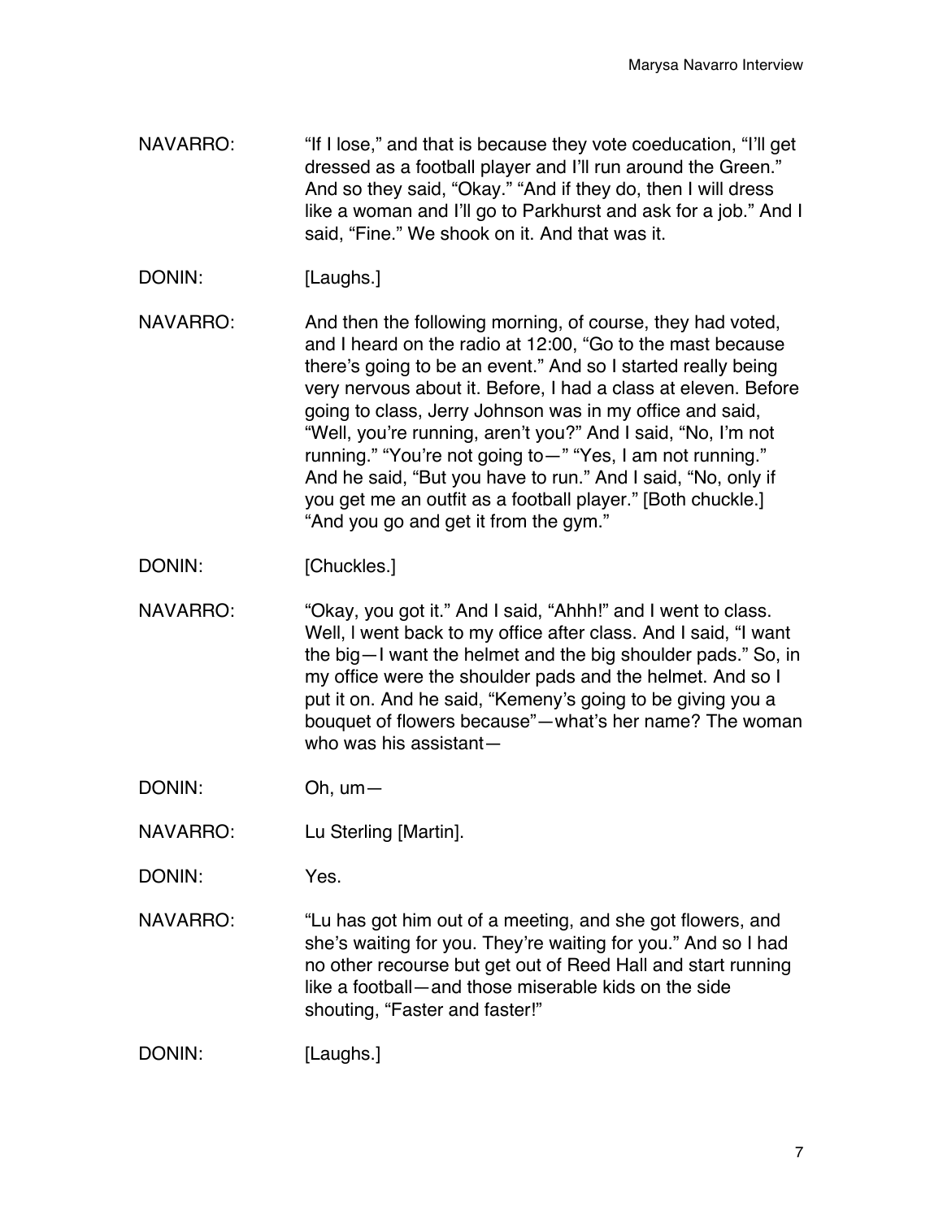NAVARRO: "If I lose," and that is because they vote coeducation, "I'll get dressed as a football player and I'll run around the Green." And so they said, "Okay." "And if they do, then I will dress like a woman and I'll go to Parkhurst and ask for a job." And I said, "Fine." We shook on it. And that was it.

DONIN: [Laughs.]

NAVARRO: And then the following morning, of course, they had voted, and I heard on the radio at 12:00, "Go to the mast because there's going to be an event." And so I started really being very nervous about it. Before, I had a class at eleven. Before going to class, Jerry Johnson was in my office and said, "Well, you're running, aren't you?" And I said, "No, I'm not running." "You're not going to—" "Yes, I am not running." And he said, "But you have to run." And I said, "No, only if you get me an outfit as a football player." [Both chuckle.] "And you go and get it from the gym."

DONIN: [Chuckles.]

NAVARRO: "Okay, you got it." And I said, "Ahhh!" and I went to class. Well, I went back to my office after class. And I said, "I want the big—I want the helmet and the big shoulder pads." So, in my office were the shoulder pads and the helmet. And so I put it on. And he said, "Kemeny's going to be giving you a bouquet of flowers because"—what's her name? The woman who was his assistant—

DONIN: Oh, um—

NAVARRO: Lu Sterling [Martin].

DONIN: Yes.

NAVARRO: "Lu has got him out of a meeting, and she got flowers, and she's waiting for you. They're waiting for you." And so I had no other recourse but get out of Reed Hall and start running like a football—and those miserable kids on the side shouting, "Faster and faster!"

DONIN: [Laughs.]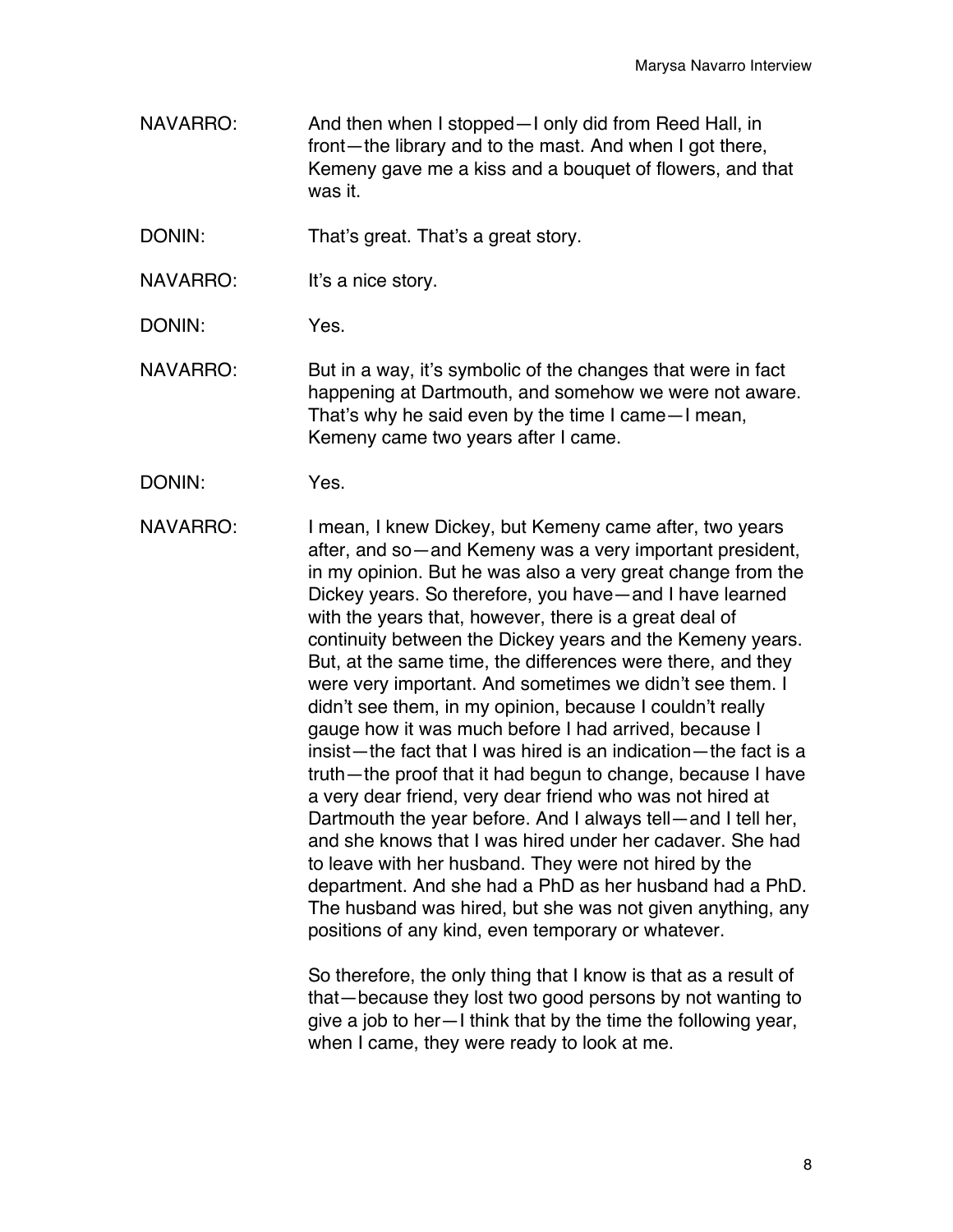NAVARRO: And then when I stopped—I only did from Reed Hall, in front—the library and to the mast. And when I got there, Kemeny gave me a kiss and a bouquet of flowers, and that was it.

DONIN: That's great. That's a great story.

NAVARRO: It's a nice story.

DONIN: Yes.

NAVARRO: But in a way, it's symbolic of the changes that were in fact happening at Dartmouth, and somehow we were not aware. That's why he said even by the time I came—I mean, Kemeny came two years after I came.

DONIN: Yes.

NAVARRO: I mean, I knew Dickey, but Kemeny came after, two years after, and so—and Kemeny was a very important president, in my opinion. But he was also a very great change from the Dickey years. So therefore, you have—and I have learned with the years that, however, there is a great deal of continuity between the Dickey years and the Kemeny years. But, at the same time, the differences were there, and they were very important. And sometimes we didn't see them. I didn't see them, in my opinion, because I couldn't really gauge how it was much before I had arrived, because I insist—the fact that I was hired is an indication—the fact is a truth—the proof that it had begun to change, because I have a very dear friend, very dear friend who was not hired at Dartmouth the year before. And I always tell—and I tell her, and she knows that I was hired under her cadaver. She had to leave with her husband. They were not hired by the department. And she had a PhD as her husband had a PhD. The husband was hired, but she was not given anything, any positions of any kind, even temporary or whatever.

So therefore, the only thing that I know is that as a result of that—because they lost two good persons by not wanting to give a job to her—I think that by the time the following year, when I came, they were ready to look at me.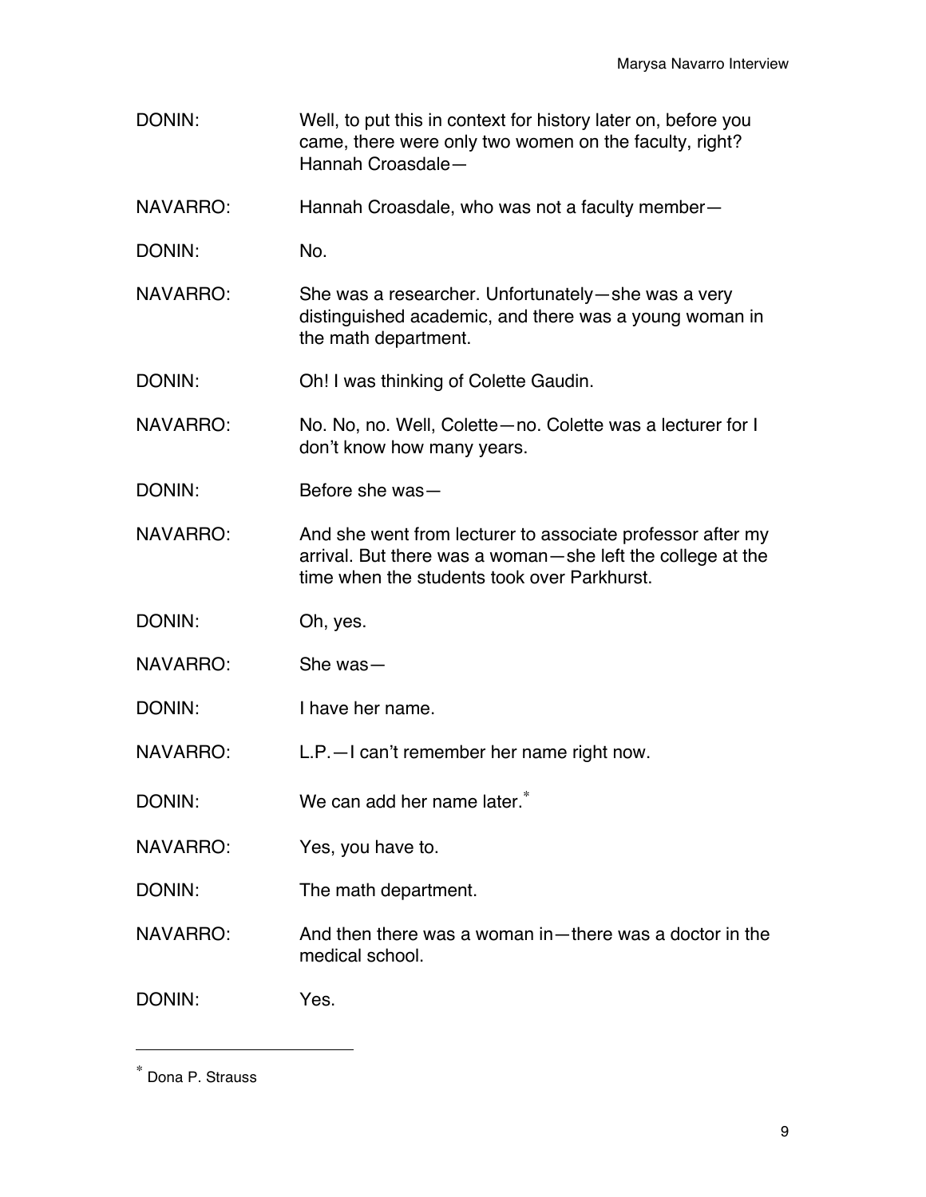DONIN: Well, to put this in context for history later on, before you came, there were only two women on the faculty, right? Hannah Croasdale—

NAVARRO: Hannah Croasdale, who was not a faculty member—

DONIN: No.

NAVARRO: She was a researcher. Unfortunately—she was a very distinguished academic, and there was a young woman in the math department.

DONIN: Oh! I was thinking of Colette Gaudin.

NAVARRO: No. No, no. Well, Colette—no. Colette was a lecturer for I don't know how many years.

DONIN: Before she was—

NAVARRO: And she went from lecturer to associate professor after my arrival. But there was a woman—she left the college at the time when the students took over Parkhurst.

DONIN: Oh, yes.

NAVARRO: She was—

DONIN: I have her name.

NAVARRO: L.P.—I can't remember her name right now.

DONIN: We can add her name later.*

NAVARRO: Yes, you have to.

DONIN: The math department.

NAVARRO: And then there was a woman in—there was a doctor in the medical school.

DONIN: Yes.

---

* Dona P. Strauss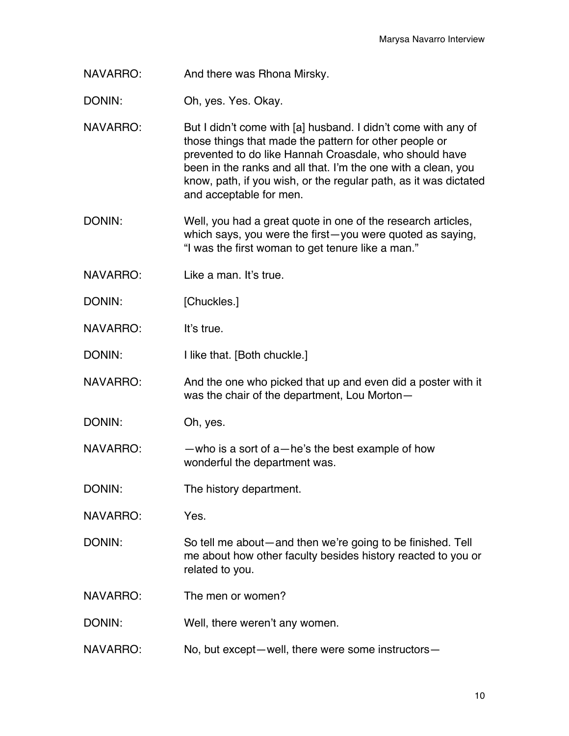NAVARRO: And there was Rhona Mirsky.

DONIN: Oh, yes. Yes. Okay.

NAVARRO: But I didn't come with [a] husband. I didn't come with any of those things that made the pattern for other people or prevented to do like Hannah Croasdale, who should have been in the ranks and all that. I'm the one with a clean, you know, path, if you wish, or the regular path, as it was dictated and acceptable for men.

DONIN: Well, you had a great quote in one of the research articles, which says, you were the first—you were quoted as saying, "I was the first woman to get tenure like a man."

NAVARRO: Like a man. It's true.

DONIN: [Chuckles.]

NAVARRO: It's true.

DONIN: I like that. [Both chuckle.]

NAVARRO: And the one who picked that up and even did a poster with it was the chair of the department, Lou Morton—

DONIN: Oh, yes.

NAVARRO: —who is a sort of a—he's the best example of how wonderful the department was.

DONIN: The history department.

NAVARRO: Yes.

DONIN: So tell me about—and then we're going to be finished. Tell me about how other faculty besides history reacted to you or related to you.

NAVARRO: The men or women?

DONIN: Well, there weren't any women.

NAVARRO: No, but except—well, there were some instructors—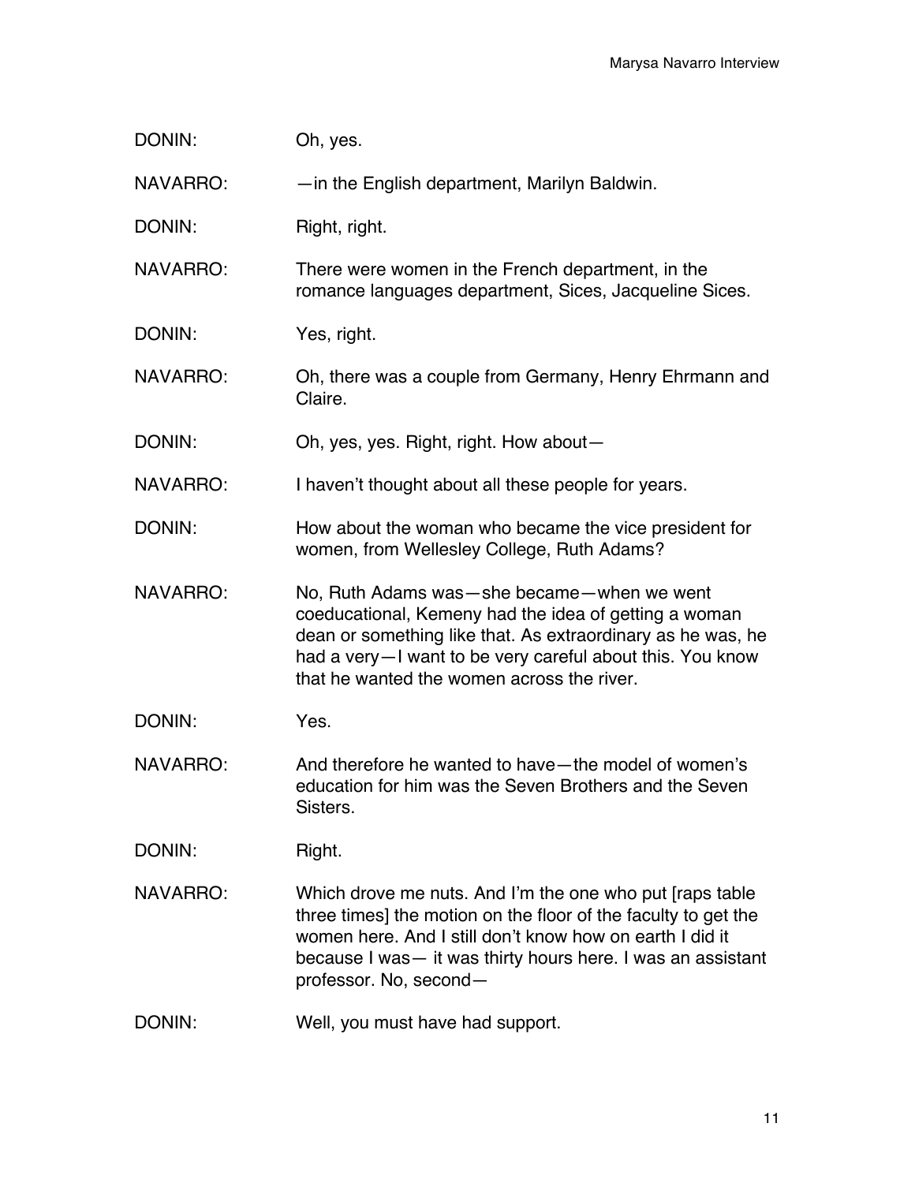DONIN: Oh, yes.

NAVARRO: —in the English department, Marilyn Baldwin.

DONIN: Right, right.

NAVARRO: There were women in the French department, in the romance languages department, Sices, Jacqueline Sices.

DONIN: Yes, right.

NAVARRO: Oh, there was a couple from Germany, Henry Ehrmann and Claire.

DONIN: Oh, yes, yes. Right, right. How about—

NAVARRO: I haven't thought about all these people for years.

DONIN: How about the woman who became the vice president for women, from Wellesley College, Ruth Adams?

NAVARRO: No, Ruth Adams was—she became—when we went coeducational, Kemeny had the idea of getting a woman dean or something like that. As extraordinary as he was, he had a very—I want to be very careful about this. You know that he wanted the women across the river.

DONIN: Yes.

NAVARRO: And therefore he wanted to have—the model of women's education for him was the Seven Brothers and the Seven Sisters.

DONIN: Right.

NAVARRO: Which drove me nuts. And I'm the one who put [raps table three times] the motion on the floor of the faculty to get the women here. And I still don't know how on earth I did it because I was— it was thirty hours here. I was an assistant professor. No, second—

DONIN: Well, you must have had support.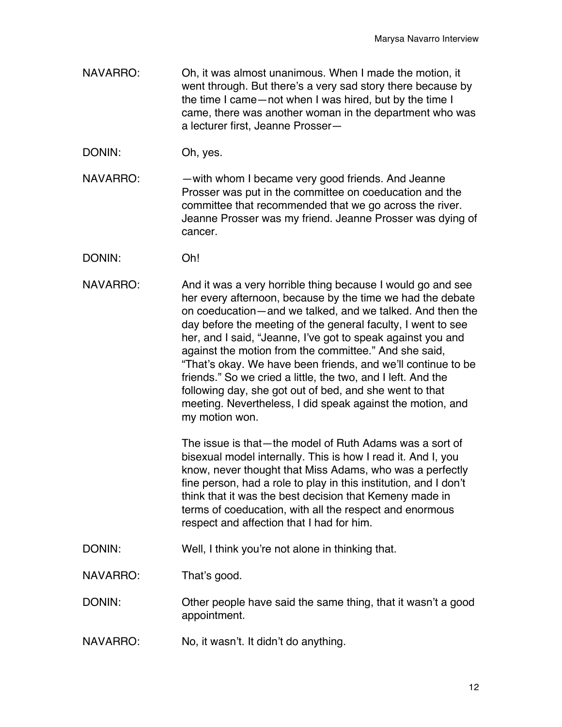NAVARRO: Oh, it was almost unanimous. When I made the motion, it went through. But there's a very sad story there because by the time I came—not when I was hired, but by the time I came, there was another woman in the department who was a lecturer first, Jeanne Prosser—

DONIN: Oh, yes.

NAVARRO: —with whom I became very good friends. And Jeanne Prosser was put in the committee on coeducation and the committee that recommended that we go across the river. Jeanne Prosser was my friend. Jeanne Prosser was dying of cancer.

DONIN: Oh!

NAVARRO: And it was a very horrible thing because I would go and see her every afternoon, because by the time we had the debate on coeducation—and we talked, and we talked. And then the day before the meeting of the general faculty, I went to see her, and I said, "Jeanne, I've got to speak against you and against the motion from the committee." And she said, "That's okay. We have been friends, and we'll continue to be friends." So we cried a little, the two, and I left. And the following day, she got out of bed, and she went to that meeting. Nevertheless, I did speak against the motion, and my motion won.

The issue is that—the model of Ruth Adams was a sort of bisexual model internally. This is how I read it. And I, you know, never thought that Miss Adams, who was a perfectly fine person, had a role to play in this institution, and I don't think that it was the best decision that Kemeny made in terms of coeducation, with all the respect and enormous respect and affection that I had for him.

DONIN: Well, I think you're not alone in thinking that.

NAVARRO: That's good.

DONIN: Other people have said the same thing, that it wasn't a good appointment.

NAVARRO: No, it wasn't. It didn't do anything.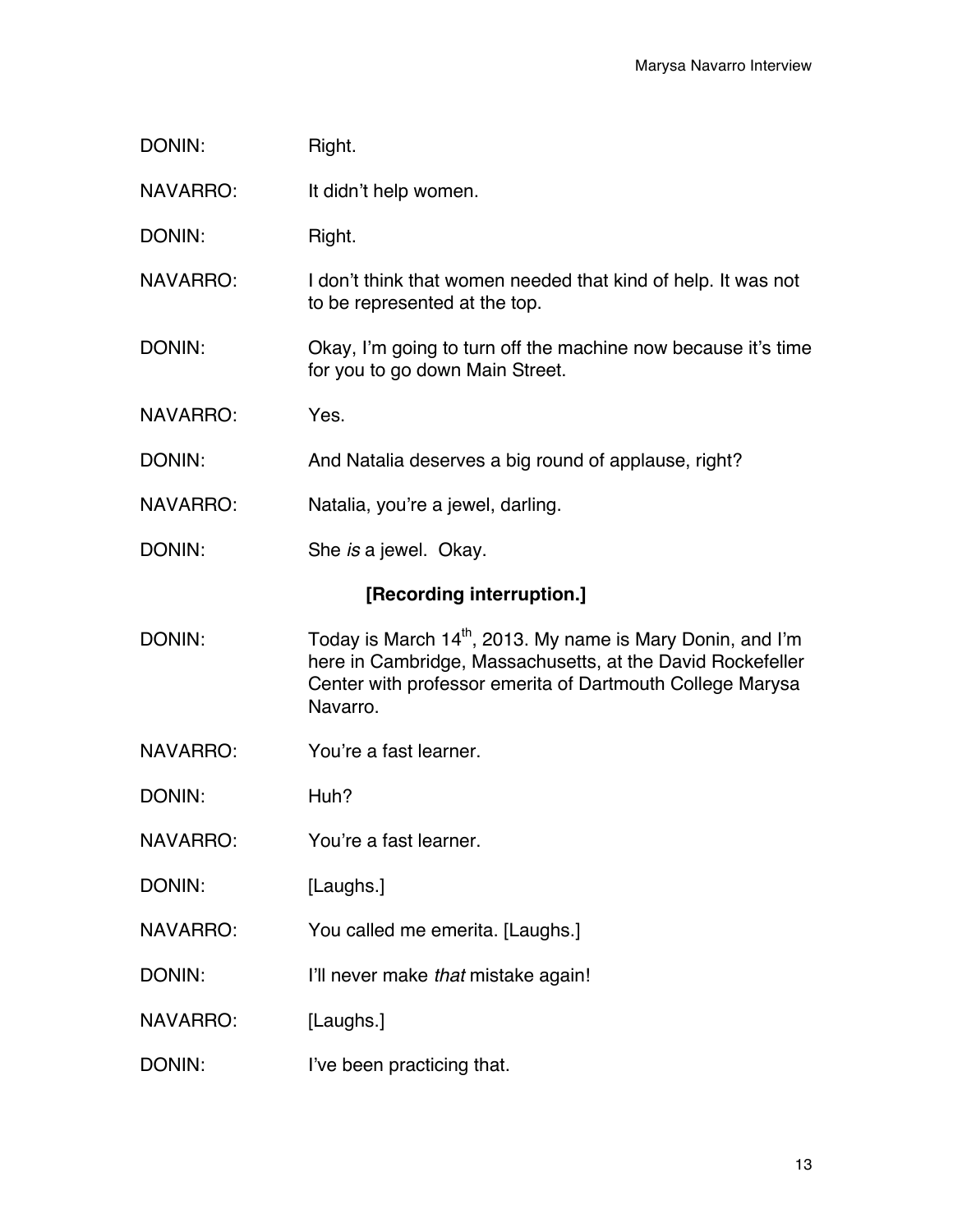DONIN: Right.

NAVARRO: It didn't help women.

DONIN: Right.

NAVARRO: I don't think that women needed that kind of help. It was not to be represented at the top.

DONIN: Okay, I'm going to turn off the machine now because it's time for you to go down Main Street.

NAVARRO: Yes.

DONIN: And Natalia deserves a big round of applause, right?

NAVARRO: Natalia, you're a jewel, darling.

DONIN: She *is* a jewel. Okay.

**[Recording interruption.]**

DONIN: Today is March 14th, 2013. My name is Mary Donin, and I'm here in Cambridge, Massachusetts, at the David Rockefeller Center with professor emerita of Dartmouth College Marysa Navarro.

NAVARRO: You're a fast learner.

DONIN: Huh?

NAVARRO: You're a fast learner.

DONIN: [Laughs.]

NAVARRO: You called me emerita. [Laughs.]

DONIN: I'll never make *that* mistake again!

NAVARRO: [Laughs.]

DONIN: I've been practicing that.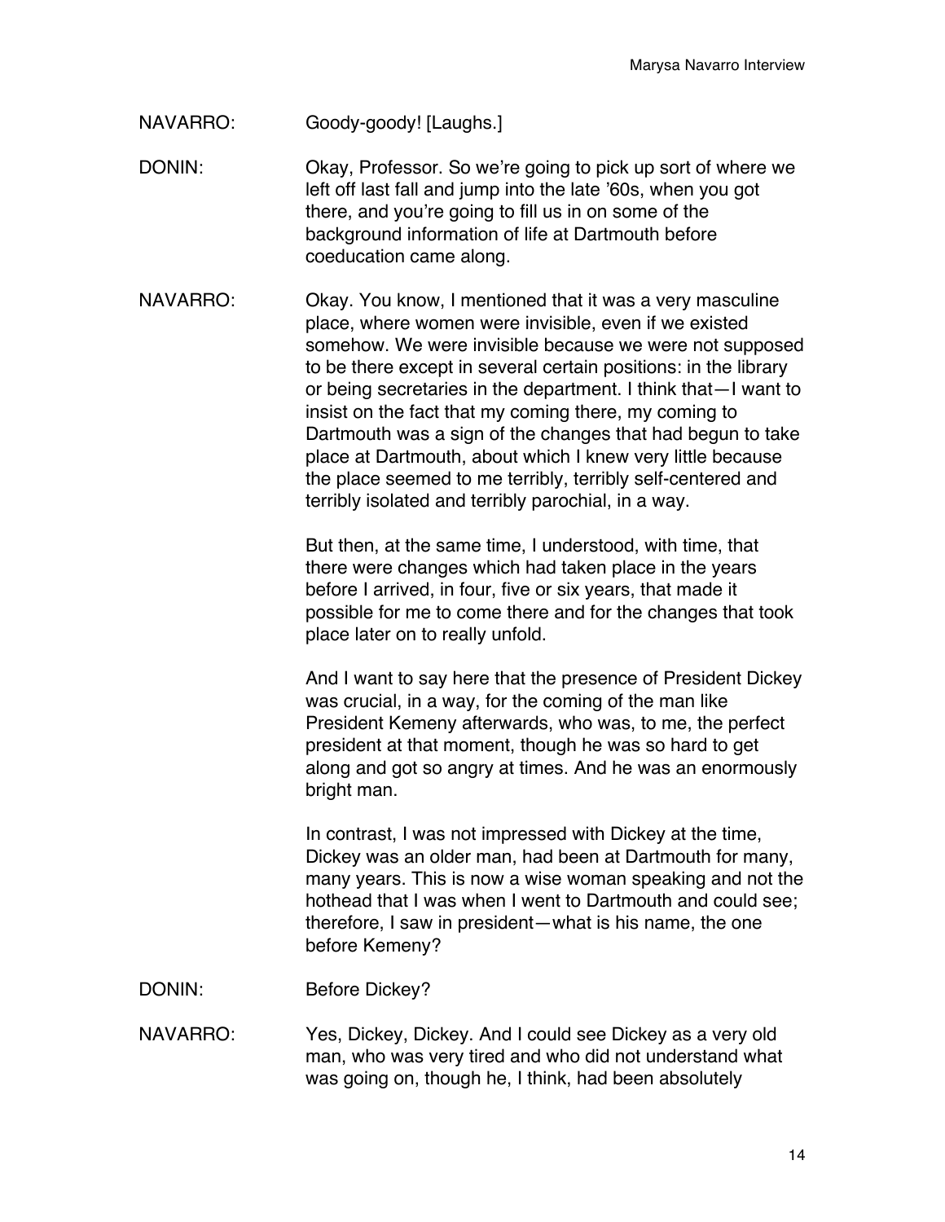NAVARRO: Goody-goody! [Laughs.]

DONIN: Okay, Professor. So we're going to pick up sort of where we left off last fall and jump into the late '60s, when you got there, and you're going to fill us in on some of the background information of life at Dartmouth before coeducation came along.

NAVARRO: Okay. You know, I mentioned that it was a very masculine place, where women were invisible, even if we existed somehow. We were invisible because we were not supposed to be there except in several certain positions: in the library or being secretaries in the department. I think that—I want to insist on the fact that my coming there, my coming to Dartmouth was a sign of the changes that had begun to take place at Dartmouth, about which I knew very little because the place seemed to me terribly, terribly self-centered and terribly isolated and terribly parochial, in a way.

But then, at the same time, I understood, with time, that there were changes which had taken place in the years before I arrived, in four, five or six years, that made it possible for me to come there and for the changes that took place later on to really unfold.

And I want to say here that the presence of President Dickey was crucial, in a way, for the coming of the man like President Kemeny afterwards, who was, to me, the perfect president at that moment, though he was so hard to get along and got so angry at times. And he was an enormously bright man.

In contrast, I was not impressed with Dickey at the time, Dickey was an older man, had been at Dartmouth for many, many years. This is now a wise woman speaking and not the hothead that I was when I went to Dartmouth and could see; therefore, I saw in president—what is his name, the one before Kemeny?

DONIN: Before Dickey?

NAVARRO: Yes, Dickey, Dickey. And I could see Dickey as a very old man, who was very tired and who did not understand what was going on, though he, I think, had been absolutely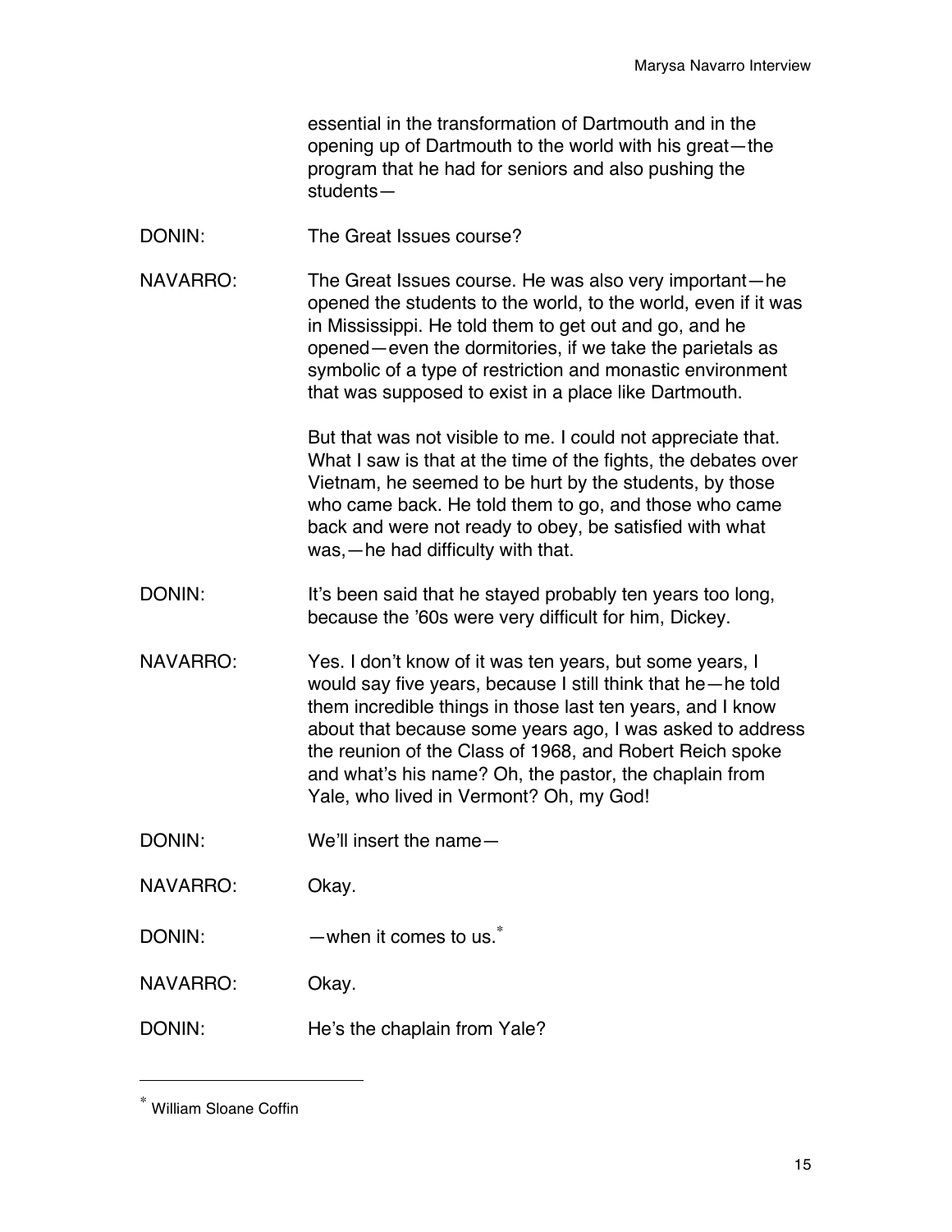essential in the transformation of Dartmouth and in the opening up of Dartmouth to the world with his great—the program that he had for seniors and also pushing the students—

DONIN: The Great Issues course?

NAVARRO: The Great Issues course. He was also very important—he opened the students to the world, to the world, even if it was in Mississippi. He told them to get out and go, and he opened—even the dormitories, if we take the parietals as symbolic of a type of restriction and monastic environment that was supposed to exist in a place like Dartmouth.

But that was not visible to me. I could not appreciate that. What I saw is that at the time of the fights, the debates over Vietnam, he seemed to be hurt by the students, by those who came back. He told them to go, and those who came back and were not ready to obey, be satisfied with what was,—he had difficulty with that.

DONIN: It's been said that he stayed probably ten years too long, because the '60s were very difficult for him, Dickey.

NAVARRO: Yes. I don't know of it was ten years, but some years, I would say five years, because I still think that he—he told them incredible things in those last ten years, and I know about that because some years ago, I was asked to address the reunion of the Class of 1968, and Robert Reich spoke and what's his name? Oh, the pastor, the chaplain from Yale, who lived in Vermont? Oh, my God!

DONIN: We'll insert the name—

NAVARRO: Okay.

DONIN: —when it comes to us.*

NAVARRO: Okay.

DONIN: He's the chaplain from Yale?

---

* William Sloane Coffin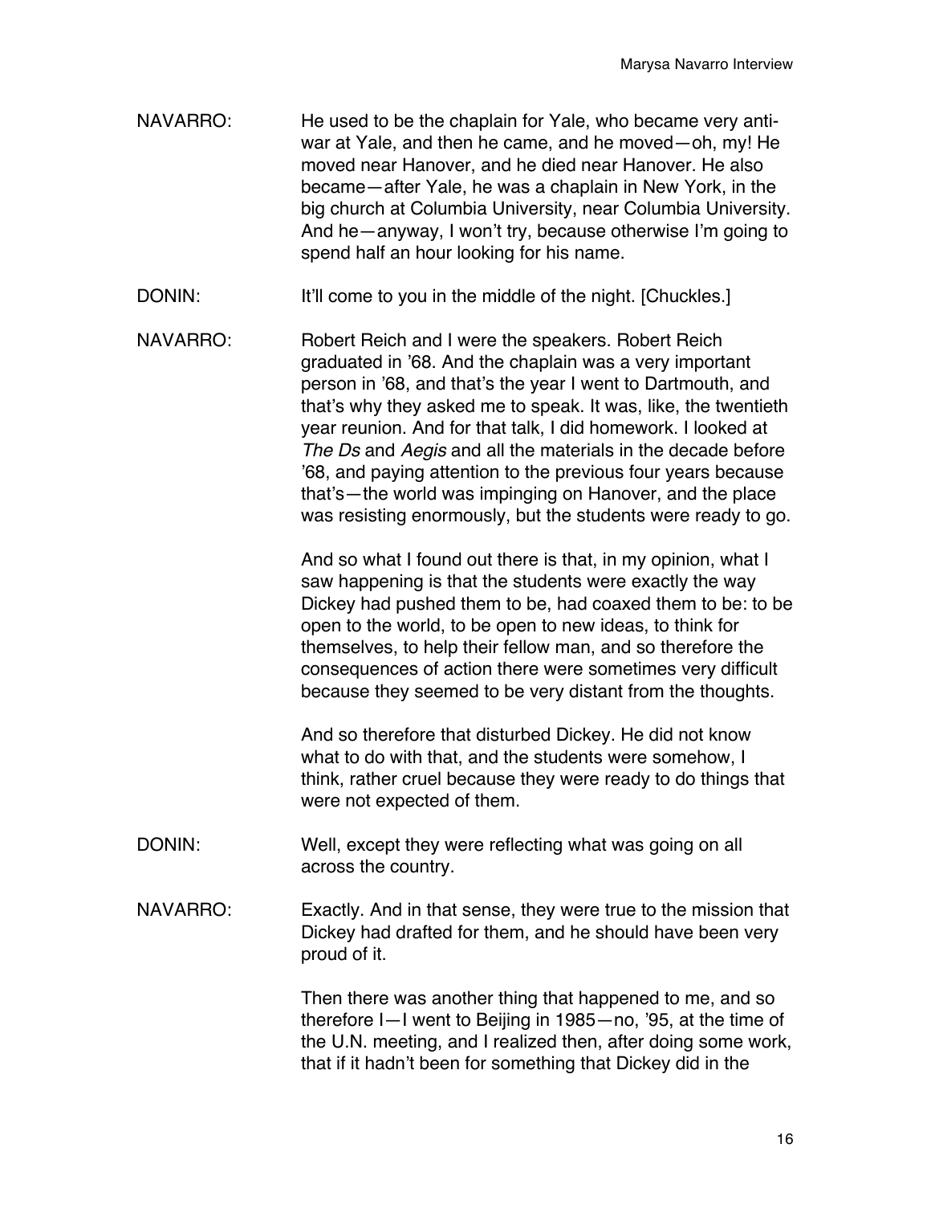NAVARRO: He used to be the chaplain for Yale, who became very anti-war at Yale, and then he came, and he moved—oh, my! He moved near Hanover, and he died near Hanover. He also became—after Yale, he was a chaplain in New York, in the big church at Columbia University, near Columbia University. And he—anyway, I won't try, because otherwise I'm going to spend half an hour looking for his name.

DONIN: It'll come to you in the middle of the night. [Chuckles.]

NAVARRO: Robert Reich and I were the speakers. Robert Reich graduated in '68. And the chaplain was a very important person in '68, and that's the year I went to Dartmouth, and that's why they asked me to speak. It was, like, the twentieth year reunion. And for that talk, I did homework. I looked at *The Ds* and *Aegis* and all the materials in the decade before '68, and paying attention to the previous four years because that's—the world was impinging on Hanover, and the place was resisting enormously, but the students were ready to go.

And so what I found out there is that, in my opinion, what I saw happening is that the students were exactly the way Dickey had pushed them to be, had coaxed them to be: to be open to the world, to be open to new ideas, to think for themselves, to help their fellow man, and so therefore the consequences of action there were sometimes very difficult because they seemed to be very distant from the thoughts.

And so therefore that disturbed Dickey. He did not know what to do with that, and the students were somehow, I think, rather cruel because they were ready to do things that were not expected of them.

DONIN: Well, except they were reflecting what was going on all across the country.

NAVARRO: Exactly. And in that sense, they were true to the mission that Dickey had drafted for them, and he should have been very proud of it.

Then there was another thing that happened to me, and so therefore I—I went to Beijing in 1985—no, '95, at the time of the U.N. meeting, and I realized then, after doing some work, that if it hadn't been for something that Dickey did in the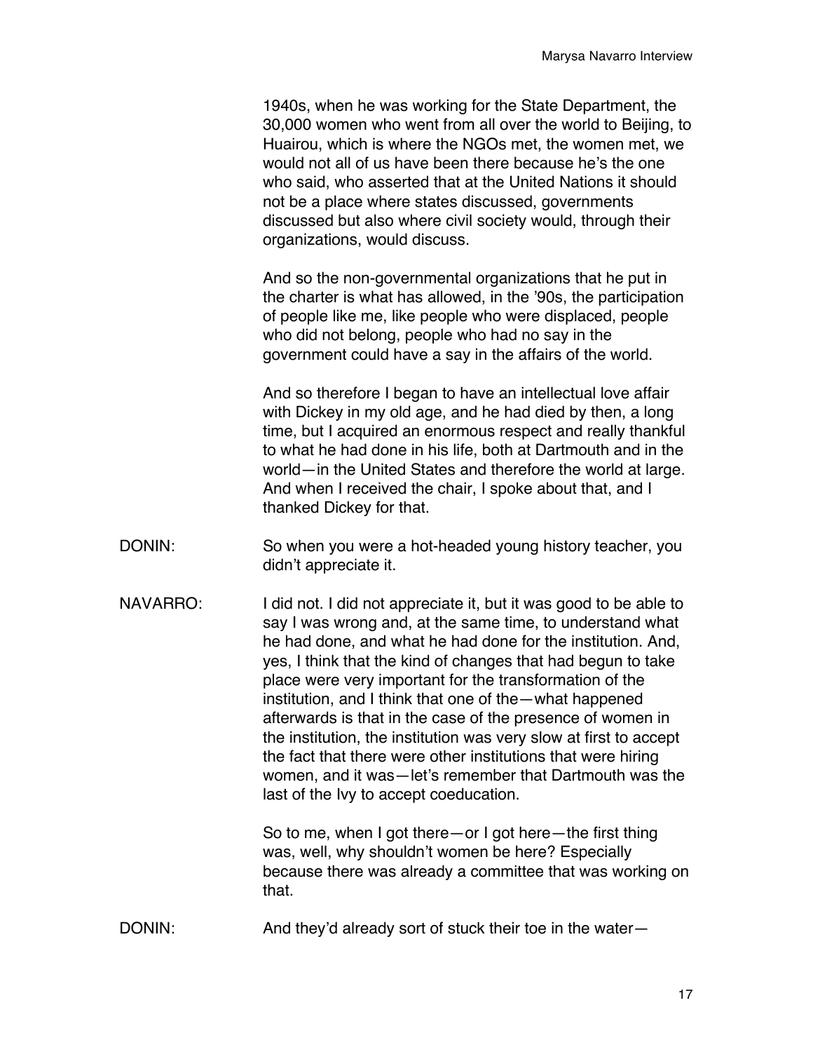1940s, when he was working for the State Department, the 30,000 women who went from all over the world to Beijing, to Huairou, which is where the NGOs met, the women met, we would not all of us have been there because he's the one who said, who asserted that at the United Nations it should not be a place where states discussed, governments discussed but also where civil society would, through their organizations, would discuss.

And so the non-governmental organizations that he put in the charter is what has allowed, in the '90s, the participation of people like me, like people who were displaced, people who did not belong, people who had no say in the government could have a say in the affairs of the world.

And so therefore I began to have an intellectual love affair with Dickey in my old age, and he had died by then, a long time, but I acquired an enormous respect and really thankful to what he had done in his life, both at Dartmouth and in the world—in the United States and therefore the world at large. And when I received the chair, I spoke about that, and I thanked Dickey for that.

DONIN: So when you were a hot-headed young history teacher, you didn't appreciate it.

NAVARRO: I did not. I did not appreciate it, but it was good to be able to say I was wrong and, at the same time, to understand what he had done, and what he had done for the institution. And, yes, I think that the kind of changes that had begun to take place were very important for the transformation of the institution, and I think that one of the—what happened afterwards is that in the case of the presence of women in the institution, the institution was very slow at first to accept the fact that there were other institutions that were hiring women, and it was—let's remember that Dartmouth was the last of the Ivy to accept coeducation.

So to me, when I got there—or I got here—the first thing was, well, why shouldn't women be here? Especially because there was already a committee that was working on that.

DONIN: And they'd already sort of stuck their toe in the water—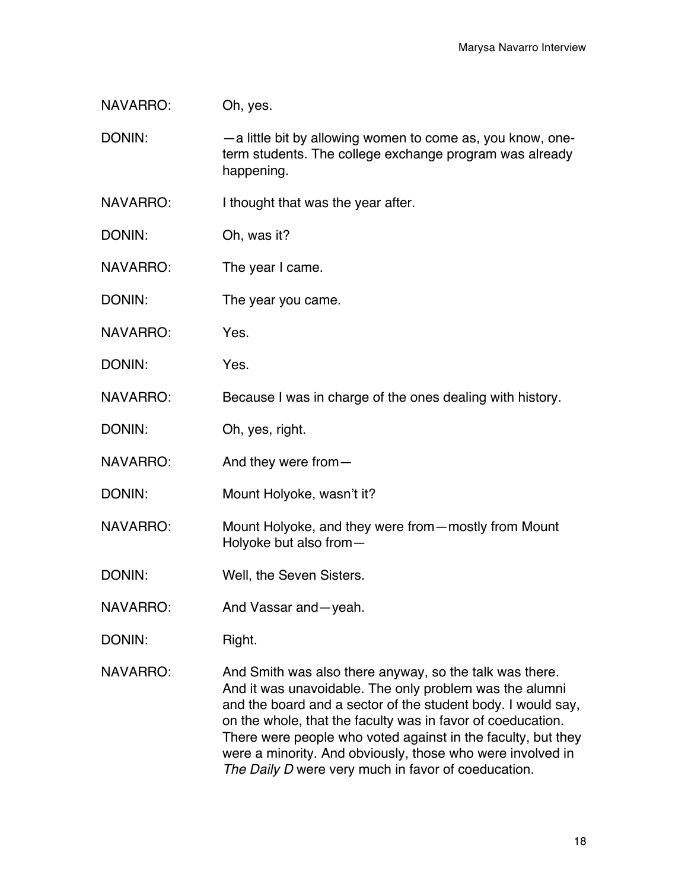NAVARRO: Oh, yes.

DONIN: —a little bit by allowing women to come as, you know, one-term students. The college exchange program was already happening.

NAVARRO: I thought that was the year after.

DONIN: Oh, was it?

NAVARRO: The year I came.

DONIN: The year you came.

NAVARRO: Yes.

DONIN: Yes.

NAVARRO: Because I was in charge of the ones dealing with history.

DONIN: Oh, yes, right.

NAVARRO: And they were from—

DONIN: Mount Holyoke, wasn't it?

NAVARRO: Mount Holyoke, and they were from—mostly from Mount Holyoke but also from—

DONIN: Well, the Seven Sisters.

NAVARRO: And Vassar and—yeah.

DONIN: Right.

NAVARRO: And Smith was also there anyway, so the talk was there. And it was unavoidable. The only problem was the alumni and the board and a sector of the student body. I would say, on the whole, that the faculty was in favor of coeducation. There were people who voted against in the faculty, but they were a minority. And obviously, those who were involved in *The Daily D* were very much in favor of coeducation.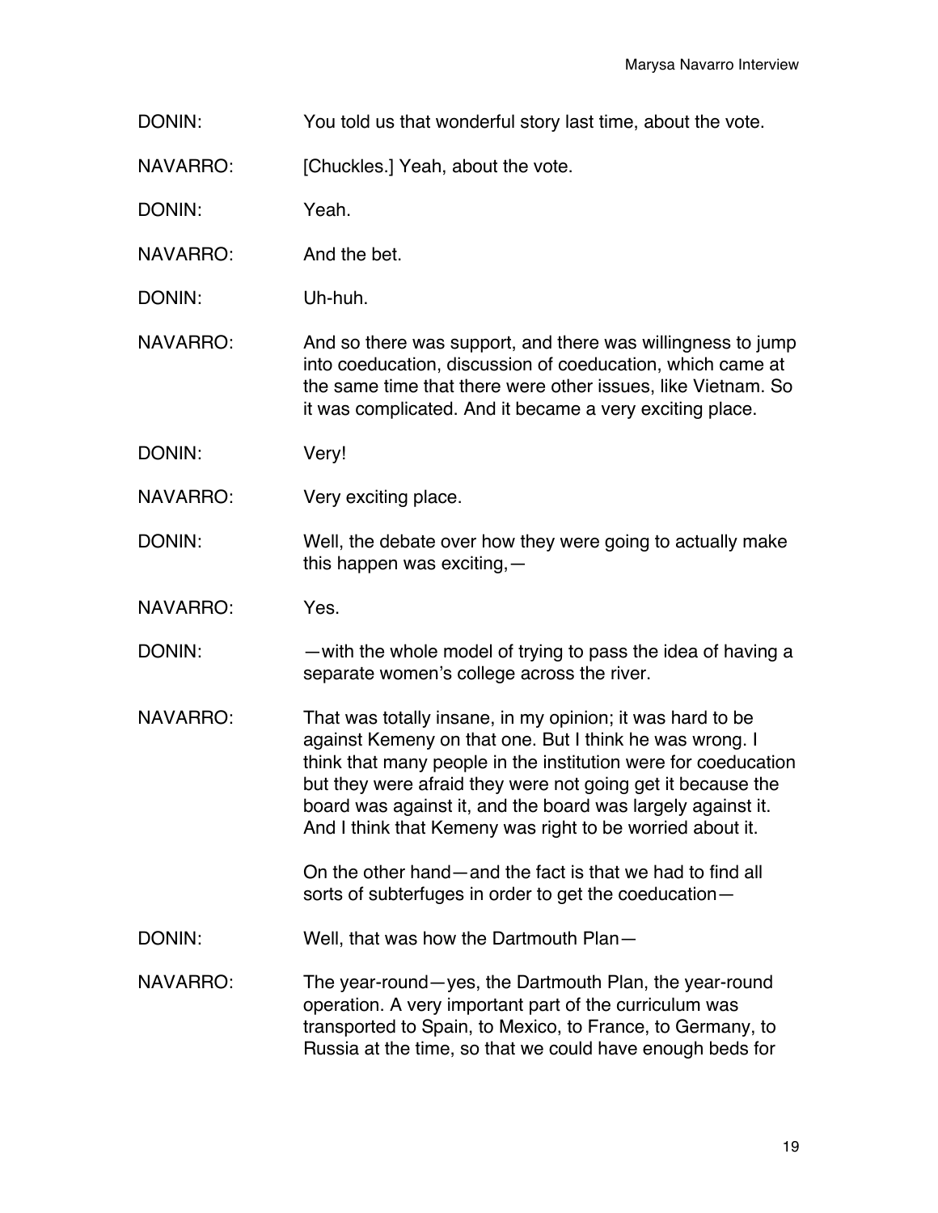DONIN: You told us that wonderful story last time, about the vote.

NAVARRO: [Chuckles.] Yeah, about the vote.

DONIN: Yeah.

NAVARRO: And the bet.

DONIN: Uh-huh.

NAVARRO: And so there was support, and there was willingness to jump into coeducation, discussion of coeducation, which came at the same time that there were other issues, like Vietnam. So it was complicated. And it became a very exciting place.

DONIN: Very!

NAVARRO: Very exciting place.

DONIN: Well, the debate over how they were going to actually make this happen was exciting,—

NAVARRO: Yes.

DONIN: —with the whole model of trying to pass the idea of having a separate women's college across the river.

NAVARRO: That was totally insane, in my opinion; it was hard to be against Kemeny on that one. But I think he was wrong. I think that many people in the institution were for coeducation but they were afraid they were not going get it because the board was against it, and the board was largely against it. And I think that Kemeny was right to be worried about it.

On the other hand—and the fact is that we had to find all sorts of subterfuges in order to get the coeducation—

DONIN: Well, that was how the Dartmouth Plan—

NAVARRO: The year-round—yes, the Dartmouth Plan, the year-round operation. A very important part of the curriculum was transported to Spain, to Mexico, to France, to Germany, to Russia at the time, so that we could have enough beds for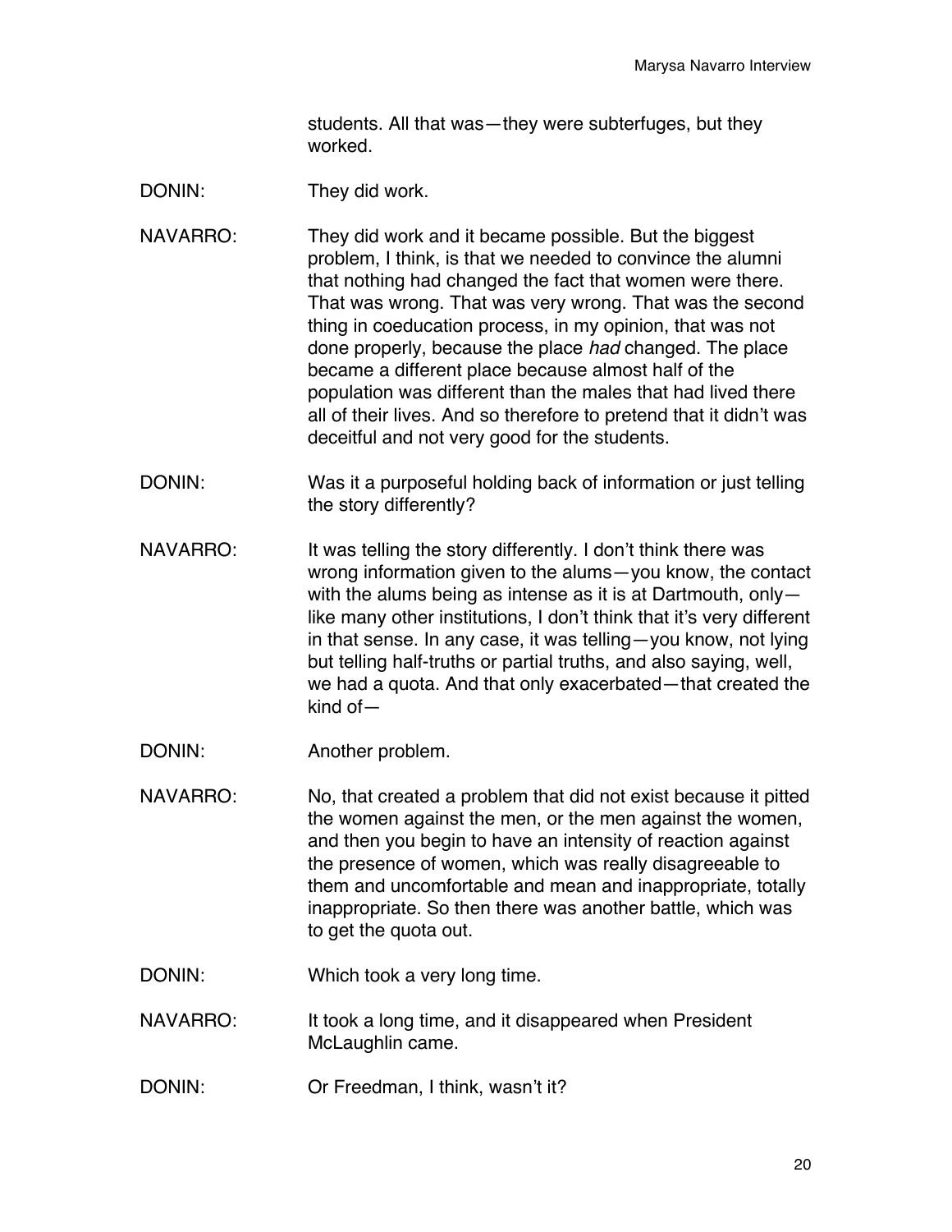students. All that was—they were subterfuges, but they worked.

DONIN: They did work.

NAVARRO: They did work and it became possible. But the biggest problem, I think, is that we needed to convince the alumni that nothing had changed the fact that women were there. That was wrong. That was very wrong. That was the second thing in coeducation process, in my opinion, that was not done properly, because the place *had* changed. The place became a different place because almost half of the population was different than the males that had lived there all of their lives. And so therefore to pretend that it didn't was deceitful and not very good for the students.

DONIN: Was it a purposeful holding back of information or just telling the story differently?

NAVARRO: It was telling the story differently. I don't think there was wrong information given to the alums—you know, the contact with the alums being as intense as it is at Dartmouth, only—like many other institutions, I don't think that it's very different in that sense. In any case, it was telling—you know, not lying but telling half-truths or partial truths, and also saying, well, we had a quota. And that only exacerbated—that created the kind of—

DONIN: Another problem.

NAVARRO: No, that created a problem that did not exist because it pitted the women against the men, or the men against the women, and then you begin to have an intensity of reaction against the presence of women, which was really disagreeable to them and uncomfortable and mean and inappropriate, totally inappropriate. So then there was another battle, which was to get the quota out.

DONIN: Which took a very long time.

NAVARRO: It took a long time, and it disappeared when President McLaughlin came.

DONIN: Or Freedman, I think, wasn't it?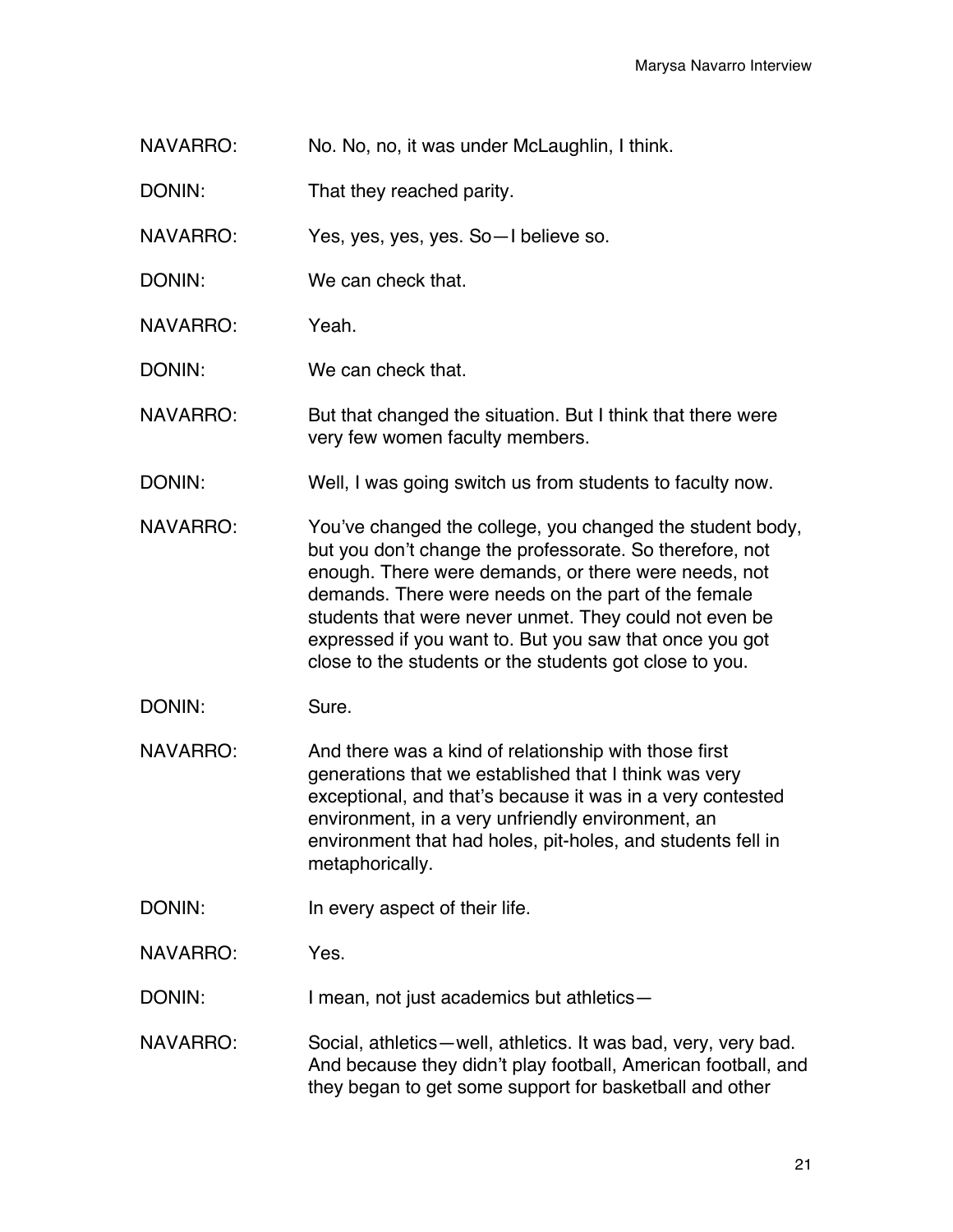NAVARRO: No. No, no, it was under McLaughlin, I think.

DONIN: That they reached parity.

NAVARRO: Yes, yes, yes, yes. So—I believe so.

DONIN: We can check that.

NAVARRO: Yeah.

DONIN: We can check that.

NAVARRO: But that changed the situation. But I think that there were very few women faculty members.

DONIN: Well, I was going switch us from students to faculty now.

NAVARRO: You've changed the college, you changed the student body, but you don't change the professorate. So therefore, not enough. There were demands, or there were needs, not demands. There were needs on the part of the female students that were never unmet. They could not even be expressed if you want to. But you saw that once you got close to the students or the students got close to you.

DONIN: Sure.

NAVARRO: And there was a kind of relationship with those first generations that we established that I think was very exceptional, and that's because it was in a very contested environment, in a very unfriendly environment, an environment that had holes, pit-holes, and students fell in metaphorically.

DONIN: In every aspect of their life.

NAVARRO: Yes.

DONIN: I mean, not just academics but athletics—

NAVARRO: Social, athletics—well, athletics. It was bad, very, very bad. And because they didn't play football, American football, and they began to get some support for basketball and other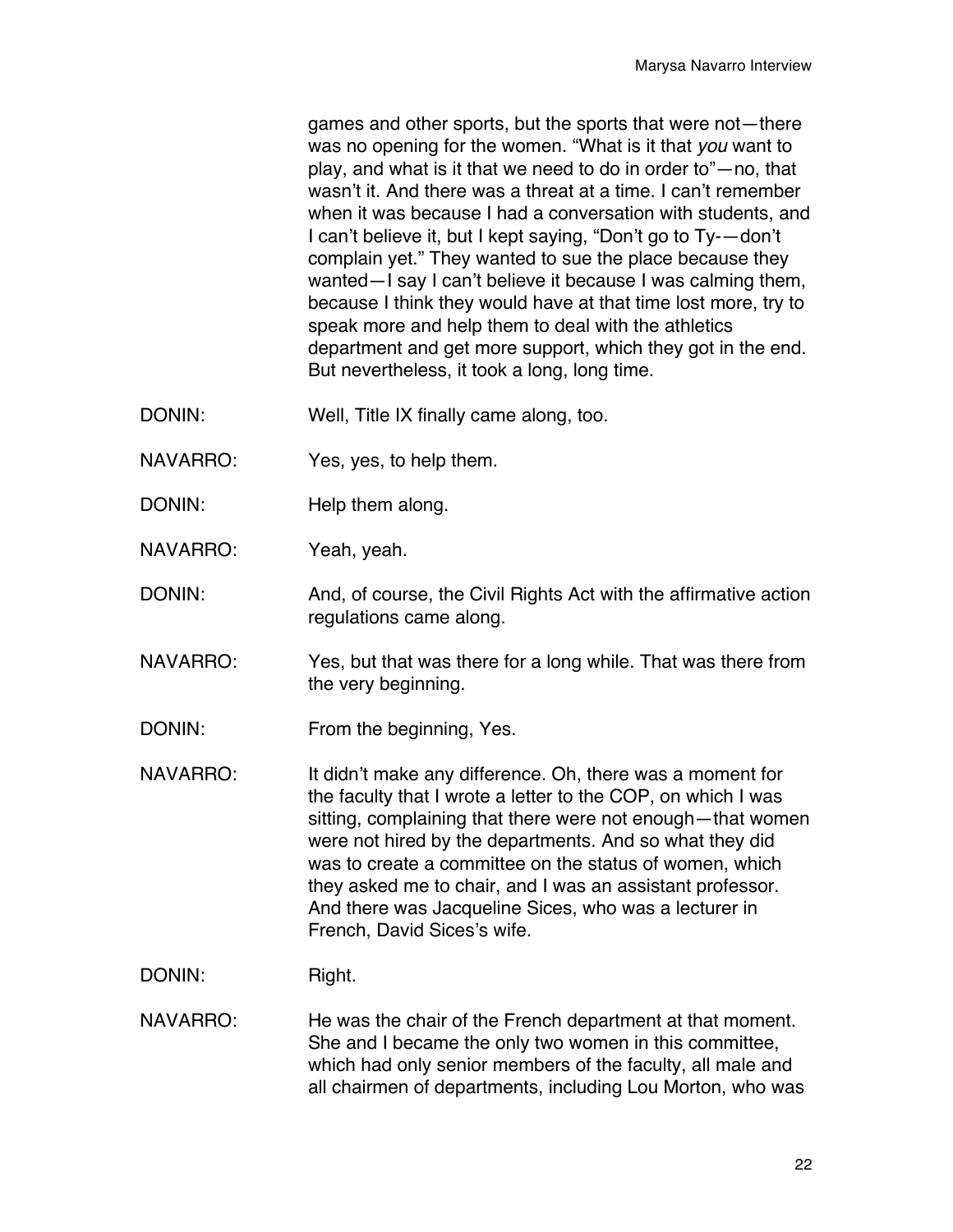games and other sports, but the sports that were not—there was no opening for the women. "What is it that *you* want to play, and what is it that we need to do in order to"—no, that wasn't it. And there was a threat at a time. I can't remember when it was because I had a conversation with students, and I can't believe it, but I kept saying, "Don't go to Ty-—don't complain yet." They wanted to sue the place because they wanted—I say I can't believe it because I was calming them, because I think they would have at that time lost more, try to speak more and help them to deal with the athletics department and get more support, which they got in the end. But nevertheless, it took a long, long time.

DONIN: Well, Title IX finally came along, too.

NAVARRO: Yes, yes, to help them.

DONIN: Help them along.

NAVARRO: Yeah, yeah.

DONIN: And, of course, the Civil Rights Act with the affirmative action regulations came along.

NAVARRO: Yes, but that was there for a long while. That was there from the very beginning.

DONIN: From the beginning, Yes.

NAVARRO: It didn't make any difference. Oh, there was a moment for the faculty that I wrote a letter to the COP, on which I was sitting, complaining that there were not enough—that women were not hired by the departments. And so what they did was to create a committee on the status of women, which they asked me to chair, and I was an assistant professor. And there was Jacqueline Sices, who was a lecturer in French, David Sices's wife.

DONIN: Right.

NAVARRO: He was the chair of the French department at that moment. She and I became the only two women in this committee, which had only senior members of the faculty, all male and all chairmen of departments, including Lou Morton, who was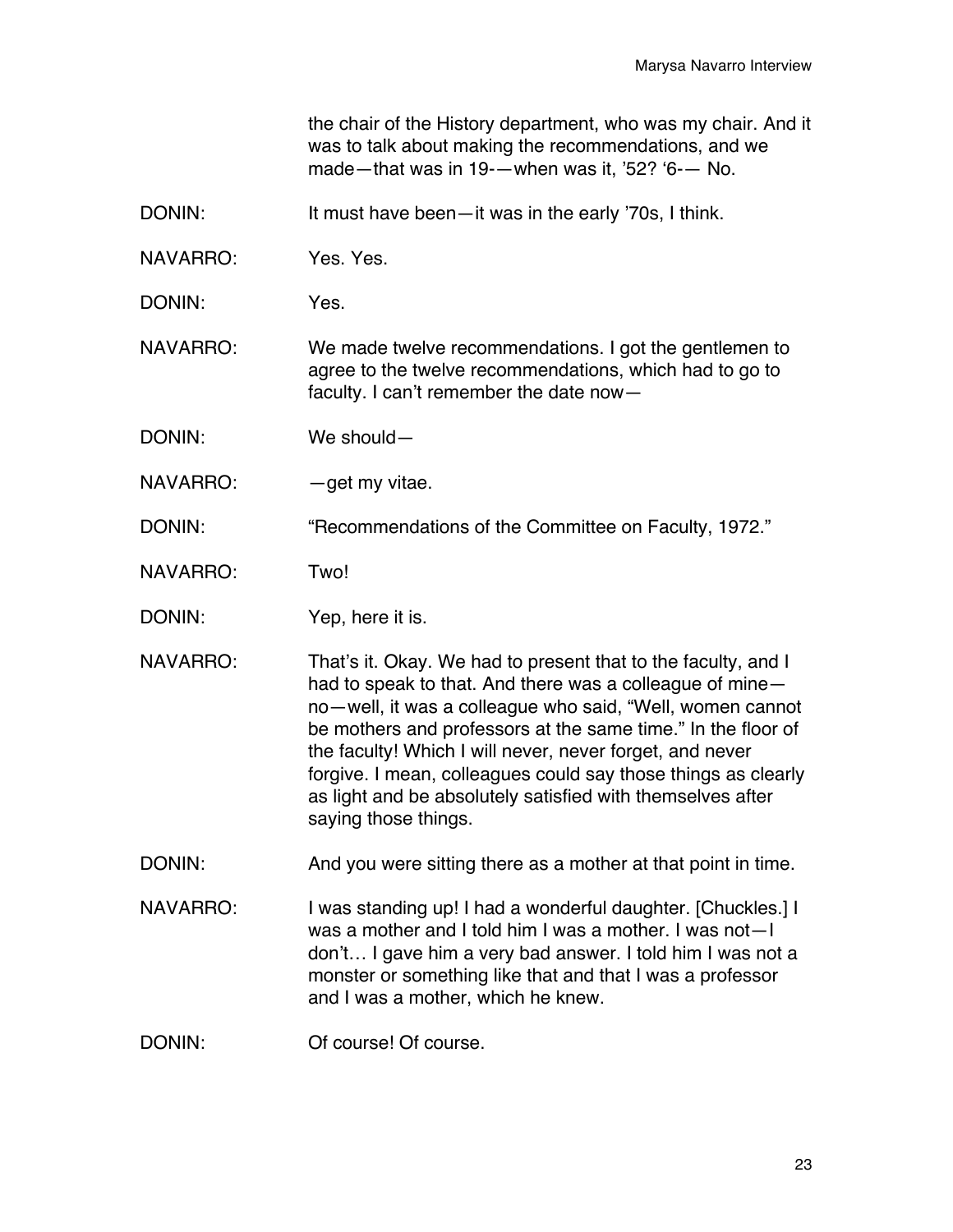the chair of the History department, who was my chair. And it was to talk about making the recommendations, and we made—that was in 19-—when was it, '52? '6-— No.

DONIN: It must have been—it was in the early '70s, I think.

NAVARRO: Yes. Yes.

DONIN: Yes.

NAVARRO: We made twelve recommendations. I got the gentlemen to agree to the twelve recommendations, which had to go to faculty. I can't remember the date now—

DONIN: We should—

NAVARRO: —get my vitae.

DONIN: "Recommendations of the Committee on Faculty, 1972."

NAVARRO: Two!

DONIN: Yep, here it is.

NAVARRO: That's it. Okay. We had to present that to the faculty, and I had to speak to that. And there was a colleague of mine—no—well, it was a colleague who said, "Well, women cannot be mothers and professors at the same time." In the floor of the faculty! Which I will never, never forget, and never forgive. I mean, colleagues could say those things as clearly as light and be absolutely satisfied with themselves after saying those things.

DONIN: And you were sitting there as a mother at that point in time.

NAVARRO: I was standing up! I had a wonderful daughter. [Chuckles.] I was a mother and I told him I was a mother. I was not—I don't… I gave him a very bad answer. I told him I was not a monster or something like that and that I was a professor and I was a mother, which he knew.

DONIN: Of course! Of course.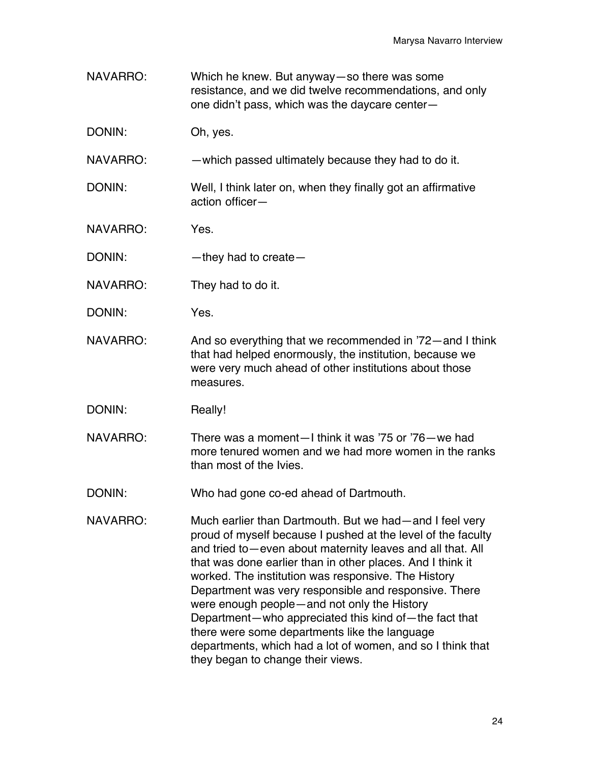NAVARRO: Which he knew. But anyway—so there was some resistance, and we did twelve recommendations, and only one didn't pass, which was the daycare center—

DONIN: Oh, yes.

NAVARRO: —which passed ultimately because they had to do it.

DONIN: Well, I think later on, when they finally got an affirmative action officer—

NAVARRO: Yes.

DONIN: —they had to create—

NAVARRO: They had to do it.

DONIN: Yes.

NAVARRO: And so everything that we recommended in '72—and I think that had helped enormously, the institution, because we were very much ahead of other institutions about those measures.

DONIN: Really!

NAVARRO: There was a moment—I think it was '75 or '76—we had more tenured women and we had more women in the ranks than most of the Ivies.

DONIN: Who had gone co-ed ahead of Dartmouth.

NAVARRO: Much earlier than Dartmouth. But we had—and I feel very proud of myself because I pushed at the level of the faculty and tried to—even about maternity leaves and all that. All that was done earlier than in other places. And I think it worked. The institution was responsive. The History Department was very responsible and responsive. There were enough people—and not only the History Department—who appreciated this kind of—the fact that there were some departments like the language departments, which had a lot of women, and so I think that they began to change their views.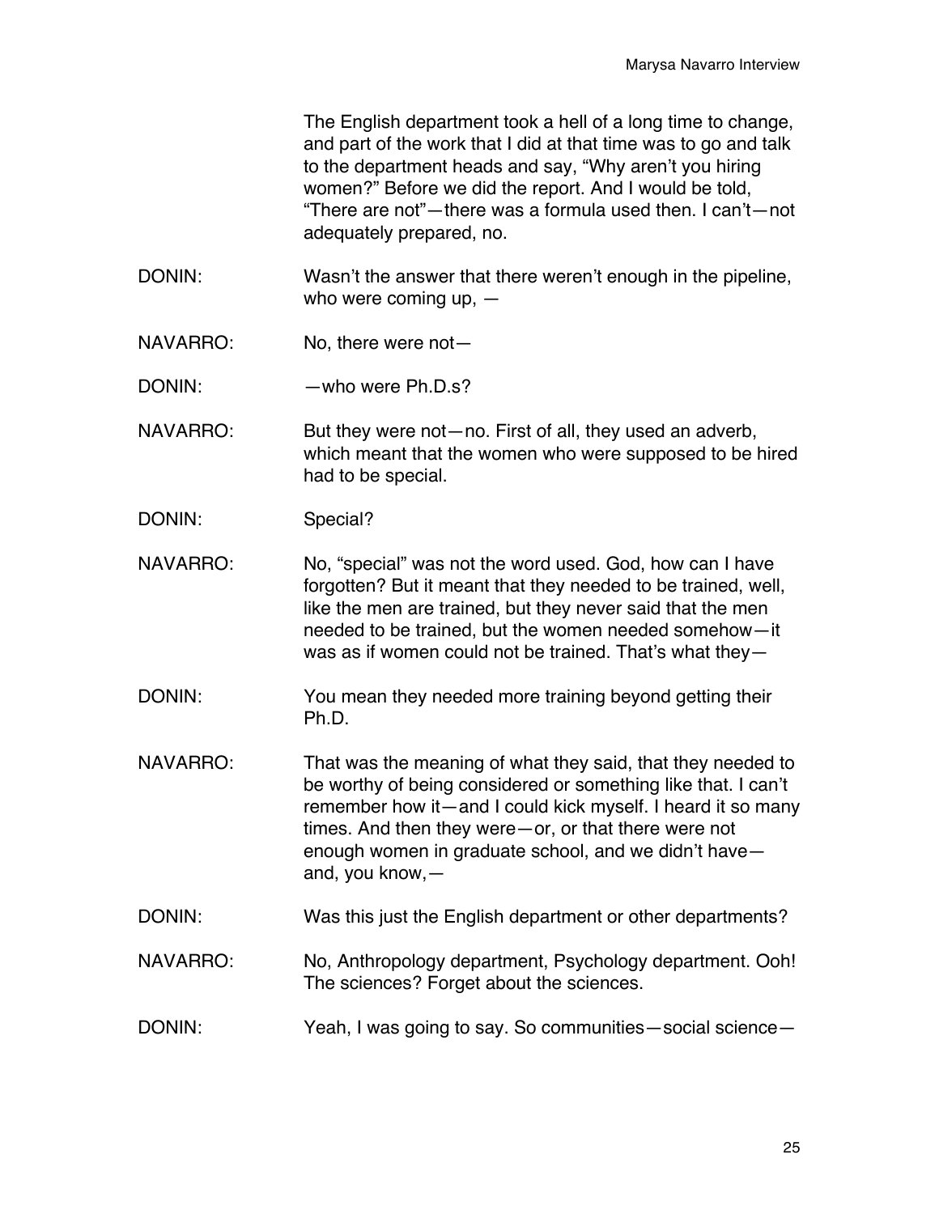The English department took a hell of a long time to change, and part of the work that I did at that time was to go and talk to the department heads and say, "Why aren't you hiring women?" Before we did the report. And I would be told, "There are not"—there was a formula used then. I can't—not adequately prepared, no.

DONIN: Wasn't the answer that there weren't enough in the pipeline, who were coming up, —

NAVARRO: No, there were not—

DONIN: —who were Ph.D.s?

NAVARRO: But they were not—no. First of all, they used an adverb, which meant that the women who were supposed to be hired had to be special.

DONIN: Special?

NAVARRO: No, "special" was not the word used. God, how can I have forgotten? But it meant that they needed to be trained, well, like the men are trained, but they never said that the men needed to be trained, but the women needed somehow—it was as if women could not be trained. That's what they—

DONIN: You mean they needed more training beyond getting their Ph.D.

NAVARRO: That was the meaning of what they said, that they needed to be worthy of being considered or something like that. I can't remember how it—and I could kick myself. I heard it so many times. And then they were—or, or that there were not enough women in graduate school, and we didn't have—and, you know,—

DONIN: Was this just the English department or other departments?

NAVARRO: No, Anthropology department, Psychology department. Ooh! The sciences? Forget about the sciences.

DONIN: Yeah, I was going to say. So communities—social science—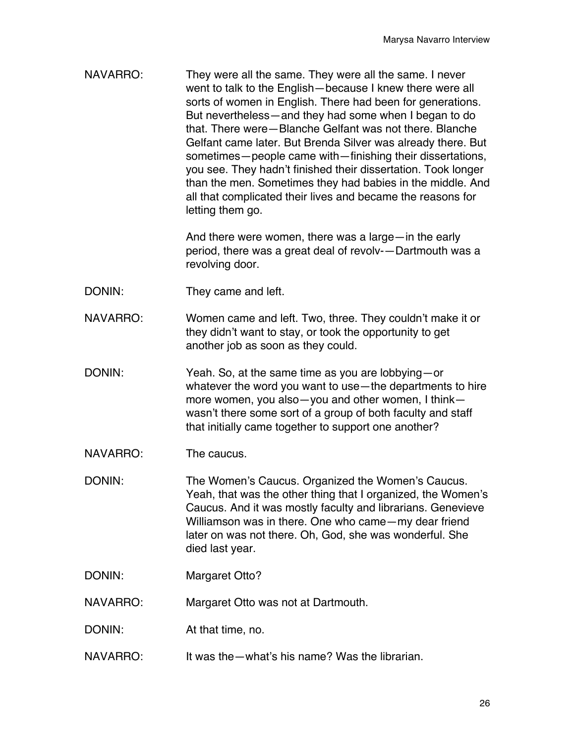NAVARRO: They were all the same. They were all the same. I never went to talk to the English—because I knew there were all sorts of women in English. There had been for generations. But nevertheless—and they had some when I began to do that. There were—Blanche Gelfant was not there. Blanche Gelfant came later. But Brenda Silver was already there. But sometimes—people came with—finishing their dissertations, you see. They hadn't finished their dissertation. Took longer than the men. Sometimes they had babies in the middle. And all that complicated their lives and became the reasons for letting them go.

And there were women, there was a large—in the early period, there was a great deal of revolv-—Dartmouth was a revolving door.

DONIN: They came and left.

NAVARRO: Women came and left. Two, three. They couldn't make it or they didn't want to stay, or took the opportunity to get another job as soon as they could.

DONIN: Yeah. So, at the same time as you are lobbying—or whatever the word you want to use—the departments to hire more women, you also—you and other women, I think—wasn't there some sort of a group of both faculty and staff that initially came together to support one another?

NAVARRO: The caucus.

DONIN: The Women's Caucus. Organized the Women's Caucus. Yeah, that was the other thing that I organized, the Women's Caucus. And it was mostly faculty and librarians. Genevieve Williamson was in there. One who came—my dear friend later on was not there. Oh, God, she was wonderful. She died last year.

DONIN: Margaret Otto?

NAVARRO: Margaret Otto was not at Dartmouth.

DONIN: At that time, no.

NAVARRO: It was the—what's his name? Was the librarian.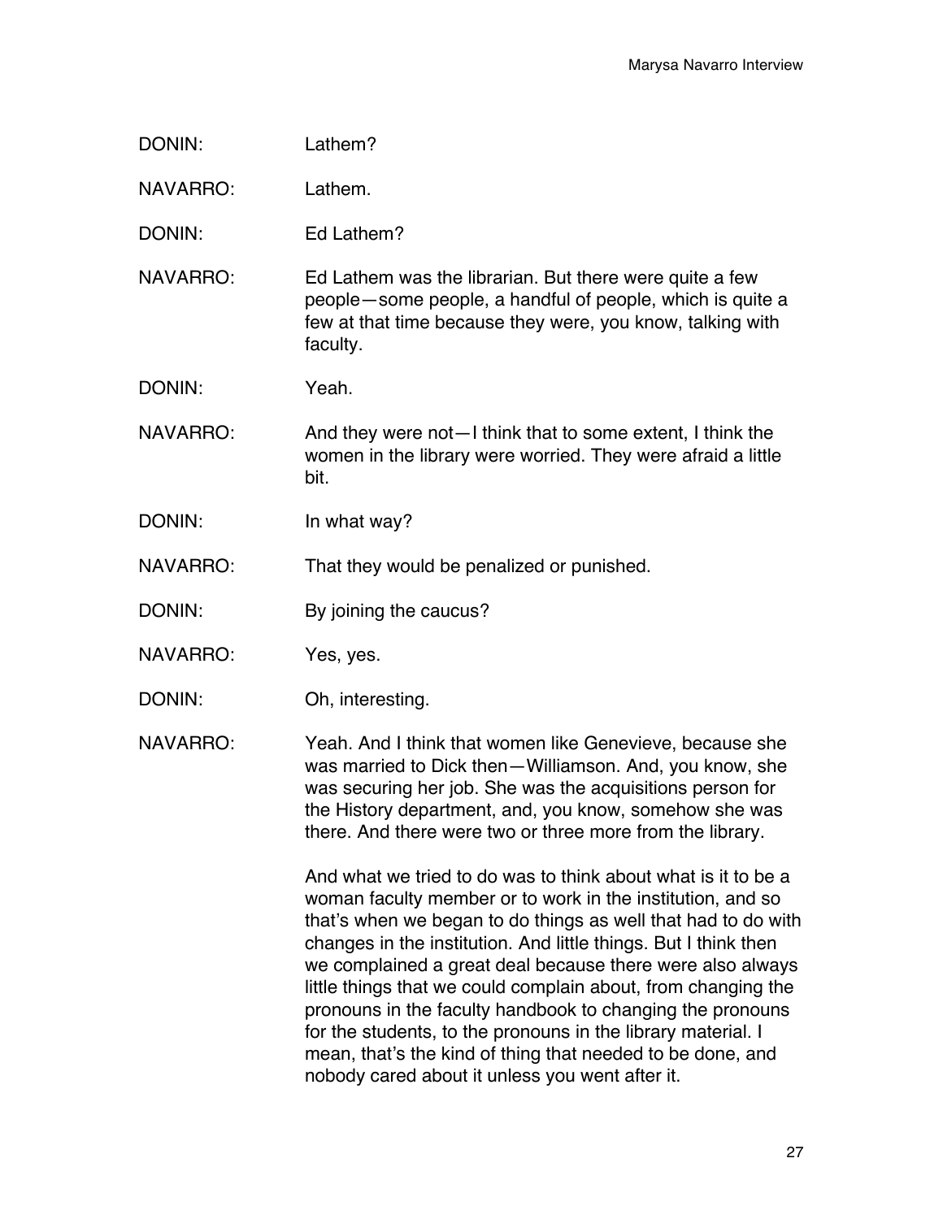DONIN: Lathem?

NAVARRO: Lathem.

DONIN: Ed Lathem?

NAVARRO: Ed Lathem was the librarian. But there were quite a few people—some people, a handful of people, which is quite a few at that time because they were, you know, talking with faculty.

DONIN: Yeah.

NAVARRO: And they were not—I think that to some extent, I think the women in the library were worried. They were afraid a little bit.

DONIN: In what way?

NAVARRO: That they would be penalized or punished.

DONIN: By joining the caucus?

NAVARRO: Yes, yes.

DONIN: Oh, interesting.

NAVARRO: Yeah. And I think that women like Genevieve, because she was married to Dick then—Williamson. And, you know, she was securing her job. She was the acquisitions person for the History department, and, you know, somehow she was there. And there were two or three more from the library.

And what we tried to do was to think about what is it to be a woman faculty member or to work in the institution, and so that's when we began to do things as well that had to do with changes in the institution. And little things. But I think then we complained a great deal because there were also always little things that we could complain about, from changing the pronouns in the faculty handbook to changing the pronouns for the students, to the pronouns in the library material. I mean, that's the kind of thing that needed to be done, and nobody cared about it unless you went after it.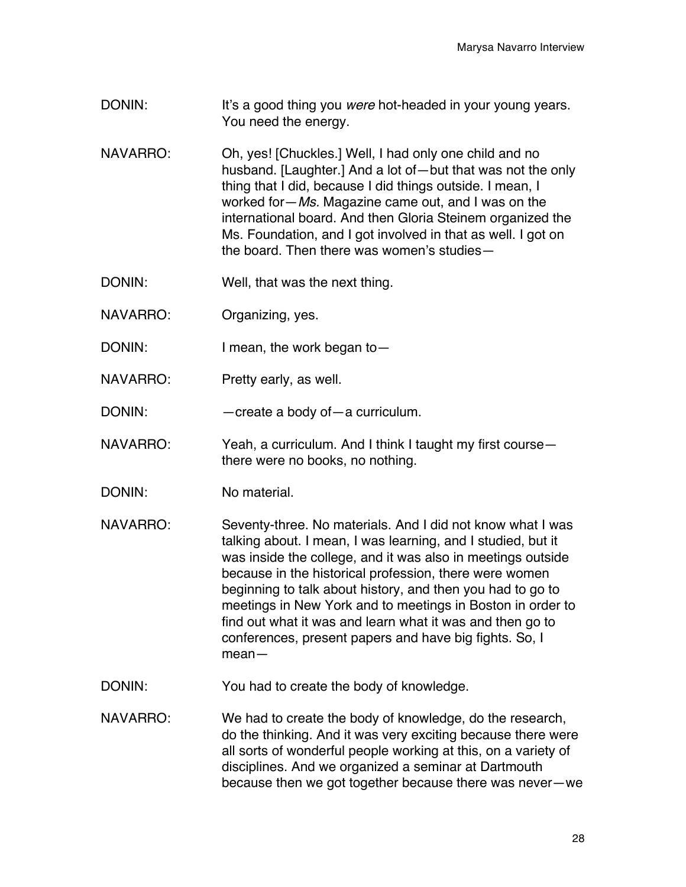DONIN: It's a good thing you *were* hot-headed in your young years. You need the energy.

NAVARRO: Oh, yes! [Chuckles.] Well, I had only one child and no husband. [Laughter.] And a lot of—but that was not the only thing that I did, because I did things outside. I mean, I worked for—*Ms.* Magazine came out, and I was on the international board. And then Gloria Steinem organized the Ms. Foundation, and I got involved in that as well. I got on the board. Then there was women's studies—

DONIN: Well, that was the next thing.

NAVARRO: Organizing, yes.

DONIN: I mean, the work began to—

NAVARRO: Pretty early, as well.

DONIN: —create a body of—a curriculum.

NAVARRO: Yeah, a curriculum. And I think I taught my first course—there were no books, no nothing.

DONIN: No material.

NAVARRO: Seventy-three. No materials. And I did not know what I was talking about. I mean, I was learning, and I studied, but it was inside the college, and it was also in meetings outside because in the historical profession, there were women beginning to talk about history, and then you had to go to meetings in New York and to meetings in Boston in order to find out what it was and learn what it was and then go to conferences, present papers and have big fights. So, I mean—

DONIN: You had to create the body of knowledge.

NAVARRO: We had to create the body of knowledge, do the research, do the thinking. And it was very exciting because there were all sorts of wonderful people working at this, on a variety of disciplines. And we organized a seminar at Dartmouth because then we got together because there was never—we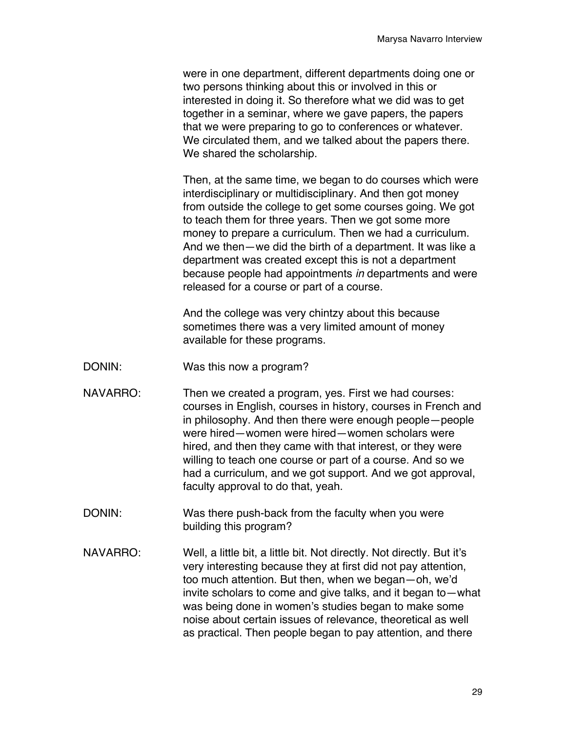were in one department, different departments doing one or two persons thinking about this or involved in this or interested in doing it. So therefore what we did was to get together in a seminar, where we gave papers, the papers that we were preparing to go to conferences or whatever. We circulated them, and we talked about the papers there. We shared the scholarship.

Then, at the same time, we began to do courses which were interdisciplinary or multidisciplinary. And then got money from outside the college to get some courses going. We got to teach them for three years. Then we got some more money to prepare a curriculum. Then we had a curriculum. And we then—we did the birth of a department. It was like a department was created except this is not a department because people had appointments *in* departments and were released for a course or part of a course.

And the college was very chintzy about this because sometimes there was a very limited amount of money available for these programs.

DONIN: Was this now a program?

NAVARRO: Then we created a program, yes. First we had courses: courses in English, courses in history, courses in French and in philosophy. And then there were enough people—people were hired—women were hired—women scholars were hired, and then they came with that interest, or they were willing to teach one course or part of a course. And so we had a curriculum, and we got support. And we got approval, faculty approval to do that, yeah.

DONIN: Was there push-back from the faculty when you were building this program?

NAVARRO: Well, a little bit, a little bit. Not directly. Not directly. But it's very interesting because they at first did not pay attention, too much attention. But then, when we began—oh, we'd invite scholars to come and give talks, and it began to—what was being done in women's studies began to make some noise about certain issues of relevance, theoretical as well as practical. Then people began to pay attention, and there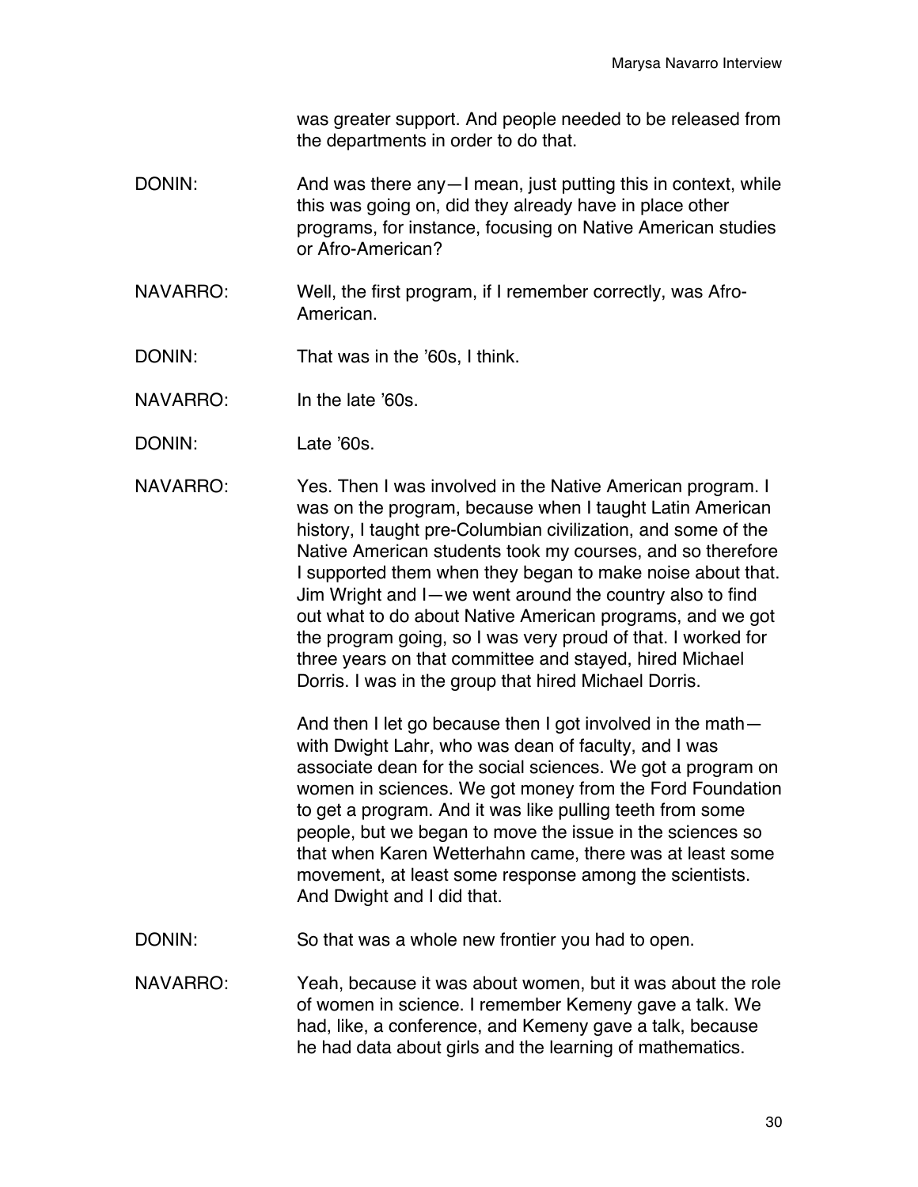was greater support. And people needed to be released from the departments in order to do that.

DONIN: And was there any—I mean, just putting this in context, while this was going on, did they already have in place other programs, for instance, focusing on Native American studies or Afro-American?

NAVARRO: Well, the first program, if I remember correctly, was Afro-American.

DONIN: That was in the '60s, I think.

NAVARRO: In the late '60s.

DONIN: Late '60s.

NAVARRO: Yes. Then I was involved in the Native American program. I was on the program, because when I taught Latin American history, I taught pre-Columbian civilization, and some of the Native American students took my courses, and so therefore I supported them when they began to make noise about that. Jim Wright and I—we went around the country also to find out what to do about Native American programs, and we got the program going, so I was very proud of that. I worked for three years on that committee and stayed, hired Michael Dorris. I was in the group that hired Michael Dorris.

And then I let go because then I got involved in the math—with Dwight Lahr, who was dean of faculty, and I was associate dean for the social sciences. We got a program on women in sciences. We got money from the Ford Foundation to get a program. And it was like pulling teeth from some people, but we began to move the issue in the sciences so that when Karen Wetterhahn came, there was at least some movement, at least some response among the scientists. And Dwight and I did that.

DONIN: So that was a whole new frontier you had to open.

NAVARRO: Yeah, because it was about women, but it was about the role of women in science. I remember Kemeny gave a talk. We had, like, a conference, and Kemeny gave a talk, because he had data about girls and the learning of mathematics.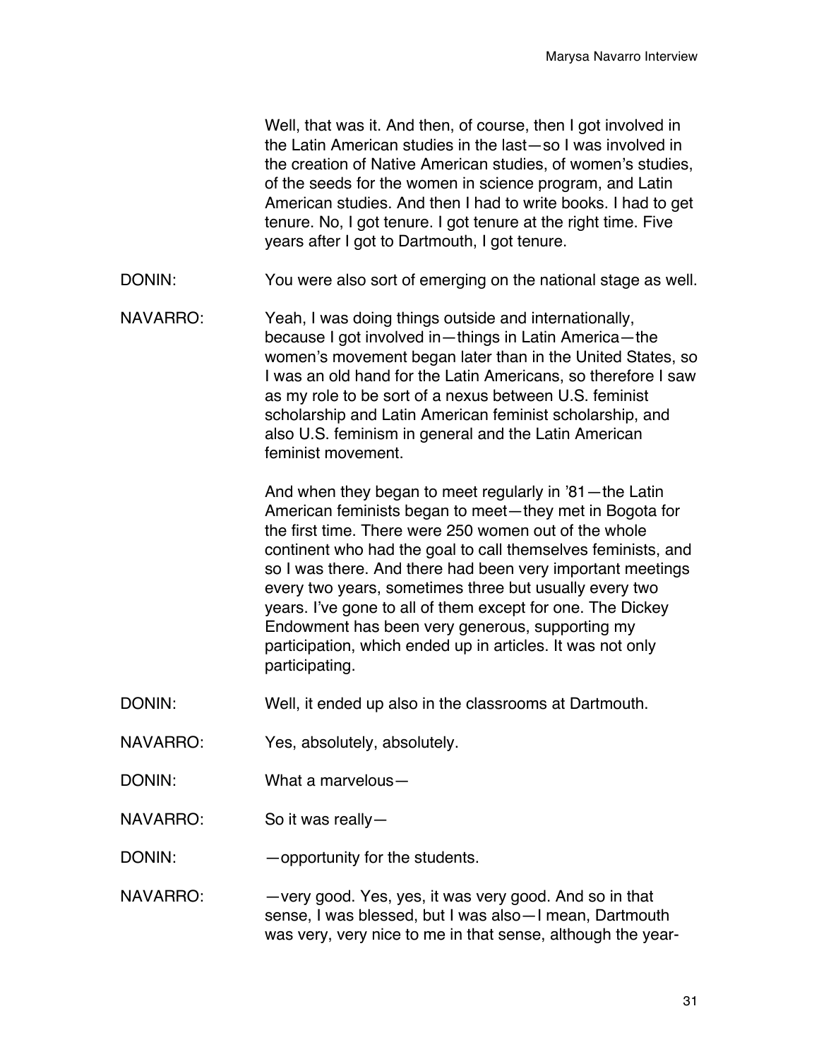Well, that was it. And then, of course, then I got involved in the Latin American studies in the last—so I was involved in the creation of Native American studies, of women's studies, of the seeds for the women in science program, and Latin American studies. And then I had to write books. I had to get tenure. No, I got tenure. I got tenure at the right time. Five years after I got to Dartmouth, I got tenure.

DONIN: You were also sort of emerging on the national stage as well.

NAVARRO: Yeah, I was doing things outside and internationally, because I got involved in—things in Latin America—the women's movement began later than in the United States, so I was an old hand for the Latin Americans, so therefore I saw as my role to be sort of a nexus between U.S. feminist scholarship and Latin American feminist scholarship, and also U.S. feminism in general and the Latin American feminist movement.

And when they began to meet regularly in '81—the Latin American feminists began to meet—they met in Bogota for the first time. There were 250 women out of the whole continent who had the goal to call themselves feminists, and so I was there. And there had been very important meetings every two years, sometimes three but usually every two years. I've gone to all of them except for one. The Dickey Endowment has been very generous, supporting my participation, which ended up in articles. It was not only participating.

DONIN: Well, it ended up also in the classrooms at Dartmouth.

NAVARRO: Yes, absolutely, absolutely.

DONIN: What a marvelous—

NAVARRO: So it was really—

DONIN: —opportunity for the students.

NAVARRO: —very good. Yes, yes, it was very good. And so in that sense, I was blessed, but I was also—I mean, Dartmouth was very, very nice to me in that sense, although the year-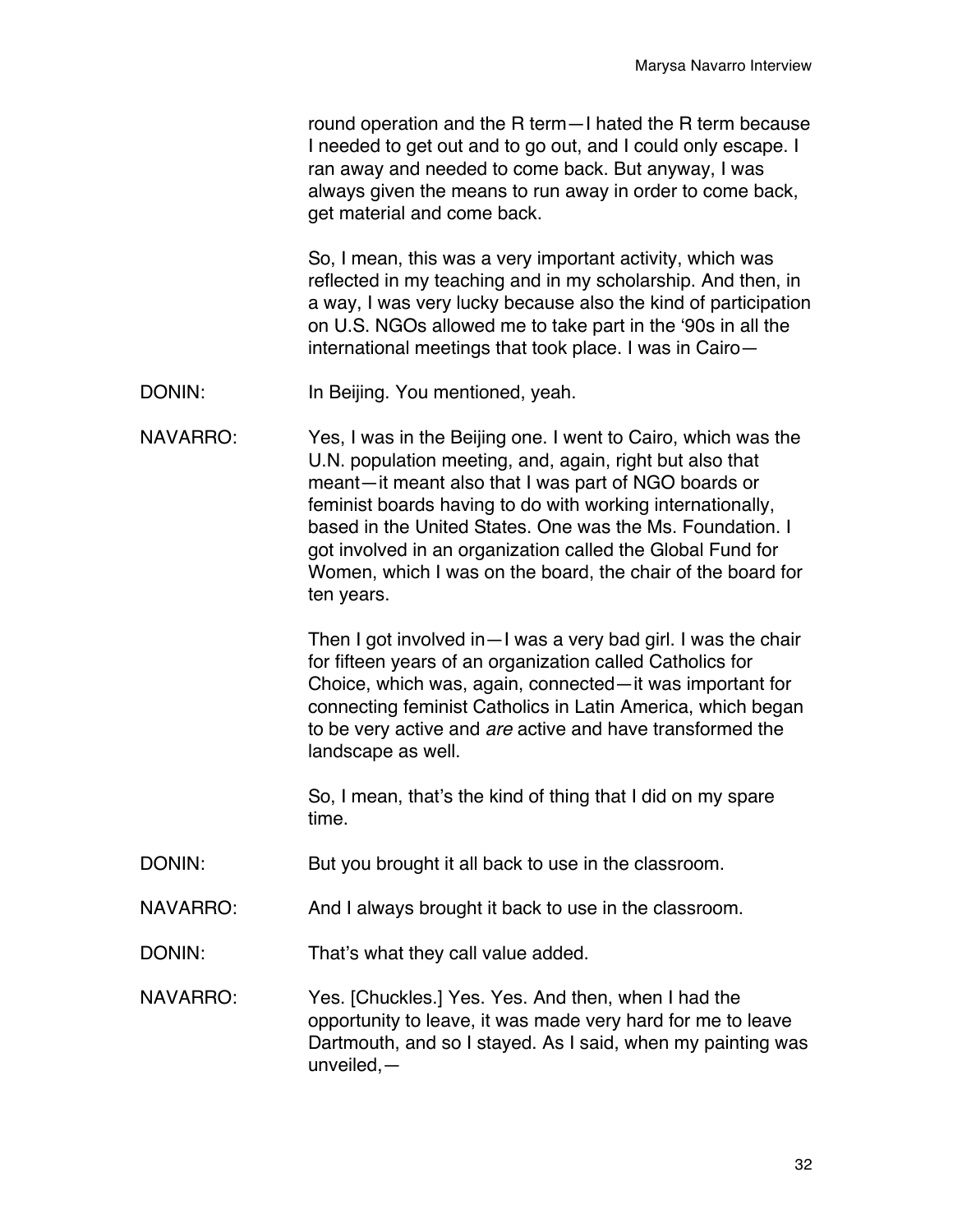round operation and the R term—I hated the R term because I needed to get out and to go out, and I could only escape. I ran away and needed to come back. But anyway, I was always given the means to run away in order to come back, get material and come back.

So, I mean, this was a very important activity, which was reflected in my teaching and in my scholarship. And then, in a way, I was very lucky because also the kind of participation on U.S. NGOs allowed me to take part in the '90s in all the international meetings that took place. I was in Cairo—

DONIN: In Beijing. You mentioned, yeah.

NAVARRO: Yes, I was in the Beijing one. I went to Cairo, which was the U.N. population meeting, and, again, right but also that meant—it meant also that I was part of NGO boards or feminist boards having to do with working internationally, based in the United States. One was the Ms. Foundation. I got involved in an organization called the Global Fund for Women, which I was on the board, the chair of the board for ten years.

Then I got involved in—I was a very bad girl. I was the chair for fifteen years of an organization called Catholics for Choice, which was, again, connected—it was important for connecting feminist Catholics in Latin America, which began to be very active and *are* active and have transformed the landscape as well.

So, I mean, that's the kind of thing that I did on my spare time.

DONIN: But you brought it all back to use in the classroom.

NAVARRO: And I always brought it back to use in the classroom.

DONIN: That's what they call value added.

NAVARRO: Yes. [Chuckles.] Yes. Yes. And then, when I had the opportunity to leave, it was made very hard for me to leave Dartmouth, and so I stayed. As I said, when my painting was unveiled,—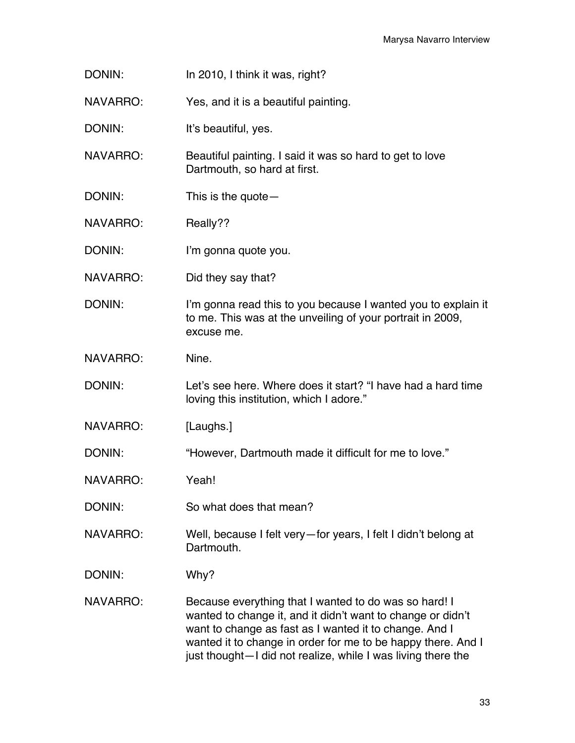DONIN: In 2010, I think it was, right?

NAVARRO: Yes, and it is a beautiful painting.

DONIN: It's beautiful, yes.

NAVARRO: Beautiful painting. I said it was so hard to get to love Dartmouth, so hard at first.

DONIN: This is the quote—

NAVARRO: Really??

DONIN: I'm gonna quote you.

NAVARRO: Did they say that?

DONIN: I'm gonna read this to you because I wanted you to explain it to me. This was at the unveiling of your portrait in 2009, excuse me.

NAVARRO: Nine.

DONIN: Let's see here. Where does it start? "I have had a hard time loving this institution, which I adore."

NAVARRO: [Laughs.]

DONIN: "However, Dartmouth made it difficult for me to love."

NAVARRO: Yeah!

DONIN: So what does that mean?

NAVARRO: Well, because I felt very—for years, I felt I didn't belong at Dartmouth.

DONIN: Why?

NAVARRO: Because everything that I wanted to do was so hard! I wanted to change it, and it didn't want to change or didn't want to change as fast as I wanted it to change. And I wanted it to change in order for me to be happy there. And I just thought—I did not realize, while I was living there the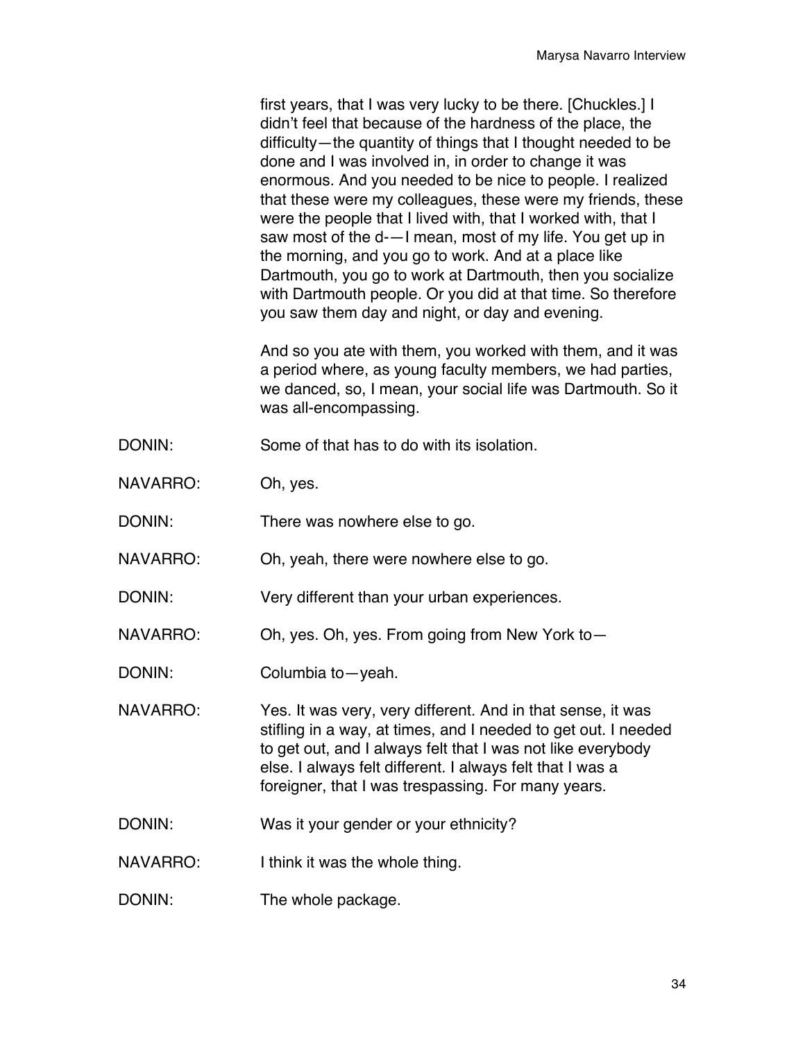first years, that I was very lucky to be there. [Chuckles.] I didn't feel that because of the hardness of the place, the difficulty—the quantity of things that I thought needed to be done and I was involved in, in order to change it was enormous. And you needed to be nice to people. I realized that these were my colleagues, these were my friends, these were the people that I lived with, that I worked with, that I saw most of the d-—I mean, most of my life. You get up in the morning, and you go to work. And at a place like Dartmouth, you go to work at Dartmouth, then you socialize with Dartmouth people. Or you did at that time. So therefore you saw them day and night, or day and evening.

And so you ate with them, you worked with them, and it was a period where, as young faculty members, we had parties, we danced, so, I mean, your social life was Dartmouth. So it was all-encompassing.

DONIN: Some of that has to do with its isolation.

NAVARRO: Oh, yes.

DONIN: There was nowhere else to go.

NAVARRO: Oh, yeah, there were nowhere else to go.

DONIN: Very different than your urban experiences.

NAVARRO: Oh, yes. Oh, yes. From going from New York to—

DONIN: Columbia to—yeah.

NAVARRO: Yes. It was very, very different. And in that sense, it was stifling in a way, at times, and I needed to get out. I needed to get out, and I always felt that I was not like everybody else. I always felt different. I always felt that I was a foreigner, that I was trespassing. For many years.

DONIN: Was it your gender or your ethnicity?

NAVARRO: I think it was the whole thing.

DONIN: The whole package.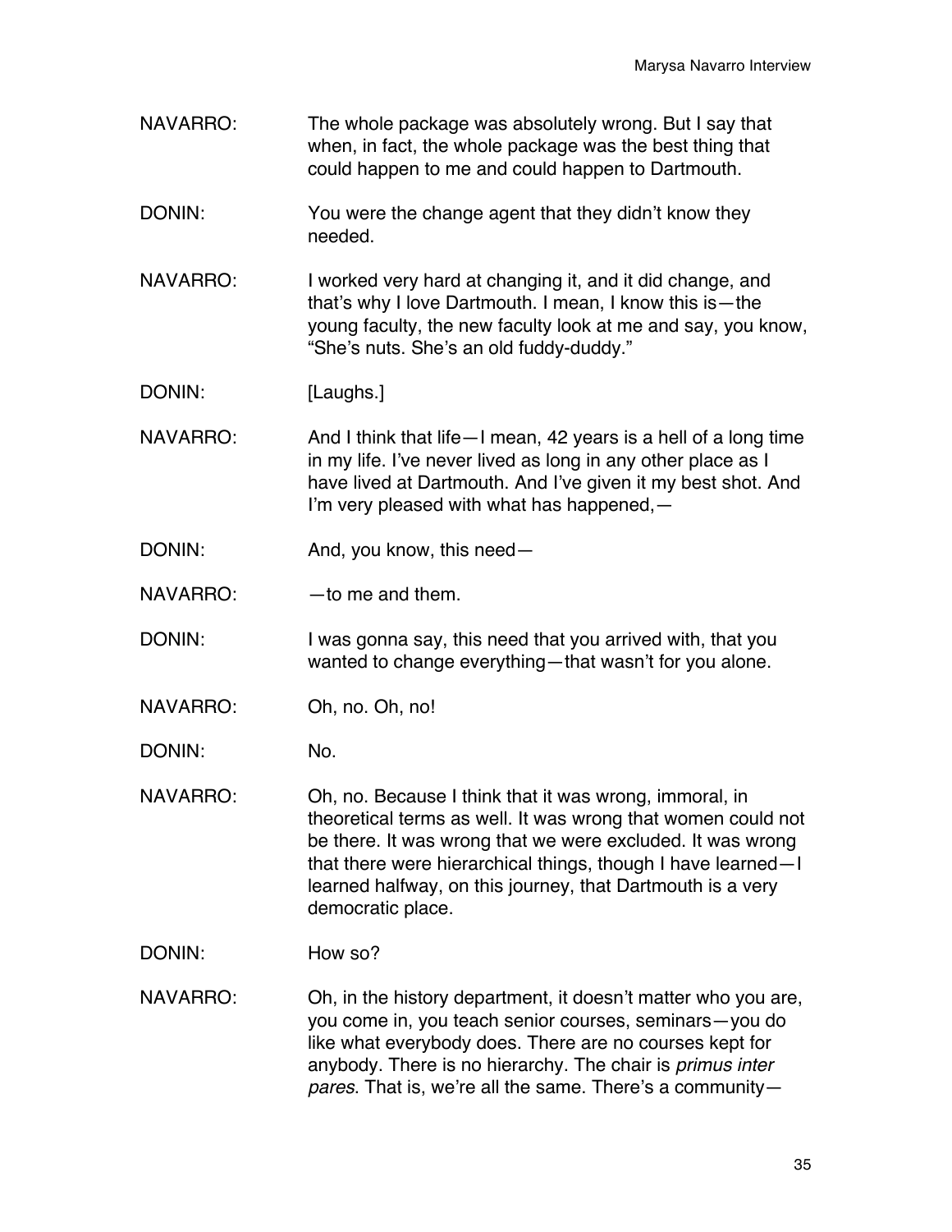NAVARRO: The whole package was absolutely wrong. But I say that when, in fact, the whole package was the best thing that could happen to me and could happen to Dartmouth.

DONIN: You were the change agent that they didn't know they needed.

NAVARRO: I worked very hard at changing it, and it did change, and that's why I love Dartmouth. I mean, I know this is—the young faculty, the new faculty look at me and say, you know, "She's nuts. She's an old fuddy-duddy."

DONIN: [Laughs.]

NAVARRO: And I think that life—I mean, 42 years is a hell of a long time in my life. I've never lived as long in any other place as I have lived at Dartmouth. And I've given it my best shot. And I'm very pleased with what has happened,—

DONIN: And, you know, this need—

NAVARRO: —to me and them.

DONIN: I was gonna say, this need that you arrived with, that you wanted to change everything—that wasn't for you alone.

NAVARRO: Oh, no. Oh, no!

DONIN: No.

NAVARRO: Oh, no. Because I think that it was wrong, immoral, in theoretical terms as well. It was wrong that women could not be there. It was wrong that we were excluded. It was wrong that there were hierarchical things, though I have learned—I learned halfway, on this journey, that Dartmouth is a very democratic place.

DONIN: How so?

NAVARRO: Oh, in the history department, it doesn't matter who you are, you come in, you teach senior courses, seminars—you do like what everybody does. There are no courses kept for anybody. There is no hierarchy. The chair is *primus inter pares*. That is, we're all the same. There's a community—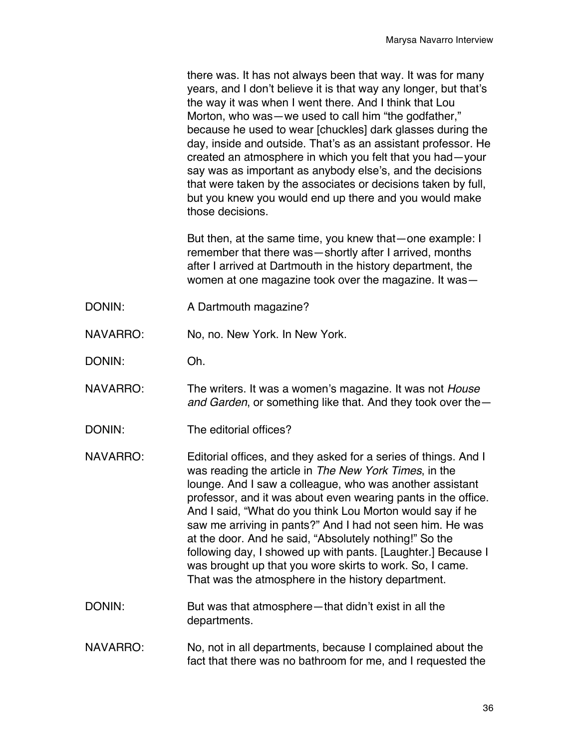there was. It has not always been that way. It was for many years, and I don't believe it is that way any longer, but that's the way it was when I went there. And I think that Lou Morton, who was—we used to call him "the godfather," because he used to wear [chuckles] dark glasses during the day, inside and outside. That's as an assistant professor. He created an atmosphere in which you felt that you had—your say was as important as anybody else's, and the decisions that were taken by the associates or decisions taken by full, but you knew you would end up there and you would make those decisions.

But then, at the same time, you knew that—one example: I remember that there was—shortly after I arrived, months after I arrived at Dartmouth in the history department, the women at one magazine took over the magazine. It was—

DONIN: A Dartmouth magazine?

NAVARRO: No, no. New York. In New York.

DONIN: Oh.

NAVARRO: The writers. It was a women's magazine. It was not *House and Garden*, or something like that. And they took over the—

DONIN: The editorial offices?

NAVARRO: Editorial offices, and they asked for a series of things. And I was reading the article in *The New York Times*, in the lounge. And I saw a colleague, who was another assistant professor, and it was about even wearing pants in the office. And I said, "What do you think Lou Morton would say if he saw me arriving in pants?" And I had not seen him. He was at the door. And he said, "Absolutely nothing!" So the following day, I showed up with pants. [Laughter.] Because I was brought up that you wore skirts to work. So, I came. That was the atmosphere in the history department.

DONIN: But was that atmosphere—that didn't exist in all the departments.

NAVARRO: No, not in all departments, because I complained about the fact that there was no bathroom for me, and I requested the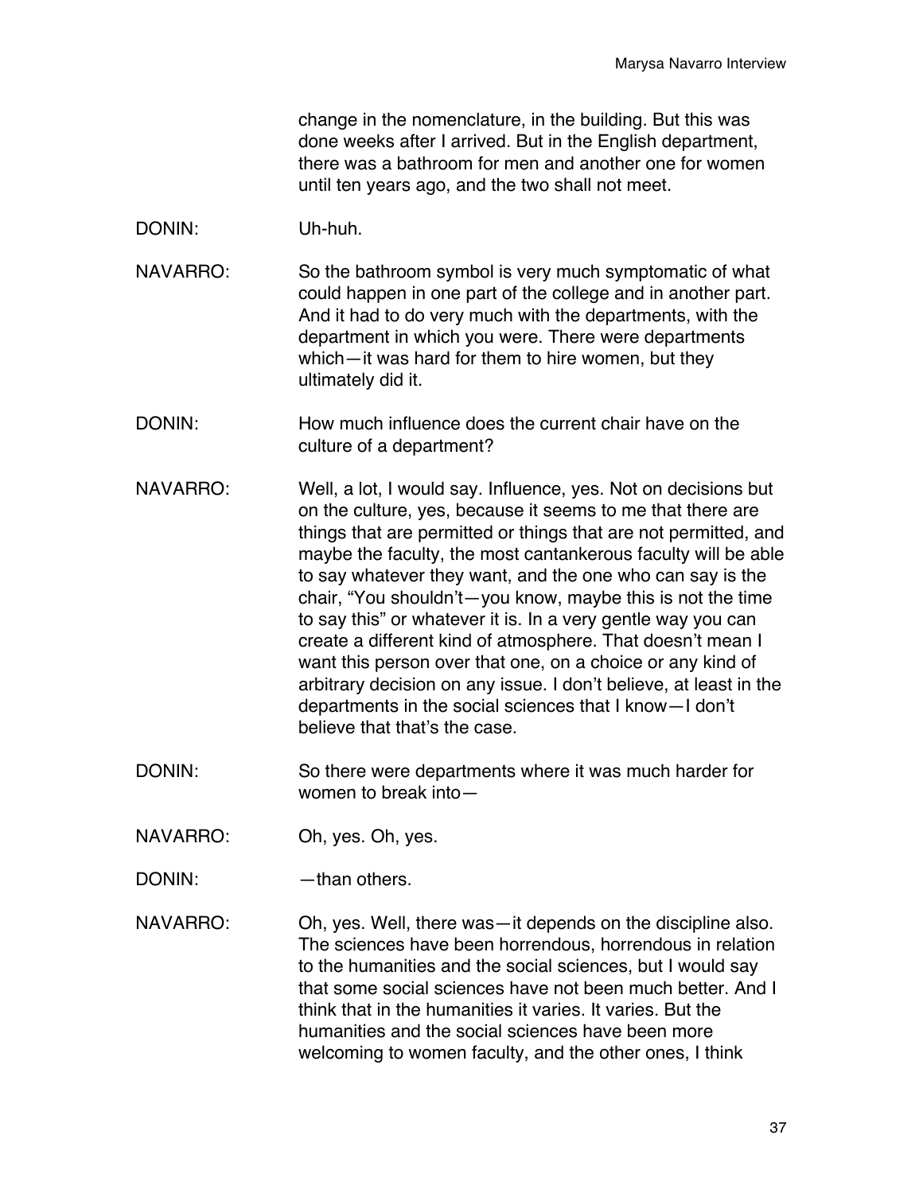change in the nomenclature, in the building. But this was done weeks after I arrived. But in the English department, there was a bathroom for men and another one for women until ten years ago, and the two shall not meet.

DONIN: Uh-huh.

NAVARRO: So the bathroom symbol is very much symptomatic of what could happen in one part of the college and in another part. And it had to do very much with the departments, with the department in which you were. There were departments which—it was hard for them to hire women, but they ultimately did it.

DONIN: How much influence does the current chair have on the culture of a department?

NAVARRO: Well, a lot, I would say. Influence, yes. Not on decisions but on the culture, yes, because it seems to me that there are things that are permitted or things that are not permitted, and maybe the faculty, the most cantankerous faculty will be able to say whatever they want, and the one who can say is the chair, "You shouldn't—you know, maybe this is not the time to say this" or whatever it is. In a very gentle way you can create a different kind of atmosphere. That doesn't mean I want this person over that one, on a choice or any kind of arbitrary decision on any issue. I don't believe, at least in the departments in the social sciences that I know—I don't believe that that's the case.

DONIN: So there were departments where it was much harder for women to break into—

NAVARRO: Oh, yes. Oh, yes.

DONIN: —than others.

NAVARRO: Oh, yes. Well, there was—it depends on the discipline also. The sciences have been horrendous, horrendous in relation to the humanities and the social sciences, but I would say that some social sciences have not been much better. And I think that in the humanities it varies. It varies. But the humanities and the social sciences have been more welcoming to women faculty, and the other ones, I think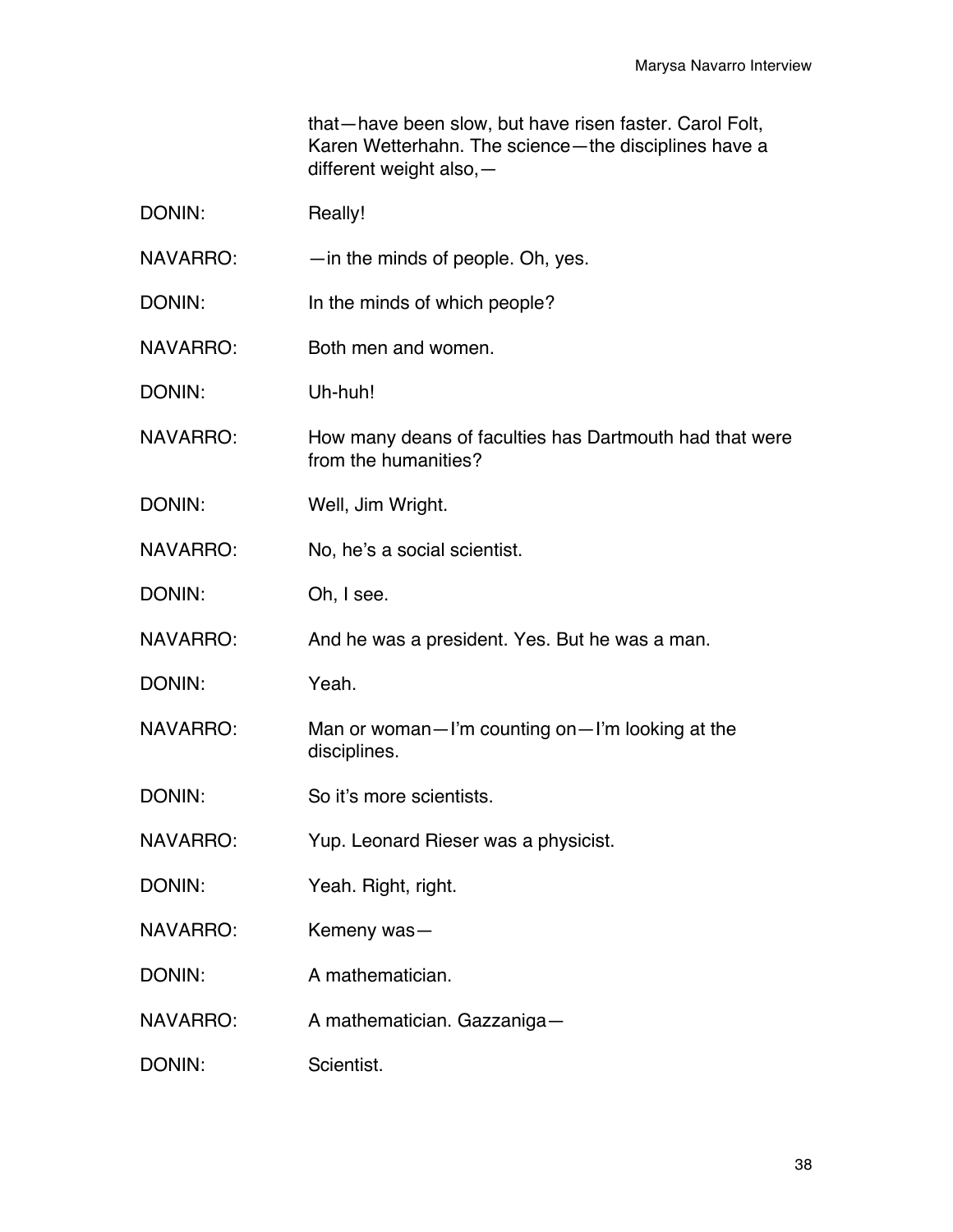that—have been slow, but have risen faster. Carol Folt, Karen Wetterhahn. The science—the disciplines have a different weight also,—

DONIN: Really!

NAVARRO: —in the minds of people. Oh, yes.

DONIN: In the minds of which people?

NAVARRO: Both men and women.

DONIN: Uh-huh!

NAVARRO: How many deans of faculties has Dartmouth had that were from the humanities?

DONIN: Well, Jim Wright.

NAVARRO: No, he's a social scientist.

DONIN: Oh, I see.

NAVARRO: And he was a president. Yes. But he was a man.

DONIN: Yeah.

NAVARRO: Man or woman—I'm counting on—I'm looking at the disciplines.

DONIN: So it's more scientists.

NAVARRO: Yup. Leonard Rieser was a physicist.

DONIN: Yeah. Right, right.

NAVARRO: Kemeny was—

DONIN: A mathematician.

NAVARRO: A mathematician. Gazzaniga—

DONIN: Scientist.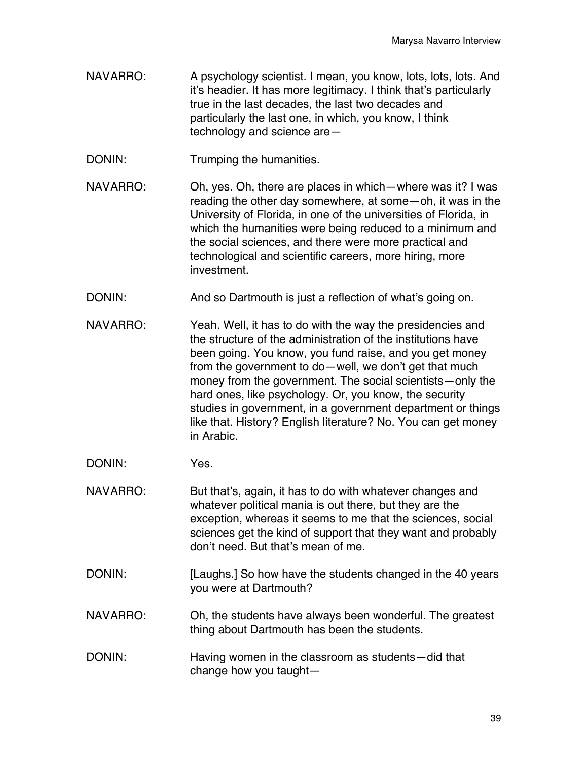NAVARRO: A psychology scientist. I mean, you know, lots, lots, lots. And it's headier. It has more legitimacy. I think that's particularly true in the last decades, the last two decades and particularly the last one, in which, you know, I think technology and science are—

DONIN: Trumping the humanities.

NAVARRO: Oh, yes. Oh, there are places in which—where was it? I was reading the other day somewhere, at some—oh, it was in the University of Florida, in one of the universities of Florida, in which the humanities were being reduced to a minimum and the social sciences, and there were more practical and technological and scientific careers, more hiring, more investment.

DONIN: And so Dartmouth is just a reflection of what's going on.

NAVARRO: Yeah. Well, it has to do with the way the presidencies and the structure of the administration of the institutions have been going. You know, you fund raise, and you get money from the government to do—well, we don't get that much money from the government. The social scientists—only the hard ones, like psychology. Or, you know, the security studies in government, in a government department or things like that. History? English literature? No. You can get money in Arabic.

DONIN: Yes.

NAVARRO: But that's, again, it has to do with whatever changes and whatever political mania is out there, but they are the exception, whereas it seems to me that the sciences, social sciences get the kind of support that they want and probably don't need. But that's mean of me.

DONIN: [Laughs.] So how have the students changed in the 40 years you were at Dartmouth?

NAVARRO: Oh, the students have always been wonderful. The greatest thing about Dartmouth has been the students.

DONIN: Having women in the classroom as students—did that change how you taught—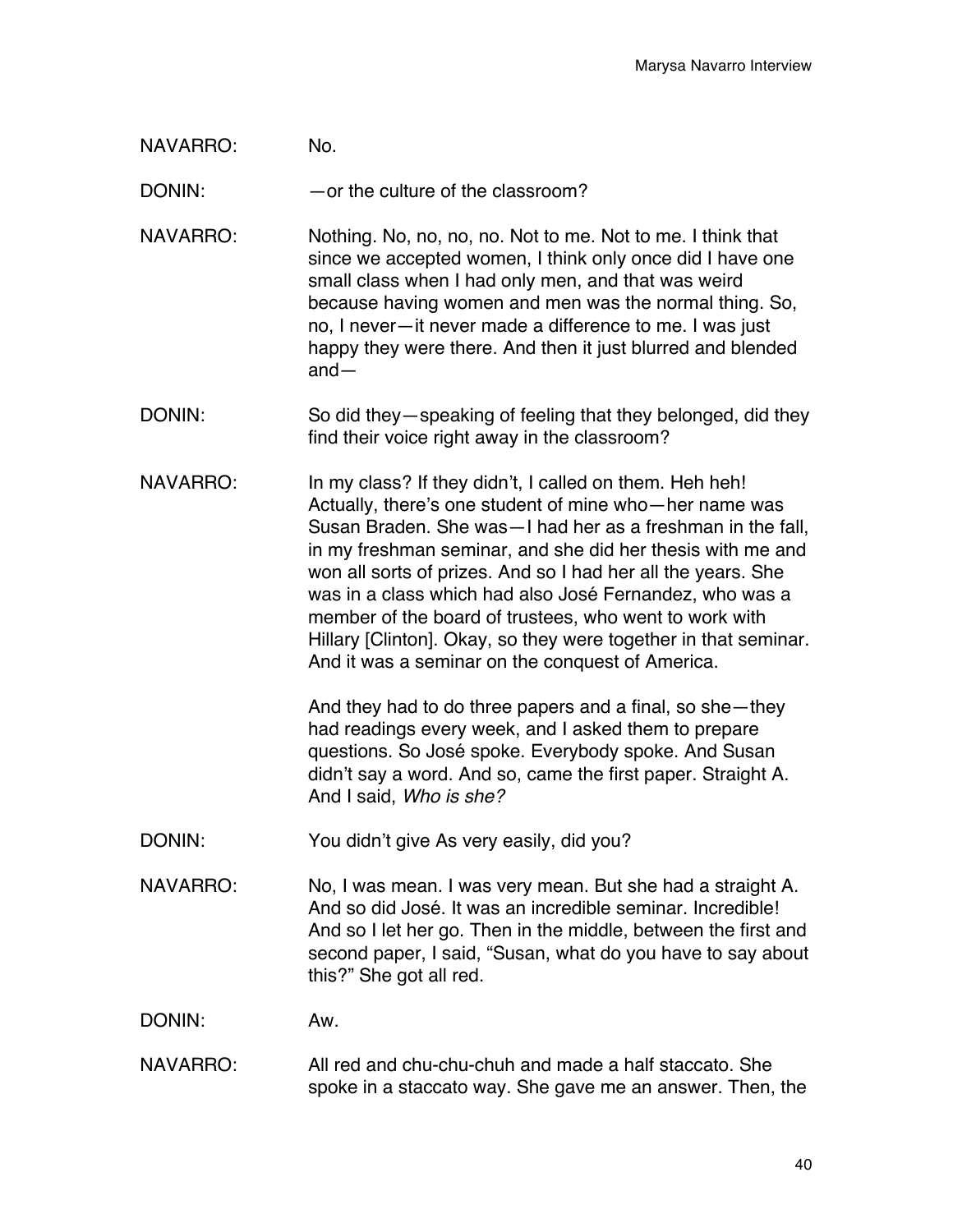NAVARRO: No.

DONIN: —or the culture of the classroom?

NAVARRO: Nothing. No, no, no, no. Not to me. Not to me. I think that since we accepted women, I think only once did I have one small class when I had only men, and that was weird because having women and men was the normal thing. So, no, I never—it never made a difference to me. I was just happy they were there. And then it just blurred and blended and—

DONIN: So did they—speaking of feeling that they belonged, did they find their voice right away in the classroom?

NAVARRO: In my class? If they didn't, I called on them. Heh heh! Actually, there's one student of mine who—her name was Susan Braden. She was—I had her as a freshman in the fall, in my freshman seminar, and she did her thesis with me and won all sorts of prizes. And so I had her all the years. She was in a class which had also José Fernandez, who was a member of the board of trustees, who went to work with Hillary [Clinton]. Okay, so they were together in that seminar. And it was a seminar on the conquest of America.

And they had to do three papers and a final, so she—they had readings every week, and I asked them to prepare questions. So José spoke. Everybody spoke. And Susan didn't say a word. And so, came the first paper. Straight A. And I said, *Who is she?*

DONIN: You didn't give As very easily, did you?

NAVARRO: No, I was mean. I was very mean. But she had a straight A. And so did José. It was an incredible seminar. Incredible! And so I let her go. Then in the middle, between the first and second paper, I said, "Susan, what do you have to say about this?" She got all red.

DONIN: Aw.

NAVARRO: All red and chu-chu-chuh and made a half staccato. She spoke in a staccato way. She gave me an answer. Then, the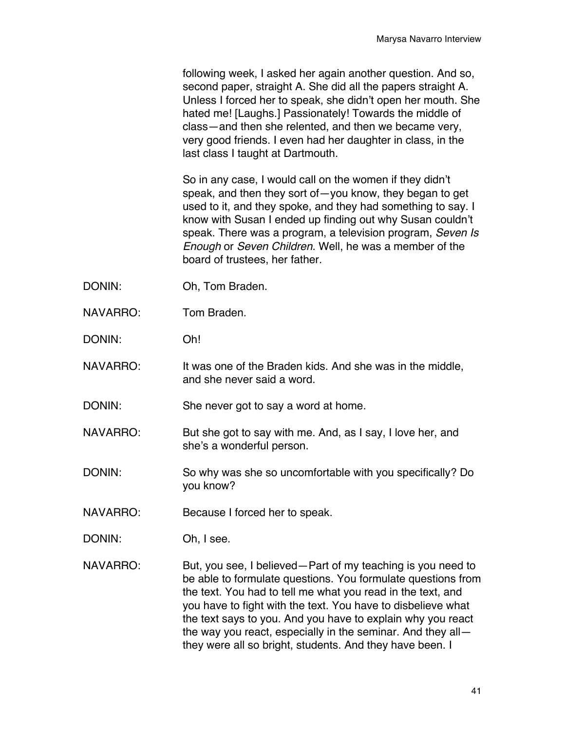following week, I asked her again another question. And so, second paper, straight A. She did all the papers straight A. Unless I forced her to speak, she didn't open her mouth. She hated me! [Laughs.] Passionately! Towards the middle of class—and then she relented, and then we became very, very good friends. I even had her daughter in class, in the last class I taught at Dartmouth.

So in any case, I would call on the women if they didn't speak, and then they sort of—you know, they began to get used to it, and they spoke, and they had something to say. I know with Susan I ended up finding out why Susan couldn't speak. There was a program, a television program, *Seven Is Enough* or *Seven Children*. Well, he was a member of the board of trustees, her father.

DONIN: Oh, Tom Braden.

NAVARRO: Tom Braden.

DONIN: Oh!

NAVARRO: It was one of the Braden kids. And she was in the middle, and she never said a word.

DONIN: She never got to say a word at home.

NAVARRO: But she got to say with me. And, as I say, I love her, and she's a wonderful person.

DONIN: So why was she so uncomfortable with you specifically? Do you know?

NAVARRO: Because I forced her to speak.

DONIN: Oh, I see.

NAVARRO: But, you see, I believed—Part of my teaching is you need to be able to formulate questions. You formulate questions from the text. You had to tell me what you read in the text, and you have to fight with the text. You have to disbelieve what the text says to you. And you have to explain why you react the way you react, especially in the seminar. And they all—they were all so bright, students. And they have been. I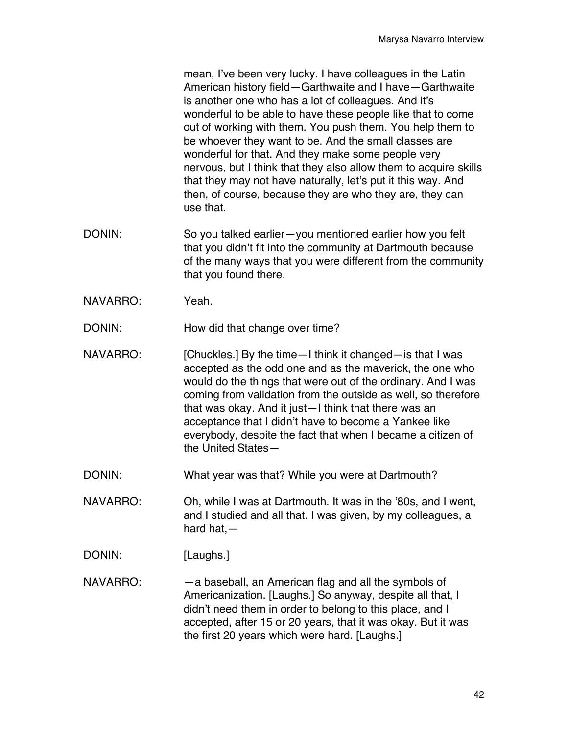mean, I've been very lucky. I have colleagues in the Latin American history field—Garthwaite and I have—Garthwaite is another one who has a lot of colleagues. And it's wonderful to be able to have these people like that to come out of working with them. You push them. You help them to be whoever they want to be. And the small classes are wonderful for that. And they make some people very nervous, but I think that they also allow them to acquire skills that they may not have naturally, let's put it this way. And then, of course, because they are who they are, they can use that.

DONIN: So you talked earlier—you mentioned earlier how you felt that you didn't fit into the community at Dartmouth because of the many ways that you were different from the community that you found there.

NAVARRO: Yeah.

DONIN: How did that change over time?

NAVARRO: [Chuckles.] By the time—I think it changed—is that I was accepted as the odd one and as the maverick, the one who would do the things that were out of the ordinary. And I was coming from validation from the outside as well, so therefore that was okay. And it just—I think that there was an acceptance that I didn't have to become a Yankee like everybody, despite the fact that when I became a citizen of the United States—

DONIN: What year was that? While you were at Dartmouth?

NAVARRO: Oh, while I was at Dartmouth. It was in the '80s, and I went, and I studied and all that. I was given, by my colleagues, a hard hat,—

DONIN: [Laughs.]

NAVARRO: —a baseball, an American flag and all the symbols of Americanization. [Laughs.] So anyway, despite all that, I didn't need them in order to belong to this place, and I accepted, after 15 or 20 years, that it was okay. But it was the first 20 years which were hard. [Laughs.]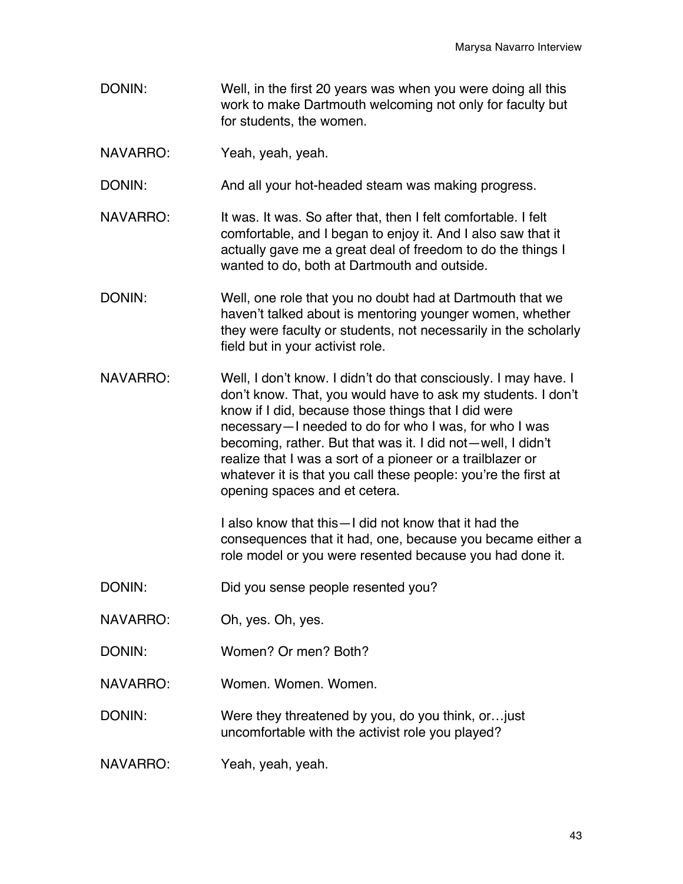DONIN: Well, in the first 20 years was when you were doing all this work to make Dartmouth welcoming not only for faculty but for students, the women.

NAVARRO: Yeah, yeah, yeah.

DONIN: And all your hot-headed steam was making progress.

NAVARRO: It was. It was. So after that, then I felt comfortable. I felt comfortable, and I began to enjoy it. And I also saw that it actually gave me a great deal of freedom to do the things I wanted to do, both at Dartmouth and outside.

DONIN: Well, one role that you no doubt had at Dartmouth that we haven't talked about is mentoring younger women, whether they were faculty or students, not necessarily in the scholarly field but in your activist role.

NAVARRO: Well, I don't know. I didn't do that consciously. I may have. I don't know. That, you would have to ask my students. I don't know if I did, because those things that I did were necessary—I needed to do for who I was, for who I was becoming, rather. But that was it. I did not—well, I didn't realize that I was a sort of a pioneer or a trailblazer or whatever it is that you call these people: you're the first at opening spaces and et cetera.

I also know that this—I did not know that it had the consequences that it had, one, because you became either a role model or you were resented because you had done it.

DONIN: Did you sense people resented you?

NAVARRO: Oh, yes. Oh, yes.

DONIN: Women? Or men? Both?

NAVARRO: Women. Women. Women.

DONIN: Were they threatened by you, do you think, or…just uncomfortable with the activist role you played?

NAVARRO: Yeah, yeah, yeah.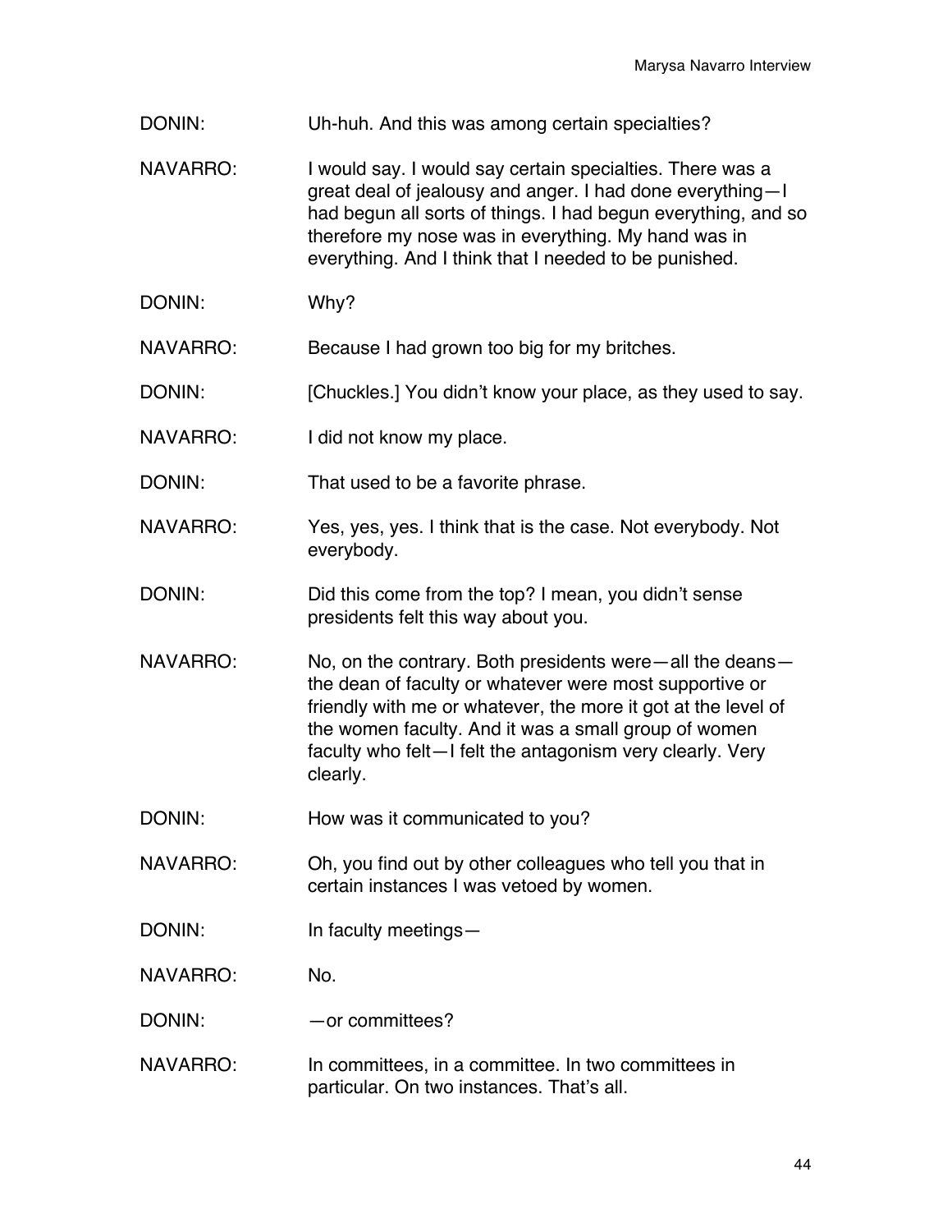DONIN: Uh-huh. And this was among certain specialties?

NAVARRO: I would say. I would say certain specialties. There was a great deal of jealousy and anger. I had done everything—I had begun all sorts of things. I had begun everything, and so therefore my nose was in everything. My hand was in everything. And I think that I needed to be punished.

DONIN: Why?

NAVARRO: Because I had grown too big for my britches.

DONIN: [Chuckles.] You didn't know your place, as they used to say.

NAVARRO: I did not know my place.

DONIN: That used to be a favorite phrase.

NAVARRO: Yes, yes, yes. I think that is the case. Not everybody. Not everybody.

DONIN: Did this come from the top? I mean, you didn't sense presidents felt this way about you.

NAVARRO: No, on the contrary. Both presidents were—all the deans—the dean of faculty or whatever were most supportive or friendly with me or whatever, the more it got at the level of the women faculty. And it was a small group of women faculty who felt—I felt the antagonism very clearly. Very clearly.

DONIN: How was it communicated to you?

NAVARRO: Oh, you find out by other colleagues who tell you that in certain instances I was vetoed by women.

DONIN: In faculty meetings—

NAVARRO: No.

DONIN: —or committees?

NAVARRO: In committees, in a committee. In two committees in particular. On two instances. That's all.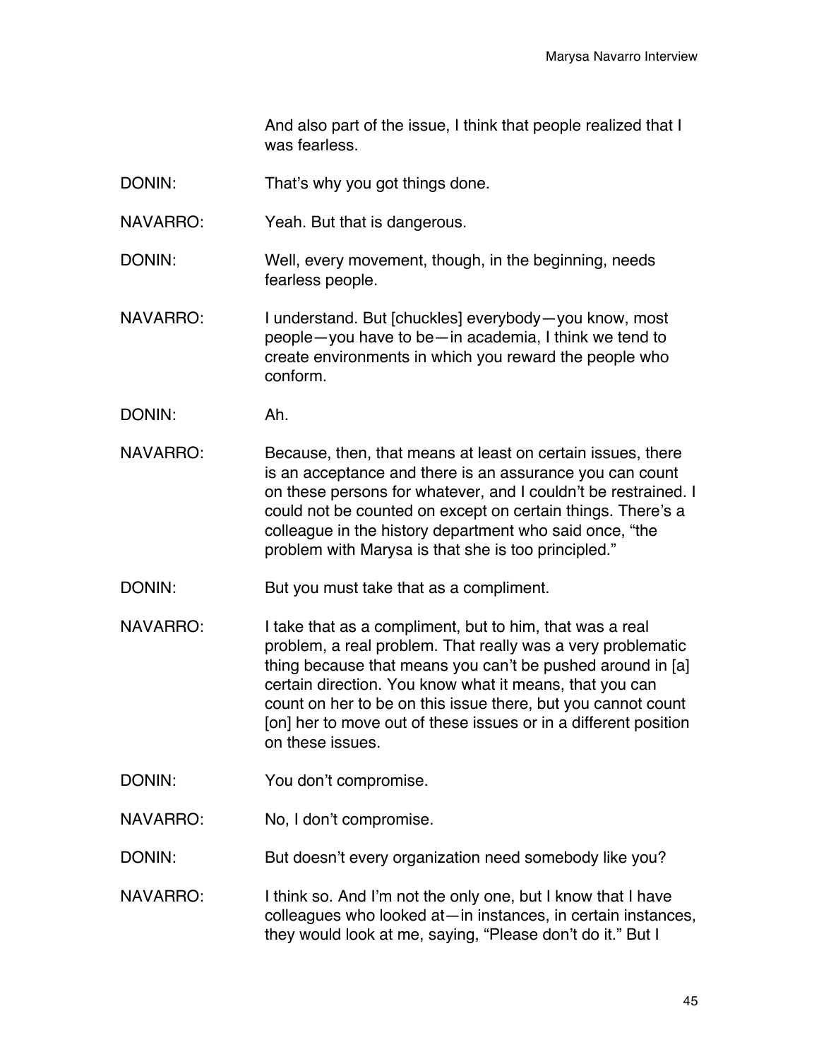And also part of the issue, I think that people realized that I was fearless.

DONIN: That's why you got things done.

NAVARRO: Yeah. But that is dangerous.

DONIN: Well, every movement, though, in the beginning, needs fearless people.

NAVARRO: I understand. But [chuckles] everybody—you know, most people—you have to be—in academia, I think we tend to create environments in which you reward the people who conform.

DONIN: Ah.

NAVARRO: Because, then, that means at least on certain issues, there is an acceptance and there is an assurance you can count on these persons for whatever, and I couldn't be restrained. I could not be counted on except on certain things. There's a colleague in the history department who said once, "the problem with Marysa is that she is too principled."

DONIN: But you must take that as a compliment.

NAVARRO: I take that as a compliment, but to him, that was a real problem, a real problem. That really was a very problematic thing because that means you can't be pushed around in [a] certain direction. You know what it means, that you can count on her to be on this issue there, but you cannot count [on] her to move out of these issues or in a different position on these issues.

DONIN: You don't compromise.

NAVARRO: No, I don't compromise.

DONIN: But doesn't every organization need somebody like you?

NAVARRO: I think so. And I'm not the only one, but I know that I have colleagues who looked at—in instances, in certain instances, they would look at me, saying, "Please don't do it." But I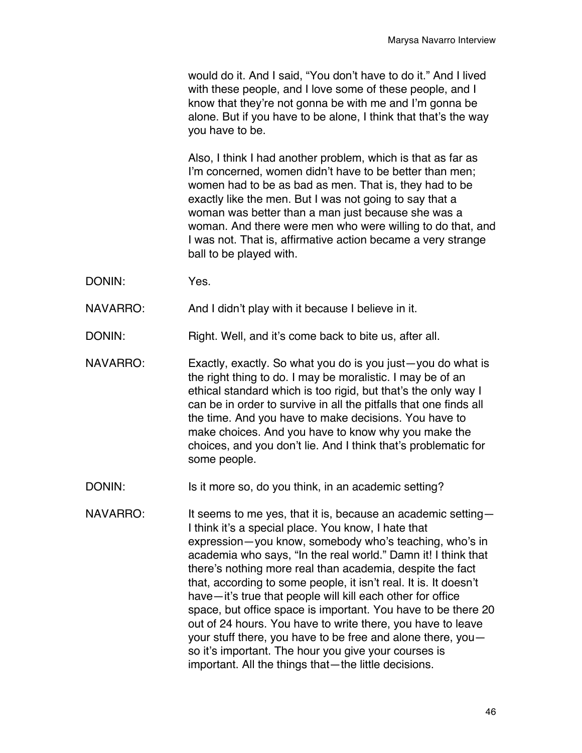would do it. And I said, "You don't have to do it." And I lived with these people, and I love some of these people, and I know that they're not gonna be with me and I'm gonna be alone. But if you have to be alone, I think that that's the way you have to be.

Also, I think I had another problem, which is that as far as I'm concerned, women didn't have to be better than men; women had to be as bad as men. That is, they had to be exactly like the men. But I was not going to say that a woman was better than a man just because she was a woman. And there were men who were willing to do that, and I was not. That is, affirmative action became a very strange ball to be played with.

DONIN: Yes.

NAVARRO: And I didn't play with it because I believe in it.

DONIN: Right. Well, and it's come back to bite us, after all.

NAVARRO: Exactly, exactly. So what you do is you just—you do what is the right thing to do. I may be moralistic. I may be of an ethical standard which is too rigid, but that's the only way I can be in order to survive in all the pitfalls that one finds all the time. And you have to make decisions. You have to make choices. And you have to know why you make the choices, and you don't lie. And I think that's problematic for some people.

DONIN: Is it more so, do you think, in an academic setting?

NAVARRO: It seems to me yes, that it is, because an academic setting—I think it's a special place. You know, I hate that expression—you know, somebody who's teaching, who's in academia who says, "In the real world." Damn it! I think that there's nothing more real than academia, despite the fact that, according to some people, it isn't real. It is. It doesn't have—it's true that people will kill each other for office space, but office space is important. You have to be there 20 out of 24 hours. You have to write there, you have to leave your stuff there, you have to be free and alone there, you—so it's important. The hour you give your courses is important. All the things that—the little decisions.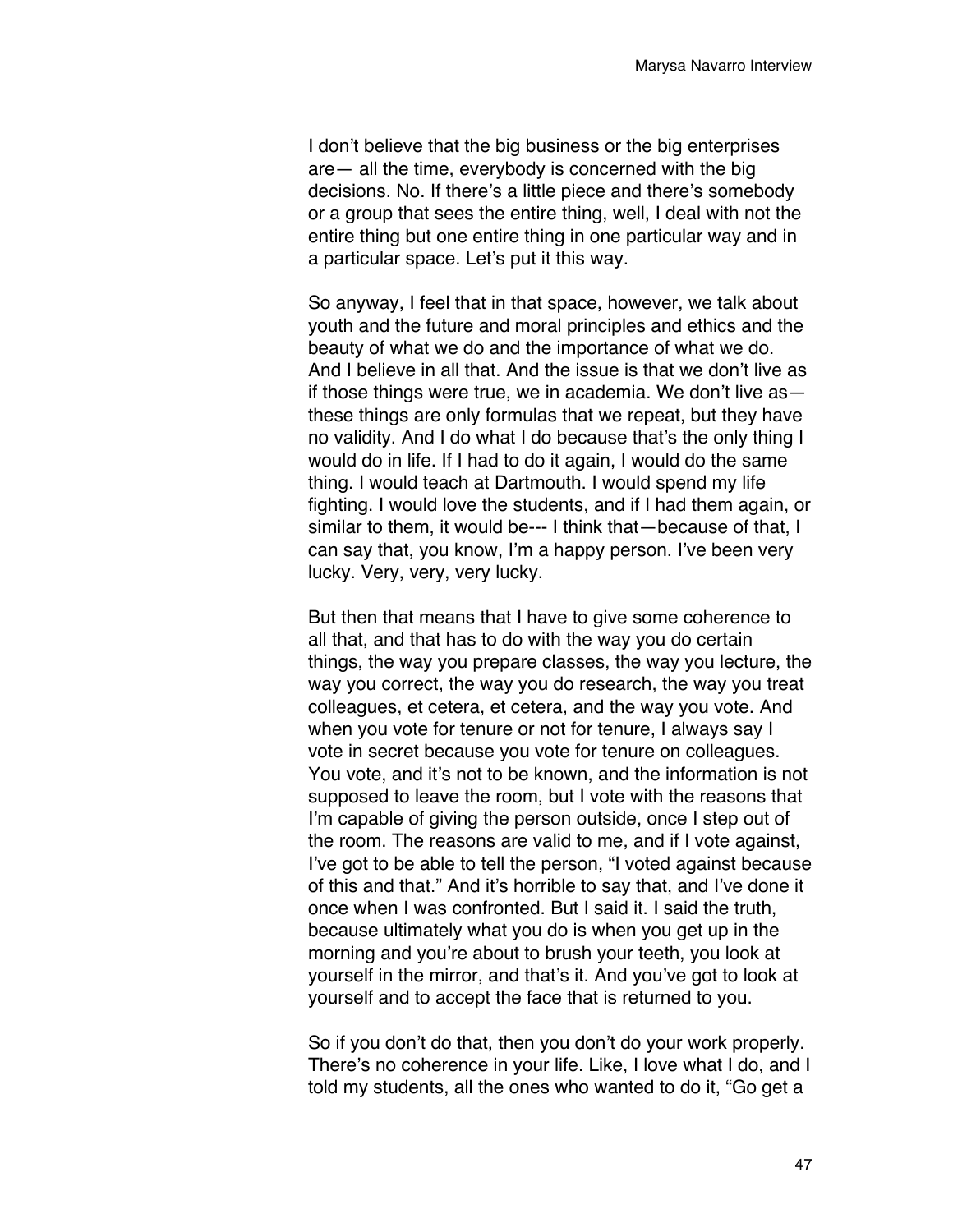I don't believe that the big business or the big enterprises are— all the time, everybody is concerned with the big decisions. No. If there's a little piece and there's somebody or a group that sees the entire thing, well, I deal with not the entire thing but one entire thing in one particular way and in a particular space. Let's put it this way.

So anyway, I feel that in that space, however, we talk about youth and the future and moral principles and ethics and the beauty of what we do and the importance of what we do. And I believe in all that. And the issue is that we don't live as if those things were true, we in academia. We don't live as— these things are only formulas that we repeat, but they have no validity. And I do what I do because that's the only thing I would do in life. If I had to do it again, I would do the same thing. I would teach at Dartmouth. I would spend my life fighting. I would love the students, and if I had them again, or similar to them, it would be--- I think that—because of that, I can say that, you know, I'm a happy person. I've been very lucky. Very, very, very lucky.

But then that means that I have to give some coherence to all that, and that has to do with the way you do certain things, the way you prepare classes, the way you lecture, the way you correct, the way you do research, the way you treat colleagues, et cetera, et cetera, and the way you vote. And when you vote for tenure or not for tenure, I always say I vote in secret because you vote for tenure on colleagues. You vote, and it's not to be known, and the information is not supposed to leave the room, but I vote with the reasons that I'm capable of giving the person outside, once I step out of the room. The reasons are valid to me, and if I vote against, I've got to be able to tell the person, "I voted against because of this and that." And it's horrible to say that, and I've done it once when I was confronted. But I said it. I said the truth, because ultimately what you do is when you get up in the morning and you're about to brush your teeth, you look at yourself in the mirror, and that's it. And you've got to look at yourself and to accept the face that is returned to you.

So if you don't do that, then you don't do your work properly. There's no coherence in your life. Like, I love what I do, and I told my students, all the ones who wanted to do it, "Go get a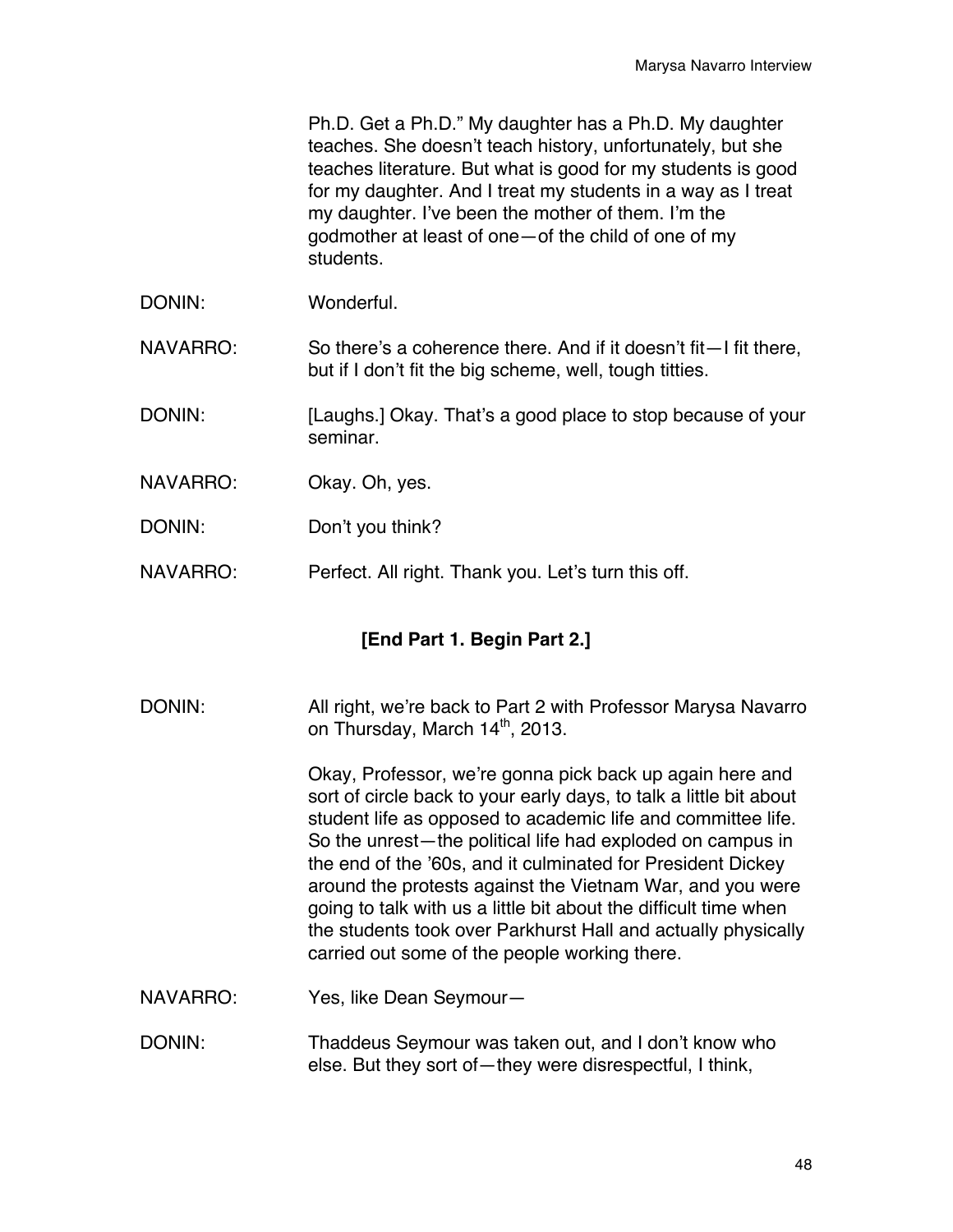Ph.D. Get a Ph.D." My daughter has a Ph.D. My daughter teaches. She doesn't teach history, unfortunately, but she teaches literature. But what is good for my students is good for my daughter. And I treat my students in a way as I treat my daughter. I've been the mother of them. I'm the godmother at least of one—of the child of one of my students.

DONIN: Wonderful.

NAVARRO: So there's a coherence there. And if it doesn't fit—I fit there, but if I don't fit the big scheme, well, tough titties.

DONIN: [Laughs.] Okay. That's a good place to stop because of your seminar.

NAVARRO: Okay. Oh, yes.

DONIN: Don't you think?

NAVARRO: Perfect. All right. Thank you. Let's turn this off.

**[End Part 1. Begin Part 2.]**

DONIN: All right, we're back to Part 2 with Professor Marysa Navarro on Thursday, March 14th, 2013.

Okay, Professor, we're gonna pick back up again here and sort of circle back to your early days, to talk a little bit about student life as opposed to academic life and committee life. So the unrest—the political life had exploded on campus in the end of the '60s, and it culminated for President Dickey around the protests against the Vietnam War, and you were going to talk with us a little bit about the difficult time when the students took over Parkhurst Hall and actually physically carried out some of the people working there.

NAVARRO: Yes, like Dean Seymour—

DONIN: Thaddeus Seymour was taken out, and I don't know who else. But they sort of—they were disrespectful, I think,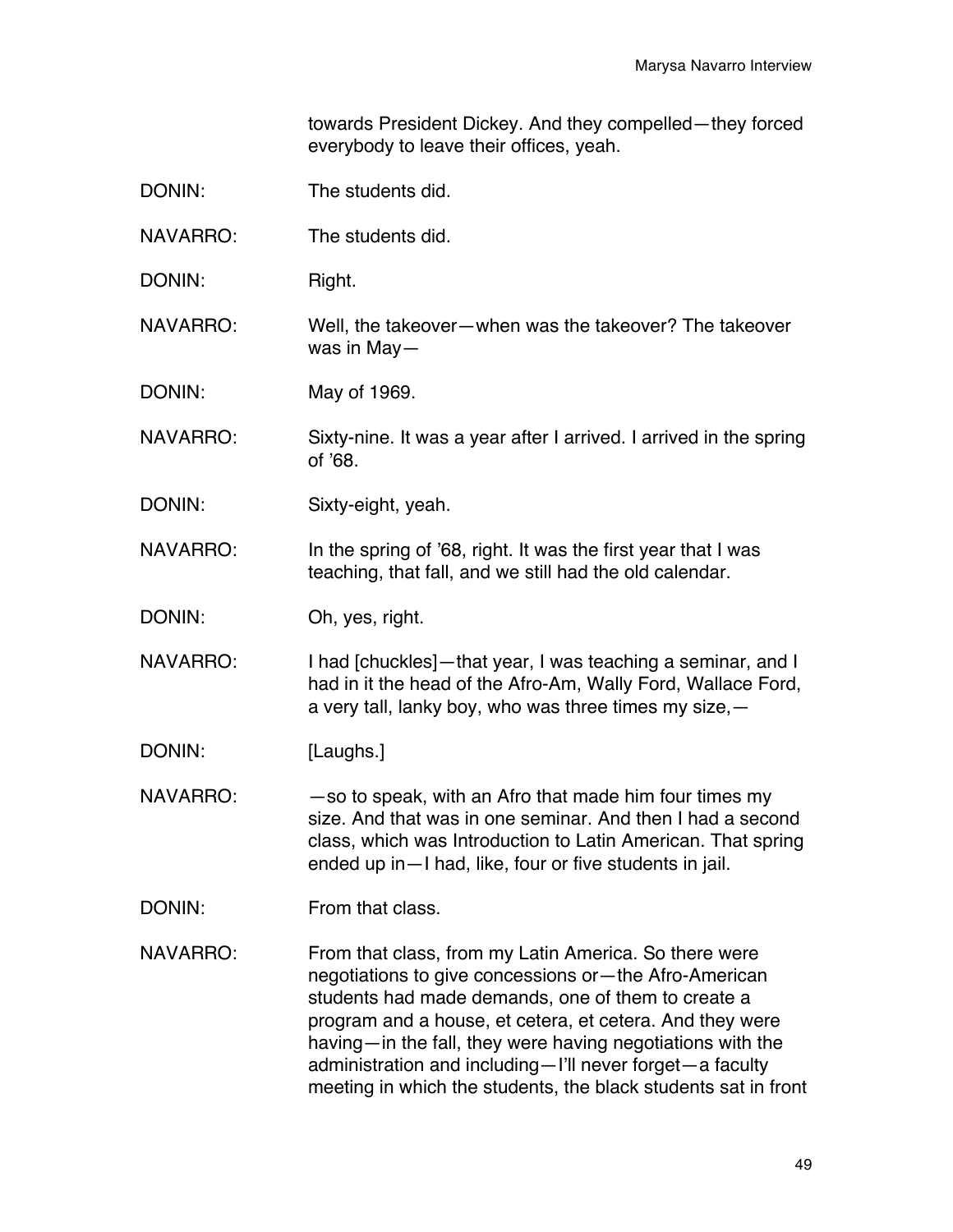towards President Dickey. And they compelled—they forced everybody to leave their offices, yeah.

DONIN: The students did.

NAVARRO: The students did.

DONIN: Right.

NAVARRO: Well, the takeover—when was the takeover? The takeover was in May—

DONIN: May of 1969.

NAVARRO: Sixty-nine. It was a year after I arrived. I arrived in the spring of '68.

DONIN: Sixty-eight, yeah.

NAVARRO: In the spring of '68, right. It was the first year that I was teaching, that fall, and we still had the old calendar.

DONIN: Oh, yes, right.

NAVARRO: I had [chuckles]—that year, I was teaching a seminar, and I had in it the head of the Afro-Am, Wally Ford, Wallace Ford, a very tall, lanky boy, who was three times my size,—

DONIN: [Laughs.]

NAVARRO: —so to speak, with an Afro that made him four times my size. And that was in one seminar. And then I had a second class, which was Introduction to Latin American. That spring ended up in—I had, like, four or five students in jail.

DONIN: From that class.

NAVARRO: From that class, from my Latin America. So there were negotiations to give concessions or—the Afro-American students had made demands, one of them to create a program and a house, et cetera, et cetera. And they were having—in the fall, they were having negotiations with the administration and including—I'll never forget—a faculty meeting in which the students, the black students sat in front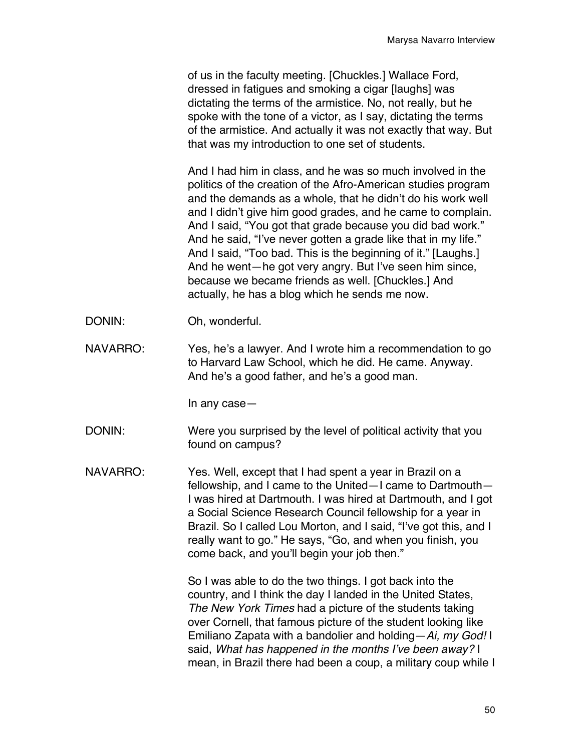of us in the faculty meeting. [Chuckles.] Wallace Ford, dressed in fatigues and smoking a cigar [laughs] was dictating the terms of the armistice. No, not really, but he spoke with the tone of a victor, as I say, dictating the terms of the armistice. And actually it was not exactly that way. But that was my introduction to one set of students.

And I had him in class, and he was so much involved in the politics of the creation of the Afro-American studies program and the demands as a whole, that he didn't do his work well and I didn't give him good grades, and he came to complain. And I said, "You got that grade because you did bad work." And he said, "I've never gotten a grade like that in my life." And I said, "Too bad. This is the beginning of it." [Laughs.] And he went—he got very angry. But I've seen him since, because we became friends as well. [Chuckles.] And actually, he has a blog which he sends me now.

DONIN: Oh, wonderful.

NAVARRO: Yes, he's a lawyer. And I wrote him a recommendation to go to Harvard Law School, which he did. He came. Anyway. And he's a good father, and he's a good man.

In any case—

DONIN: Were you surprised by the level of political activity that you found on campus?

NAVARRO: Yes. Well, except that I had spent a year in Brazil on a fellowship, and I came to the United—I came to Dartmouth—I was hired at Dartmouth. I was hired at Dartmouth, and I got a Social Science Research Council fellowship for a year in Brazil. So I called Lou Morton, and I said, "I've got this, and I really want to go." He says, "Go, and when you finish, you come back, and you'll begin your job then."

So I was able to do the two things. I got back into the country, and I think the day I landed in the United States, *The New York Times* had a picture of the students taking over Cornell, that famous picture of the student looking like Emiliano Zapata with a bandolier and holding—*Ai, my God!* I said, *What has happened in the months I've been away?* I mean, in Brazil there had been a coup, a military coup while I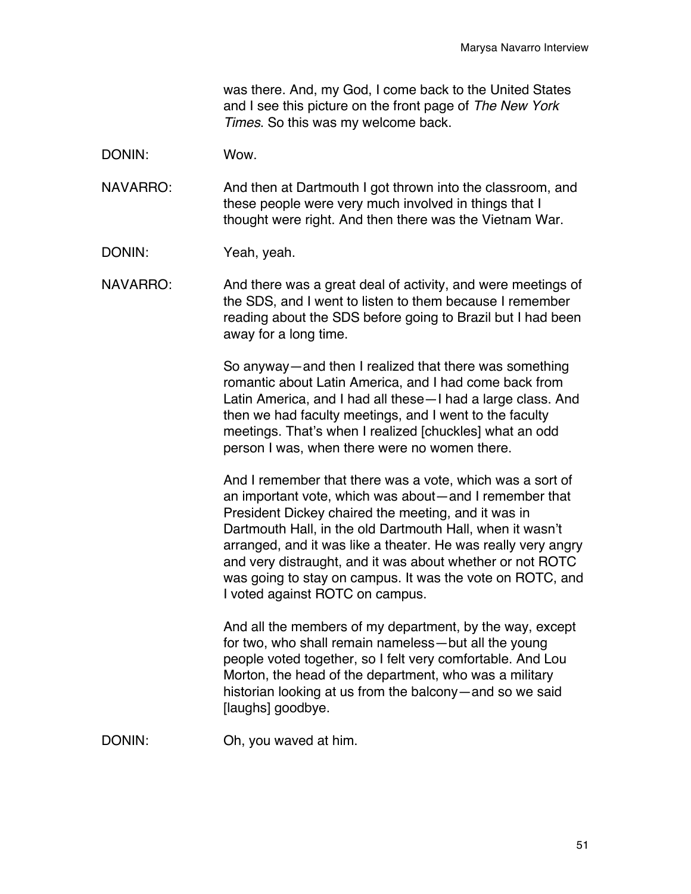was there. And, my God, I come back to the United States and I see this picture on the front page of *The New York Times*. So this was my welcome back.

DONIN: Wow.

NAVARRO: And then at Dartmouth I got thrown into the classroom, and these people were very much involved in things that I thought were right. And then there was the Vietnam War.

DONIN: Yeah, yeah.

NAVARRO: And there was a great deal of activity, and were meetings of the SDS, and I went to listen to them because I remember reading about the SDS before going to Brazil but I had been away for a long time.

So anyway—and then I realized that there was something romantic about Latin America, and I had come back from Latin America, and I had all these—I had a large class. And then we had faculty meetings, and I went to the faculty meetings. That's when I realized [chuckles] what an odd person I was, when there were no women there.

And I remember that there was a vote, which was a sort of an important vote, which was about—and I remember that President Dickey chaired the meeting, and it was in Dartmouth Hall, in the old Dartmouth Hall, when it wasn't arranged, and it was like a theater. He was really very angry and very distraught, and it was about whether or not ROTC was going to stay on campus. It was the vote on ROTC, and I voted against ROTC on campus.

And all the members of my department, by the way, except for two, who shall remain nameless—but all the young people voted together, so I felt very comfortable. And Lou Morton, the head of the department, who was a military historian looking at us from the balcony—and so we said [laughs] goodbye.

DONIN: Oh, you waved at him.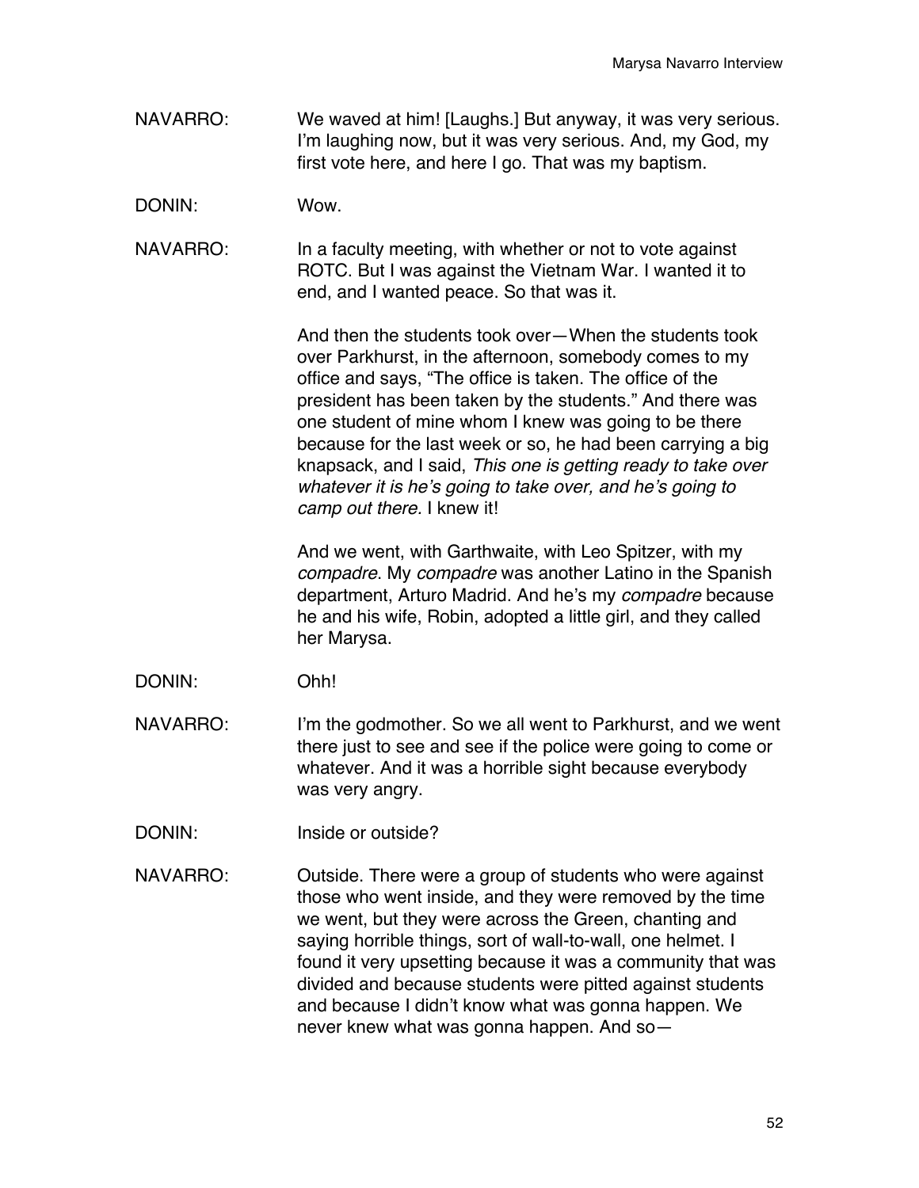NAVARRO: We waved at him! [Laughs.] But anyway, it was very serious. I'm laughing now, but it was very serious. And, my God, my first vote here, and here I go. That was my baptism.

DONIN: Wow.

NAVARRO: In a faculty meeting, with whether or not to vote against ROTC. But I was against the Vietnam War. I wanted it to end, and I wanted peace. So that was it.

And then the students took over—When the students took over Parkhurst, in the afternoon, somebody comes to my office and says, "The office is taken. The office of the president has been taken by the students." And there was one student of mine whom I knew was going to be there because for the last week or so, he had been carrying a big knapsack, and I said, *This one is getting ready to take over whatever it is he's going to take over, and he's going to camp out there.* I knew it!

And we went, with Garthwaite, with Leo Spitzer, with my *compadre*. My *compadre* was another Latino in the Spanish department, Arturo Madrid. And he's my *compadre* because he and his wife, Robin, adopted a little girl, and they called her Marysa.

DONIN: Ohh!

NAVARRO: I'm the godmother. So we all went to Parkhurst, and we went there just to see and see if the police were going to come or whatever. And it was a horrible sight because everybody was very angry.

DONIN: Inside or outside?

NAVARRO: Outside. There were a group of students who were against those who went inside, and they were removed by the time we went, but they were across the Green, chanting and saying horrible things, sort of wall-to-wall, one helmet. I found it very upsetting because it was a community that was divided and because students were pitted against students and because I didn't know what was gonna happen. We never knew what was gonna happen. And so—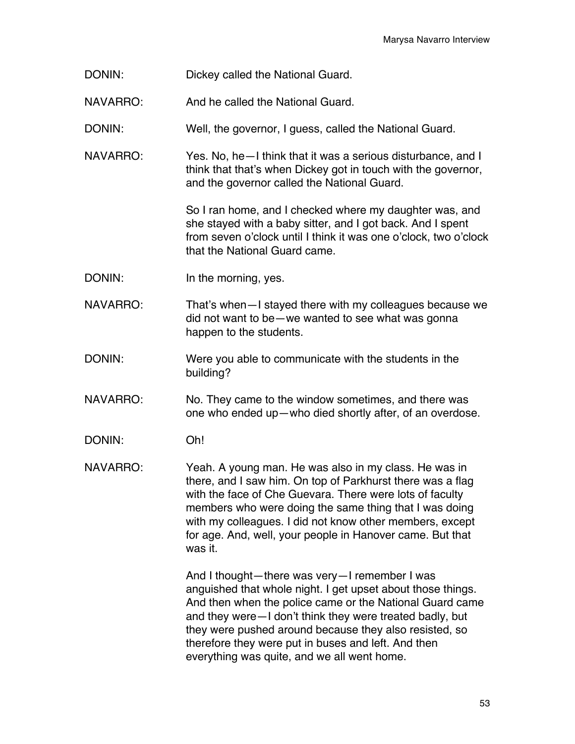DONIN: Dickey called the National Guard.

NAVARRO: And he called the National Guard.

DONIN: Well, the governor, I guess, called the National Guard.

NAVARRO: Yes. No, he—I think that it was a serious disturbance, and I think that that's when Dickey got in touch with the governor, and the governor called the National Guard.

So I ran home, and I checked where my daughter was, and she stayed with a baby sitter, and I got back. And I spent from seven o'clock until I think it was one o'clock, two o'clock that the National Guard came.

DONIN: In the morning, yes.

NAVARRO: That's when—I stayed there with my colleagues because we did not want to be—we wanted to see what was gonna happen to the students.

DONIN: Were you able to communicate with the students in the building?

NAVARRO: No. They came to the window sometimes, and there was one who ended up—who died shortly after, of an overdose.

DONIN: Oh!

NAVARRO: Yeah. A young man. He was also in my class. He was in there, and I saw him. On top of Parkhurst there was a flag with the face of Che Guevara. There were lots of faculty members who were doing the same thing that I was doing with my colleagues. I did not know other members, except for age. And, well, your people in Hanover came. But that was it.

And I thought—there was very—I remember I was anguished that whole night. I get upset about those things. And then when the police came or the National Guard came and they were—I don't think they were treated badly, but they were pushed around because they also resisted, so therefore they were put in buses and left. And then everything was quite, and we all went home.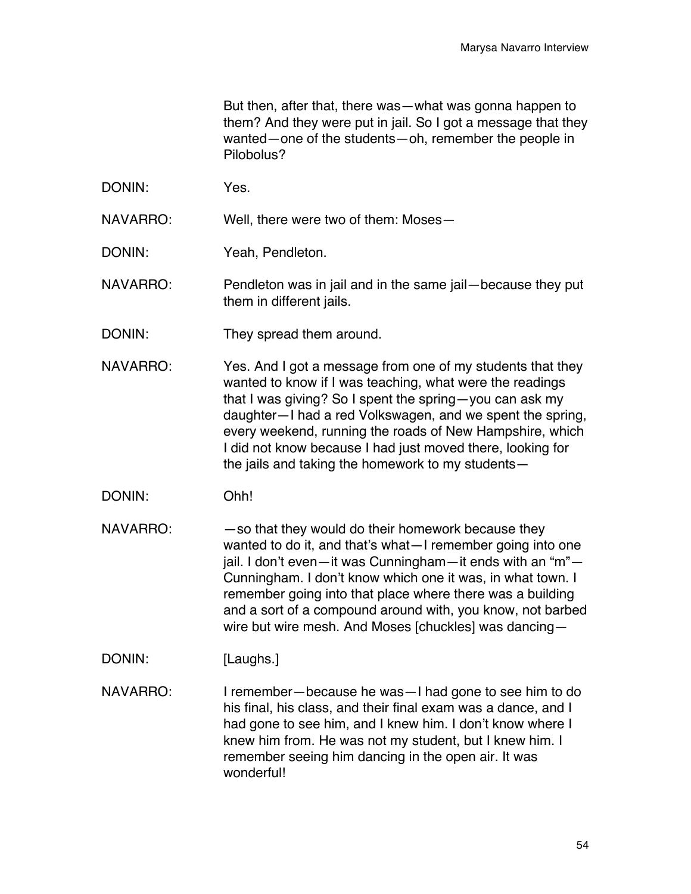But then, after that, there was—what was gonna happen to them? And they were put in jail. So I got a message that they wanted—one of the students—oh, remember the people in Pilobolus?

DONIN: Yes.

NAVARRO: Well, there were two of them: Moses—

DONIN: Yeah, Pendleton.

NAVARRO: Pendleton was in jail and in the same jail—because they put them in different jails.

DONIN: They spread them around.

NAVARRO: Yes. And I got a message from one of my students that they wanted to know if I was teaching, what were the readings that I was giving? So I spent the spring—you can ask my daughter—I had a red Volkswagen, and we spent the spring, every weekend, running the roads of New Hampshire, which I did not know because I had just moved there, looking for the jails and taking the homework to my students—

DONIN: Ohh!

NAVARRO: —so that they would do their homework because they wanted to do it, and that's what—I remember going into one jail. I don't even—it was Cunningham—it ends with an "m"—Cunningham. I don't know which one it was, in what town. I remember going into that place where there was a building and a sort of a compound around with, you know, not barbed wire but wire mesh. And Moses [chuckles] was dancing—

DONIN: [Laughs.]

NAVARRO: I remember—because he was—I had gone to see him to do his final, his class, and their final exam was a dance, and I had gone to see him, and I knew him. I don't know where I knew him from. He was not my student, but I knew him. I remember seeing him dancing in the open air. It was wonderful!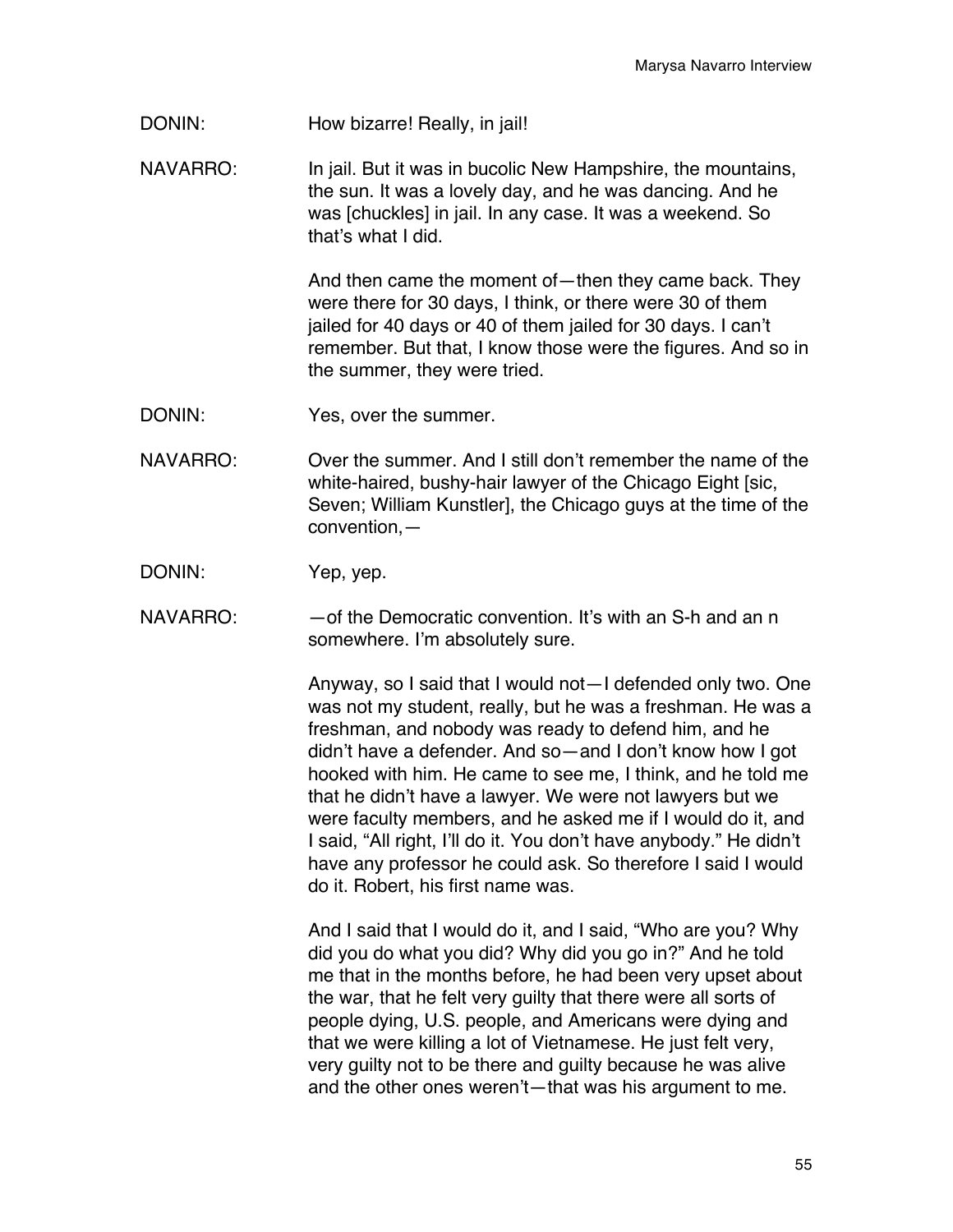DONIN: How bizarre! Really, in jail!

NAVARRO: In jail. But it was in bucolic New Hampshire, the mountains, the sun. It was a lovely day, and he was dancing. And he was [chuckles] in jail. In any case. It was a weekend. So that's what I did.

And then came the moment of—then they came back. They were there for 30 days, I think, or there were 30 of them jailed for 40 days or 40 of them jailed for 30 days. I can't remember. But that, I know those were the figures. And so in the summer, they were tried.

DONIN: Yes, over the summer.

NAVARRO: Over the summer. And I still don't remember the name of the white-haired, bushy-hair lawyer of the Chicago Eight [sic, Seven; William Kunstler], the Chicago guys at the time of the convention,—

DONIN: Yep, yep.

NAVARRO: —of the Democratic convention. It's with an S-h and an n somewhere. I'm absolutely sure.

Anyway, so I said that I would not—I defended only two. One was not my student, really, but he was a freshman. He was a freshman, and nobody was ready to defend him, and he didn't have a defender. And so—and I don't know how I got hooked with him. He came to see me, I think, and he told me that he didn't have a lawyer. We were not lawyers but we were faculty members, and he asked me if I would do it, and I said, "All right, I'll do it. You don't have anybody." He didn't have any professor he could ask. So therefore I said I would do it. Robert, his first name was.

And I said that I would do it, and I said, "Who are you? Why did you do what you did? Why did you go in?" And he told me that in the months before, he had been very upset about the war, that he felt very guilty that there were all sorts of people dying, U.S. people, and Americans were dying and that we were killing a lot of Vietnamese. He just felt very, very guilty not to be there and guilty because he was alive and the other ones weren't—that was his argument to me.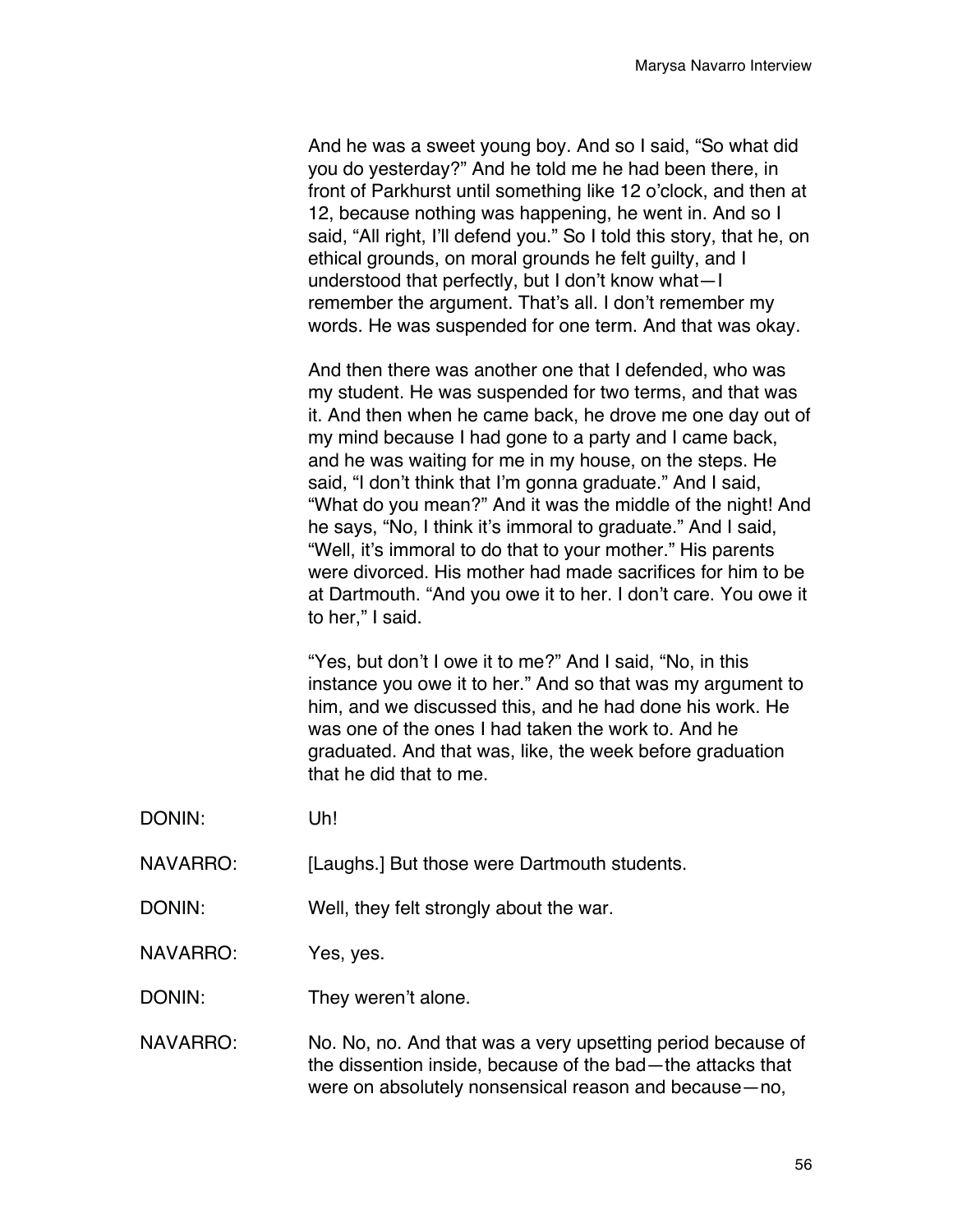And he was a sweet young boy. And so I said, "So what did you do yesterday?" And he told me he had been there, in front of Parkhurst until something like 12 o'clock, and then at 12, because nothing was happening, he went in. And so I said, "All right, I'll defend you." So I told this story, that he, on ethical grounds, on moral grounds he felt guilty, and I understood that perfectly, but I don't know what—I remember the argument. That's all. I don't remember my words. He was suspended for one term. And that was okay.

And then there was another one that I defended, who was my student. He was suspended for two terms, and that was it. And then when he came back, he drove me one day out of my mind because I had gone to a party and I came back, and he was waiting for me in my house, on the steps. He said, "I don't think that I'm gonna graduate." And I said, "What do you mean?" And it was the middle of the night! And he says, "No, I think it's immoral to graduate." And I said, "Well, it's immoral to do that to your mother." His parents were divorced. His mother had made sacrifices for him to be at Dartmouth. "And you owe it to her. I don't care. You owe it to her," I said.

"Yes, but don't I owe it to me?" And I said, "No, in this instance you owe it to her." And so that was my argument to him, and we discussed this, and he had done his work. He was one of the ones I had taken the work to. And he graduated. And that was, like, the week before graduation that he did that to me.

DONIN: Uh!

NAVARRO: [Laughs.] But those were Dartmouth students.

DONIN: Well, they felt strongly about the war.

NAVARRO: Yes, yes.

DONIN: They weren't alone.

NAVARRO: No. No, no. And that was a very upsetting period because of the dissention inside, because of the bad—the attacks that were on absolutely nonsensical reason and because—no,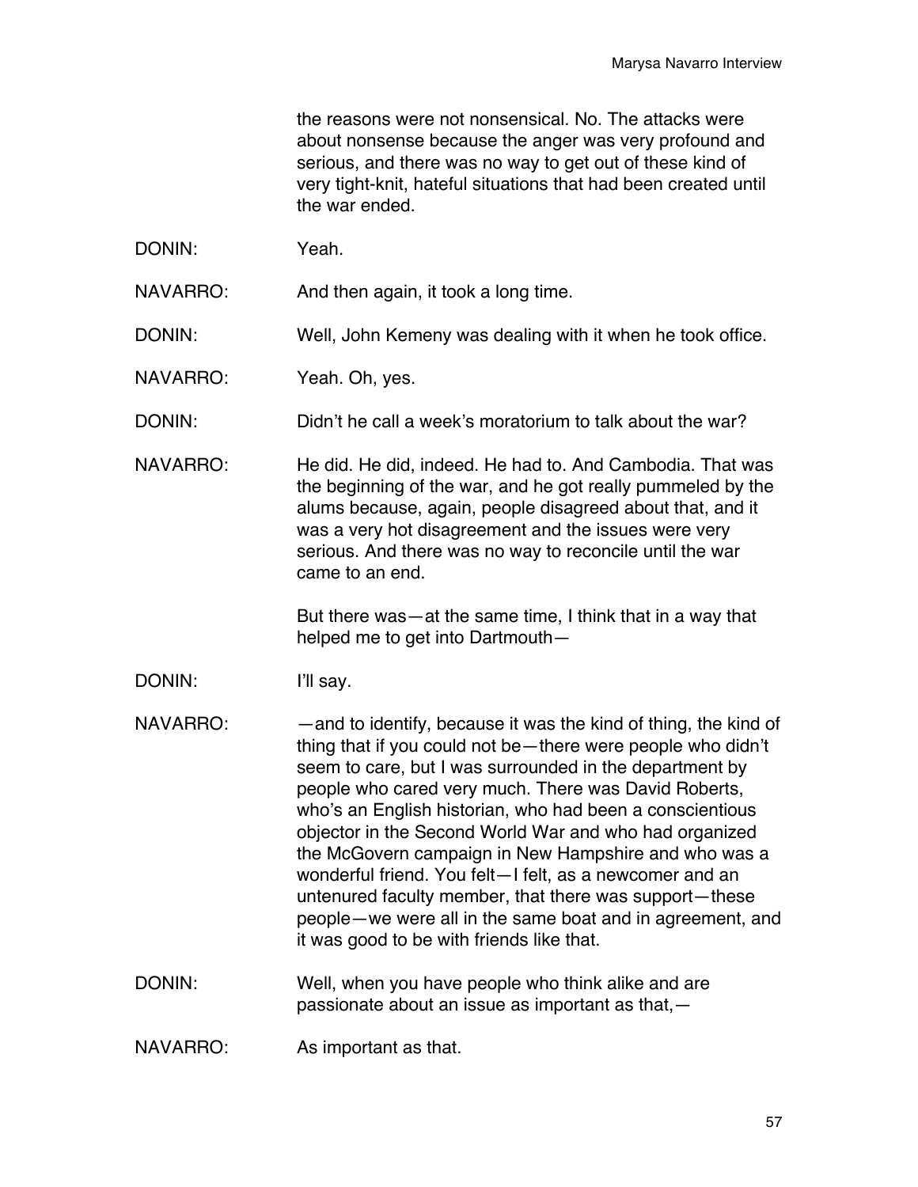the reasons were not nonsensical. No. The attacks were about nonsense because the anger was very profound and serious, and there was no way to get out of these kind of very tight-knit, hateful situations that had been created until the war ended.

DONIN: Yeah.

NAVARRO: And then again, it took a long time.

DONIN: Well, John Kemeny was dealing with it when he took office.

NAVARRO: Yeah. Oh, yes.

DONIN: Didn't he call a week's moratorium to talk about the war?

NAVARRO: He did. He did, indeed. He had to. And Cambodia. That was the beginning of the war, and he got really pummeled by the alums because, again, people disagreed about that, and it was a very hot disagreement and the issues were very serious. And there was no way to reconcile until the war came to an end.

But there was—at the same time, I think that in a way that helped me to get into Dartmouth—

DONIN: I'll say.

NAVARRO: —and to identify, because it was the kind of thing, the kind of thing that if you could not be—there were people who didn't seem to care, but I was surrounded in the department by people who cared very much. There was David Roberts, who's an English historian, who had been a conscientious objector in the Second World War and who had organized the McGovern campaign in New Hampshire and who was a wonderful friend. You felt—I felt, as a newcomer and an untenured faculty member, that there was support—these people—we were all in the same boat and in agreement, and it was good to be with friends like that.

DONIN: Well, when you have people who think alike and are passionate about an issue as important as that,—

NAVARRO: As important as that.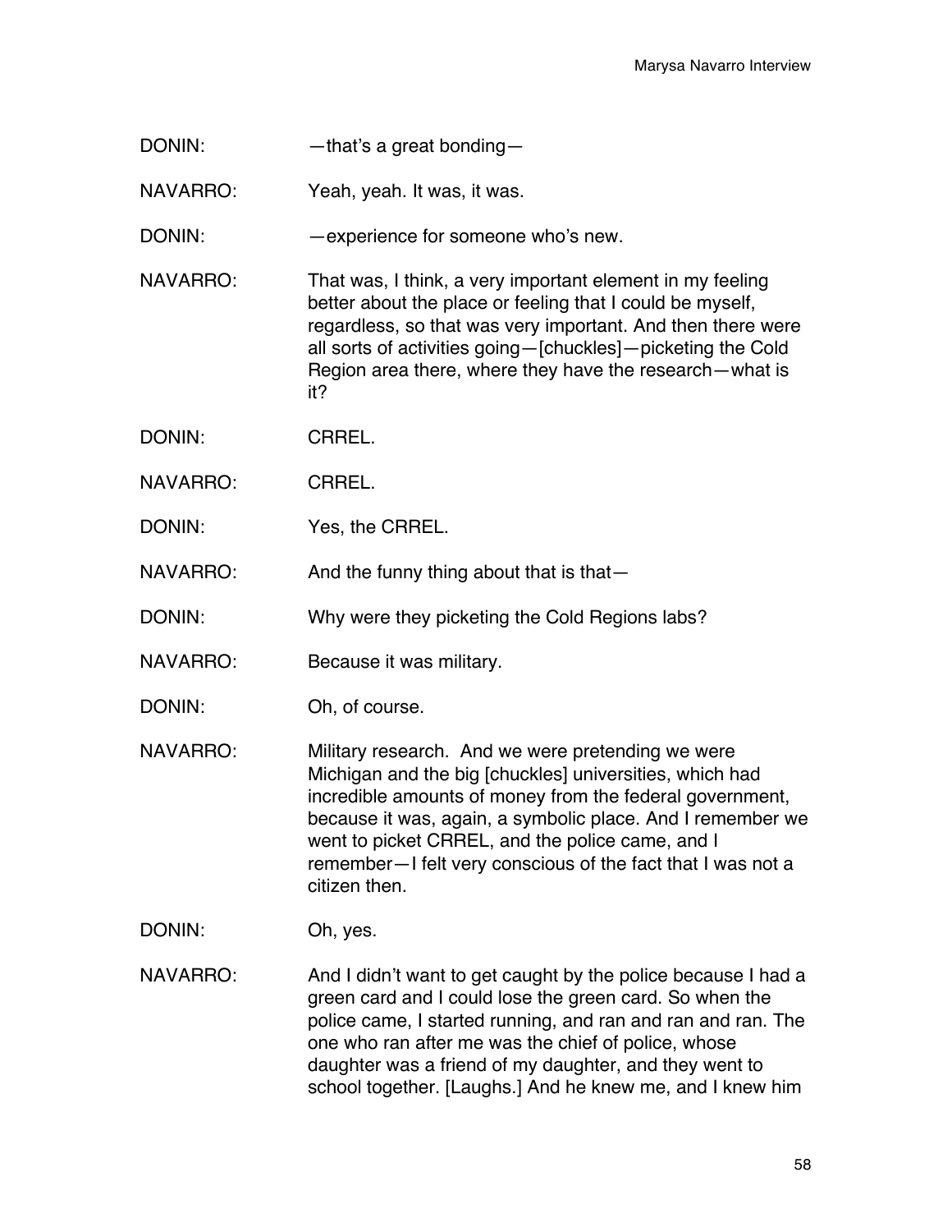DONIN: —that's a great bonding—

NAVARRO: Yeah, yeah. It was, it was.

DONIN: —experience for someone who's new.

NAVARRO: That was, I think, a very important element in my feeling better about the place or feeling that I could be myself, regardless, so that was very important. And then there were all sorts of activities going—[chuckles]—picketing the Cold Region area there, where they have the research—what is it?

DONIN: CRREL.

NAVARRO: CRREL.

DONIN: Yes, the CRREL.

NAVARRO: And the funny thing about that is that—

DONIN: Why were they picketing the Cold Regions labs?

NAVARRO: Because it was military.

DONIN: Oh, of course.

NAVARRO: Military research. And we were pretending we were Michigan and the big [chuckles] universities, which had incredible amounts of money from the federal government, because it was, again, a symbolic place. And I remember we went to picket CRREL, and the police came, and I remember—I felt very conscious of the fact that I was not a citizen then.

DONIN: Oh, yes.

NAVARRO: And I didn't want to get caught by the police because I had a green card and I could lose the green card. So when the police came, I started running, and ran and ran and ran. The one who ran after me was the chief of police, whose daughter was a friend of my daughter, and they went to school together. [Laughs.] And he knew me, and I knew him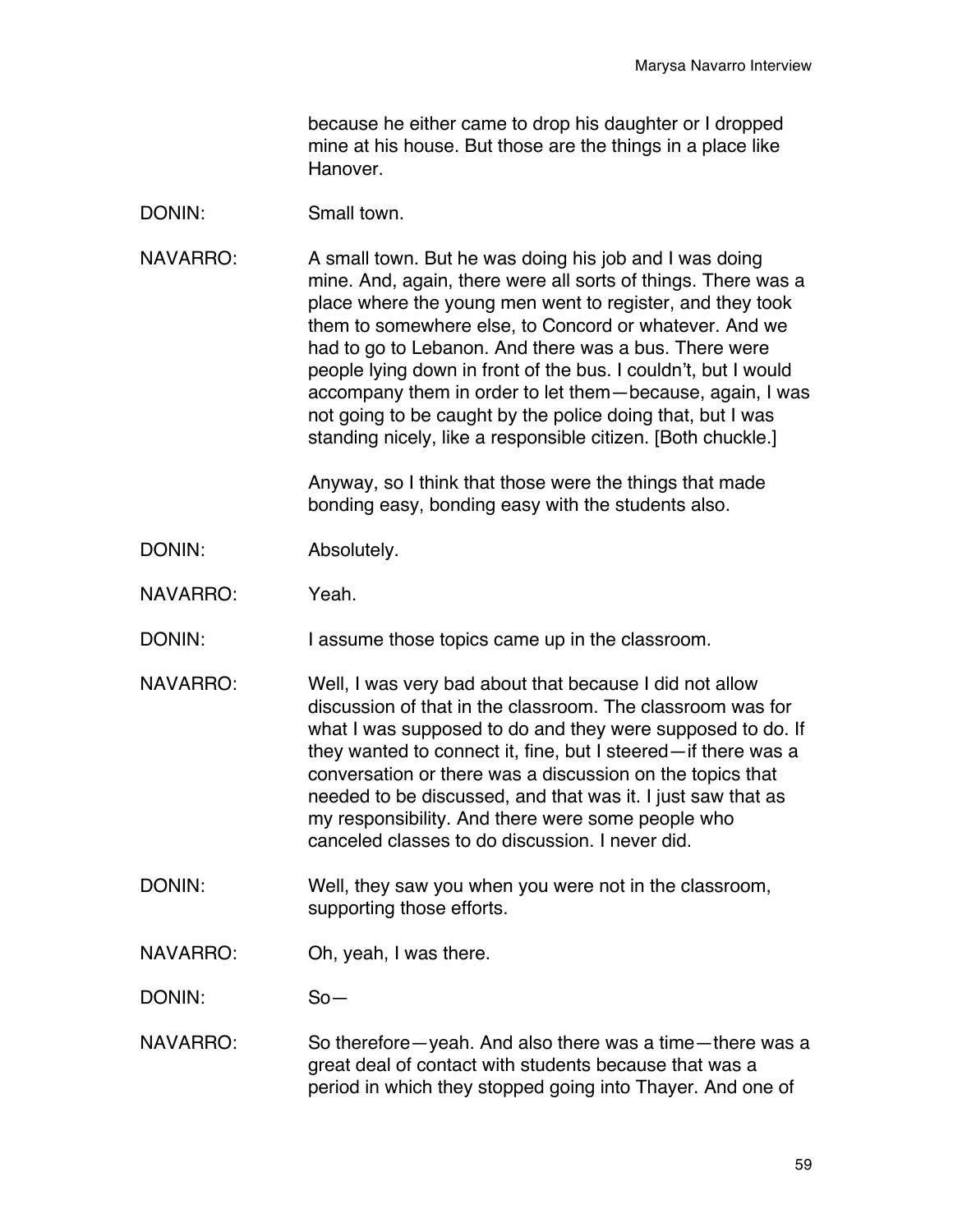because he either came to drop his daughter or I dropped mine at his house. But those are the things in a place like Hanover.

DONIN: Small town.

NAVARRO: A small town. But he was doing his job and I was doing mine. And, again, there were all sorts of things. There was a place where the young men went to register, and they took them to somewhere else, to Concord or whatever. And we had to go to Lebanon. And there was a bus. There were people lying down in front of the bus. I couldn't, but I would accompany them in order to let them—because, again, I was not going to be caught by the police doing that, but I was standing nicely, like a responsible citizen. [Both chuckle.]

Anyway, so I think that those were the things that made bonding easy, bonding easy with the students also.

DONIN: Absolutely.

NAVARRO: Yeah.

DONIN: I assume those topics came up in the classroom.

NAVARRO: Well, I was very bad about that because I did not allow discussion of that in the classroom. The classroom was for what I was supposed to do and they were supposed to do. If they wanted to connect it, fine, but I steered—if there was a conversation or there was a discussion on the topics that needed to be discussed, and that was it. I just saw that as my responsibility. And there were some people who canceled classes to do discussion. I never did.

DONIN: Well, they saw you when you were not in the classroom, supporting those efforts.

NAVARRO: Oh, yeah, I was there.

DONIN: So—

NAVARRO: So therefore—yeah. And also there was a time—there was a great deal of contact with students because that was a period in which they stopped going into Thayer. And one of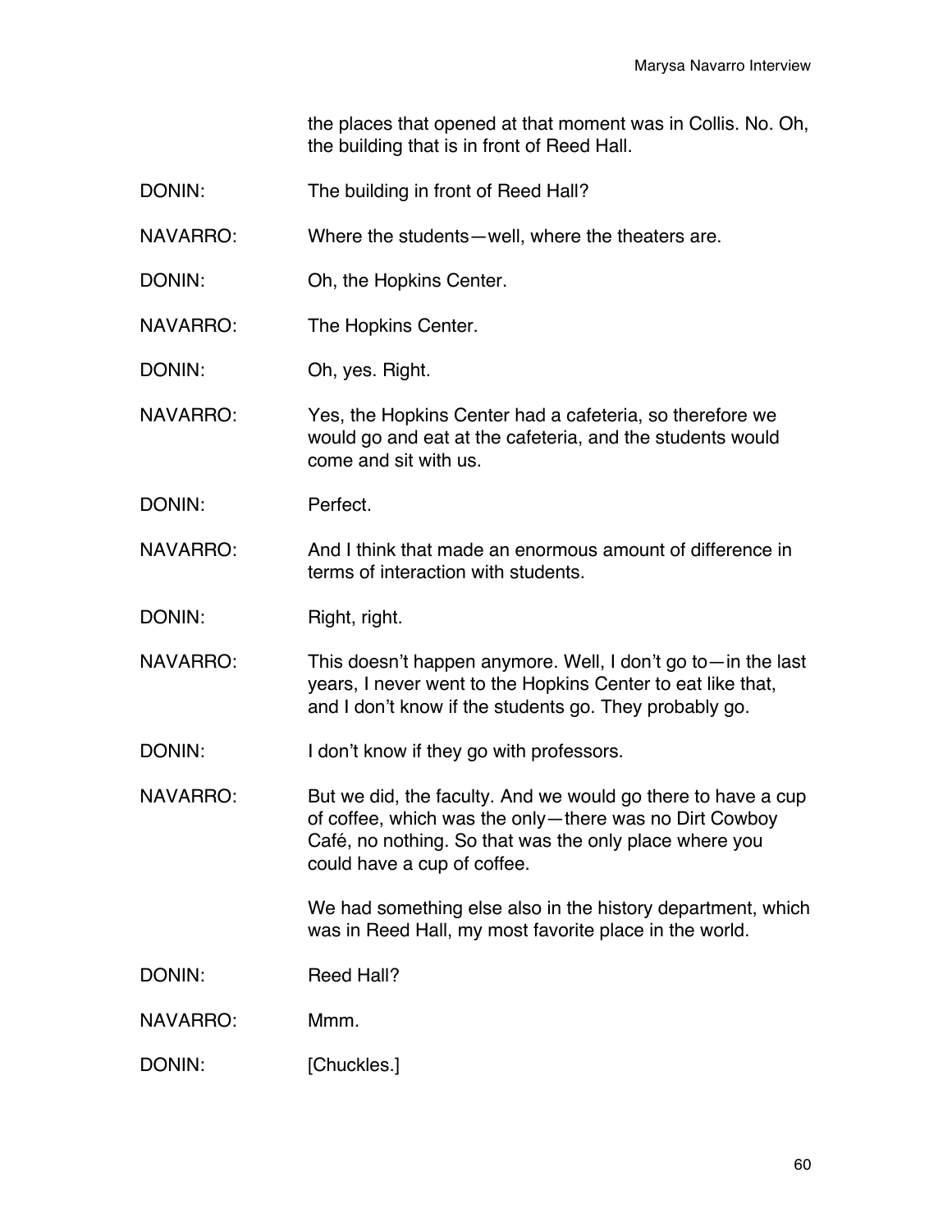the places that opened at that moment was in Collis. No. Oh, the building that is in front of Reed Hall.

DONIN: The building in front of Reed Hall?

NAVARRO: Where the students—well, where the theaters are.

DONIN: Oh, the Hopkins Center.

NAVARRO: The Hopkins Center.

DONIN: Oh, yes. Right.

NAVARRO: Yes, the Hopkins Center had a cafeteria, so therefore we would go and eat at the cafeteria, and the students would come and sit with us.

DONIN: Perfect.

NAVARRO: And I think that made an enormous amount of difference in terms of interaction with students.

DONIN: Right, right.

NAVARRO: This doesn't happen anymore. Well, I don't go to—in the last years, I never went to the Hopkins Center to eat like that, and I don't know if the students go. They probably go.

DONIN: I don't know if they go with professors.

NAVARRO: But we did, the faculty. And we would go there to have a cup of coffee, which was the only—there was no Dirt Cowboy Café, no nothing. So that was the only place where you could have a cup of coffee.

We had something else also in the history department, which was in Reed Hall, my most favorite place in the world.

DONIN: Reed Hall?

NAVARRO: Mmm.

DONIN: [Chuckles.]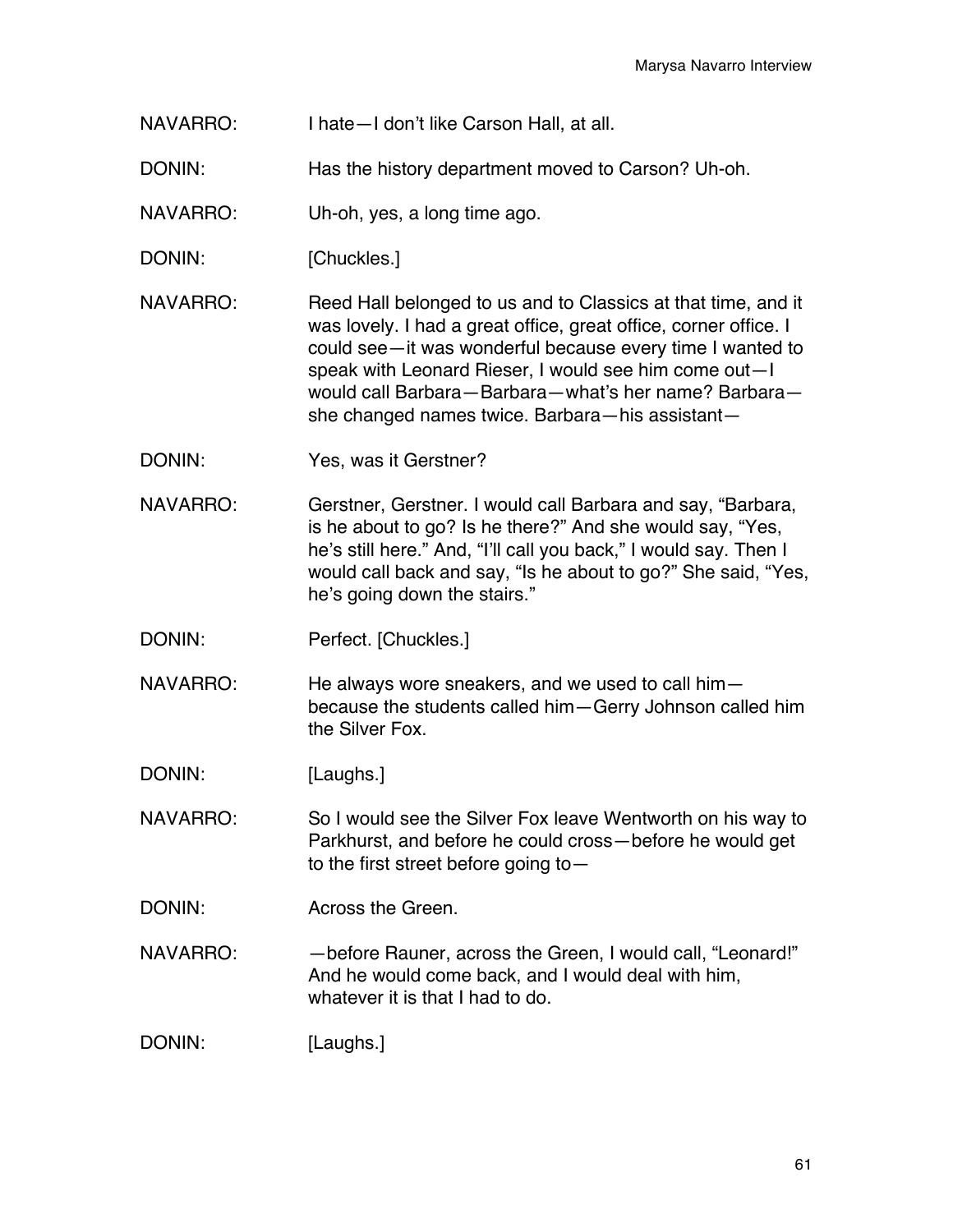NAVARRO: I hate—I don't like Carson Hall, at all.

DONIN: Has the history department moved to Carson? Uh-oh.

NAVARRO: Uh-oh, yes, a long time ago.

DONIN: [Chuckles.]

NAVARRO: Reed Hall belonged to us and to Classics at that time, and it was lovely. I had a great office, great office, corner office. I could see—it was wonderful because every time I wanted to speak with Leonard Rieser, I would see him come out—I would call Barbara—Barbara—what's her name? Barbara—she changed names twice. Barbara—his assistant—

DONIN: Yes, was it Gerstner?

NAVARRO: Gerstner, Gerstner. I would call Barbara and say, "Barbara, is he about to go? Is he there?" And she would say, "Yes, he's still here." And, "I'll call you back," I would say. Then I would call back and say, "Is he about to go?" She said, "Yes, he's going down the stairs."

DONIN: Perfect. [Chuckles.]

NAVARRO: He always wore sneakers, and we used to call him—because the students called him—Gerry Johnson called him the Silver Fox.

DONIN: [Laughs.]

NAVARRO: So I would see the Silver Fox leave Wentworth on his way to Parkhurst, and before he could cross—before he would get to the first street before going to—

DONIN: Across the Green.

NAVARRO: —before Rauner, across the Green, I would call, "Leonard!" And he would come back, and I would deal with him, whatever it is that I had to do.

DONIN: [Laughs.]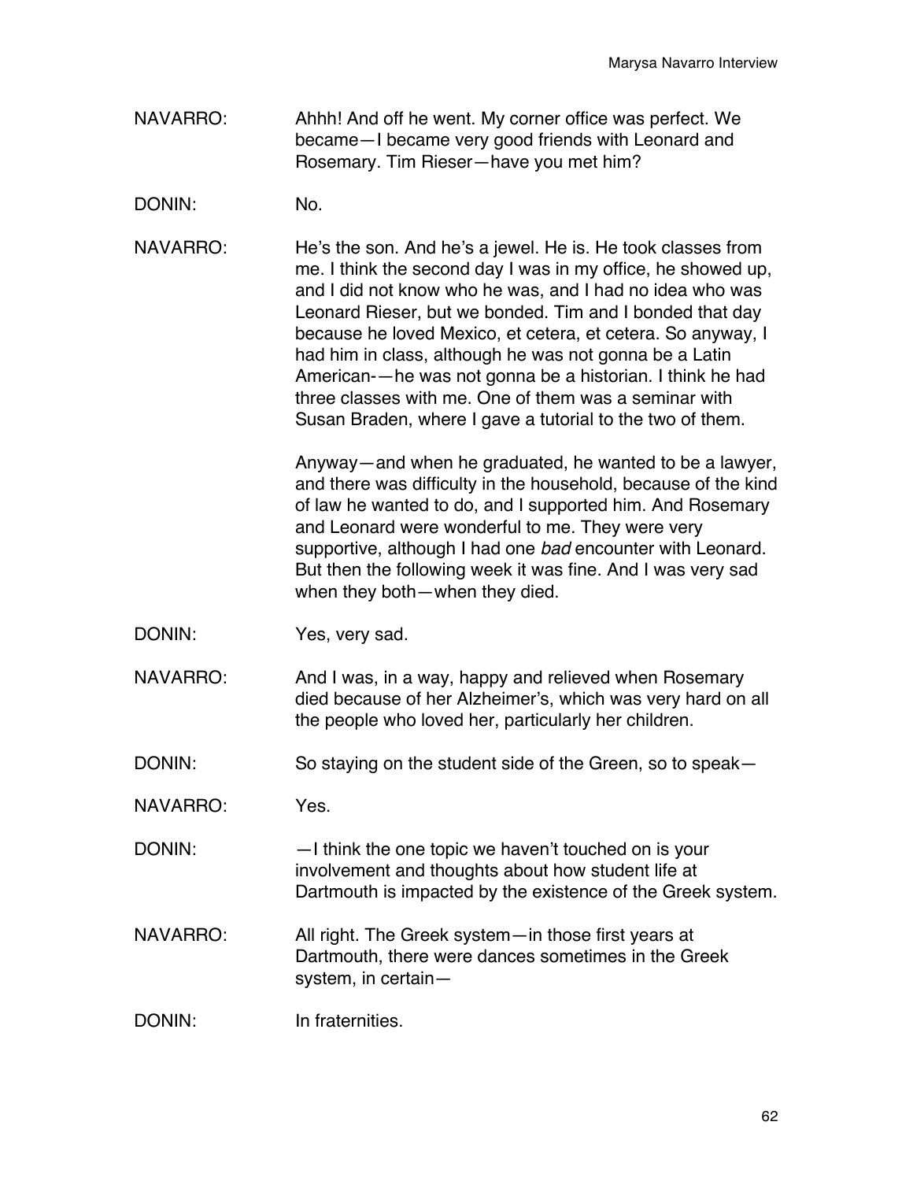NAVARRO: Ahhh! And off he went. My corner office was perfect. We became—I became very good friends with Leonard and Rosemary. Tim Rieser—have you met him?

DONIN: No.

NAVARRO: He's the son. And he's a jewel. He is. He took classes from me. I think the second day I was in my office, he showed up, and I did not know who he was, and I had no idea who was Leonard Rieser, but we bonded. Tim and I bonded that day because he loved Mexico, et cetera, et cetera. So anyway, I had him in class, although he was not gonna be a Latin American-—he was not gonna be a historian. I think he had three classes with me. One of them was a seminar with Susan Braden, where I gave a tutorial to the two of them.

Anyway—and when he graduated, he wanted to be a lawyer, and there was difficulty in the household, because of the kind of law he wanted to do, and I supported him. And Rosemary and Leonard were wonderful to me. They were very supportive, although I had one *bad* encounter with Leonard. But then the following week it was fine. And I was very sad when they both—when they died.

DONIN: Yes, very sad.

NAVARRO: And I was, in a way, happy and relieved when Rosemary died because of her Alzheimer's, which was very hard on all the people who loved her, particularly her children.

DONIN: So staying on the student side of the Green, so to speak—

NAVARRO: Yes.

DONIN: —I think the one topic we haven't touched on is your involvement and thoughts about how student life at Dartmouth is impacted by the existence of the Greek system.

NAVARRO: All right. The Greek system—in those first years at Dartmouth, there were dances sometimes in the Greek system, in certain—

DONIN: In fraternities.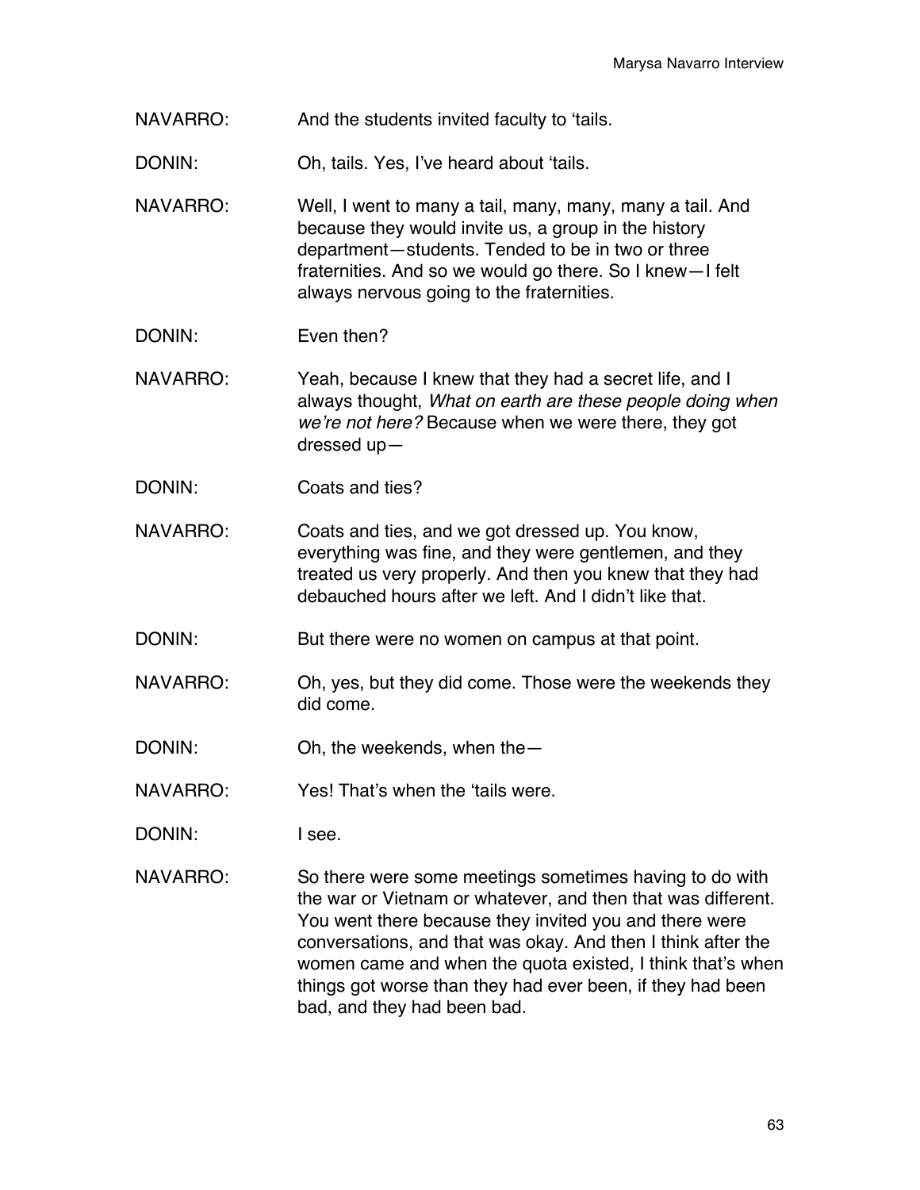NAVARRO: And the students invited faculty to 'tails.

DONIN: Oh, tails. Yes, I've heard about 'tails.

NAVARRO: Well, I went to many a tail, many, many, many a tail. And because they would invite us, a group in the history department—students. Tended to be in two or three fraternities. And so we would go there. So I knew—I felt always nervous going to the fraternities.

DONIN: Even then?

NAVARRO: Yeah, because I knew that they had a secret life, and I always thought, *What on earth are these people doing when we're not here?* Because when we were there, they got dressed up—

DONIN: Coats and ties?

NAVARRO: Coats and ties, and we got dressed up. You know, everything was fine, and they were gentlemen, and they treated us very properly. And then you knew that they had debauched hours after we left. And I didn't like that.

DONIN: But there were no women on campus at that point.

NAVARRO: Oh, yes, but they did come. Those were the weekends they did come.

DONIN: Oh, the weekends, when the—

NAVARRO: Yes! That's when the 'tails were.

DONIN: I see.

NAVARRO: So there were some meetings sometimes having to do with the war or Vietnam or whatever, and then that was different. You went there because they invited you and there were conversations, and that was okay. And then I think after the women came and when the quota existed, I think that's when things got worse than they had ever been, if they had been bad, and they had been bad.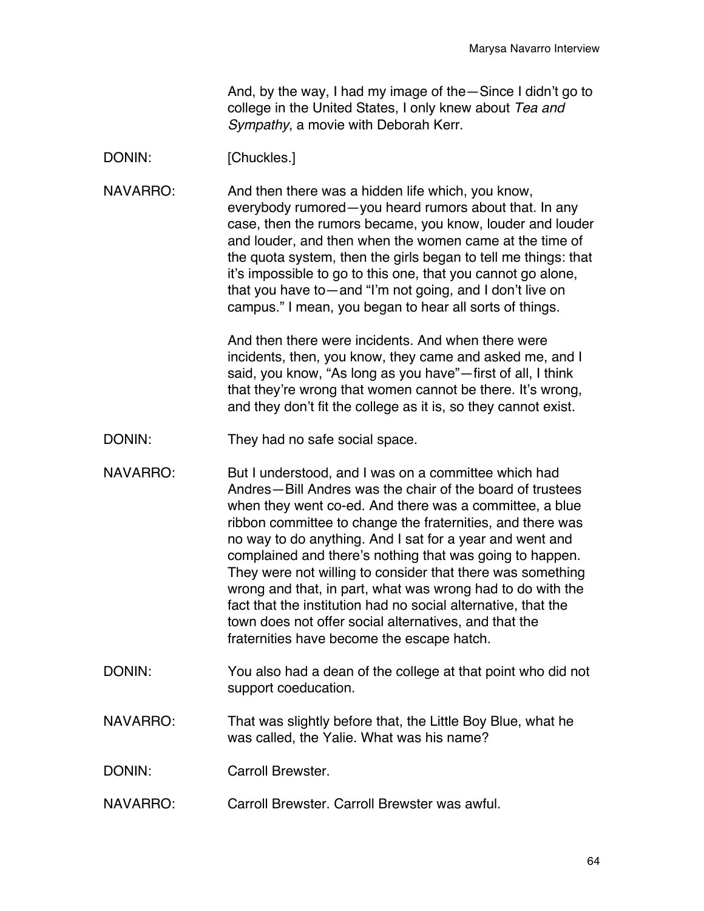And, by the way, I had my image of the—Since I didn't go to college in the United States, I only knew about *Tea and Sympathy*, a movie with Deborah Kerr.

DONIN: [Chuckles.]

NAVARRO: And then there was a hidden life which, you know, everybody rumored—you heard rumors about that. In any case, then the rumors became, you know, louder and louder and louder, and then when the women came at the time of the quota system, then the girls began to tell me things: that it's impossible to go to this one, that you cannot go alone, that you have to—and "I'm not going, and I don't live on campus." I mean, you began to hear all sorts of things.

And then there were incidents. And when there were incidents, then, you know, they came and asked me, and I said, you know, "As long as you have"—first of all, I think that they're wrong that women cannot be there. It's wrong, and they don't fit the college as it is, so they cannot exist.

DONIN: They had no safe social space.

NAVARRO: But I understood, and I was on a committee which had Andres—Bill Andres was the chair of the board of trustees when they went co-ed. And there was a committee, a blue ribbon committee to change the fraternities, and there was no way to do anything. And I sat for a year and went and complained and there's nothing that was going to happen. They were not willing to consider that there was something wrong and that, in part, what was wrong had to do with the fact that the institution had no social alternative, that the town does not offer social alternatives, and that the fraternities have become the escape hatch.

DONIN: You also had a dean of the college at that point who did not support coeducation.

NAVARRO: That was slightly before that, the Little Boy Blue, what he was called, the Yalie. What was his name?

DONIN: Carroll Brewster.

NAVARRO: Carroll Brewster. Carroll Brewster was awful.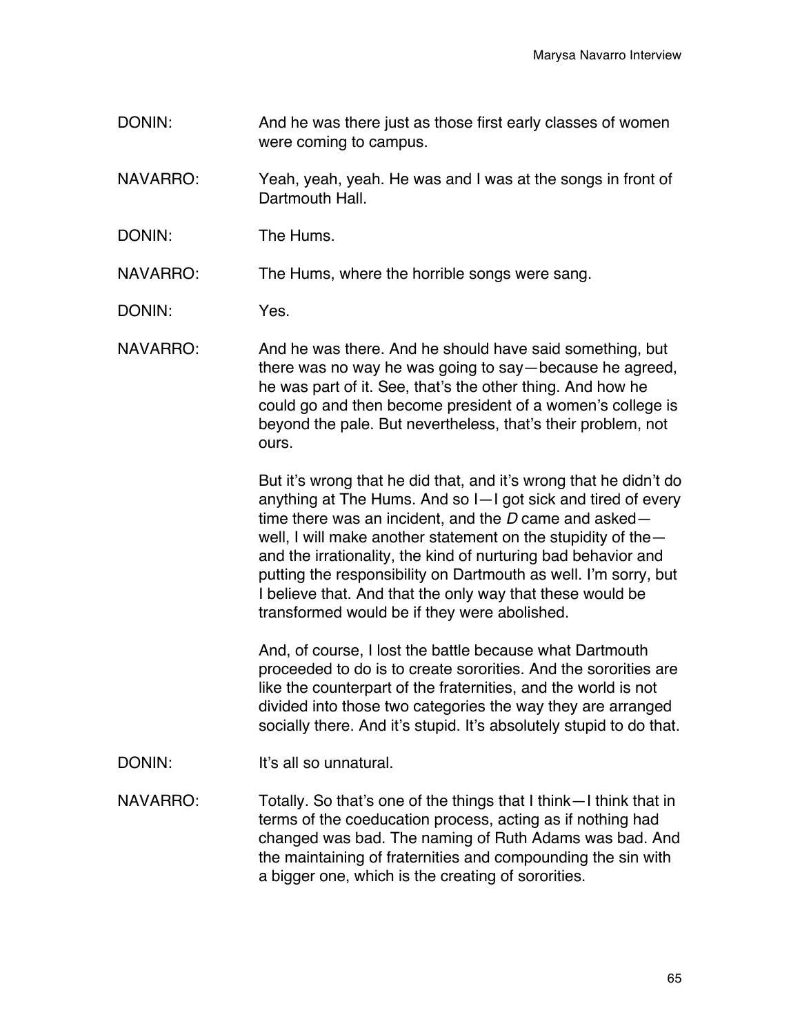DONIN: And he was there just as those first early classes of women were coming to campus.

NAVARRO: Yeah, yeah, yeah. He was and I was at the songs in front of Dartmouth Hall.

DONIN: The Hums.

NAVARRO: The Hums, where the horrible songs were sang.

DONIN: Yes.

NAVARRO: And he was there. And he should have said something, but there was no way he was going to say—because he agreed, he was part of it. See, that's the other thing. And how he could go and then become president of a women's college is beyond the pale. But nevertheless, that's their problem, not ours.

But it's wrong that he did that, and it's wrong that he didn't do anything at The Hums. And so I—I got sick and tired of every time there was an incident, and the *D* came and asked—well, I will make another statement on the stupidity of the—and the irrationality, the kind of nurturing bad behavior and putting the responsibility on Dartmouth as well. I'm sorry, but I believe that. And that the only way that these would be transformed would be if they were abolished.

And, of course, I lost the battle because what Dartmouth proceeded to do is to create sororities. And the sororities are like the counterpart of the fraternities, and the world is not divided into those two categories the way they are arranged socially there. And it's stupid. It's absolutely stupid to do that.

DONIN: It's all so unnatural.

NAVARRO: Totally. So that's one of the things that I think—I think that in terms of the coeducation process, acting as if nothing had changed was bad. The naming of Ruth Adams was bad. And the maintaining of fraternities and compounding the sin with a bigger one, which is the creating of sororities.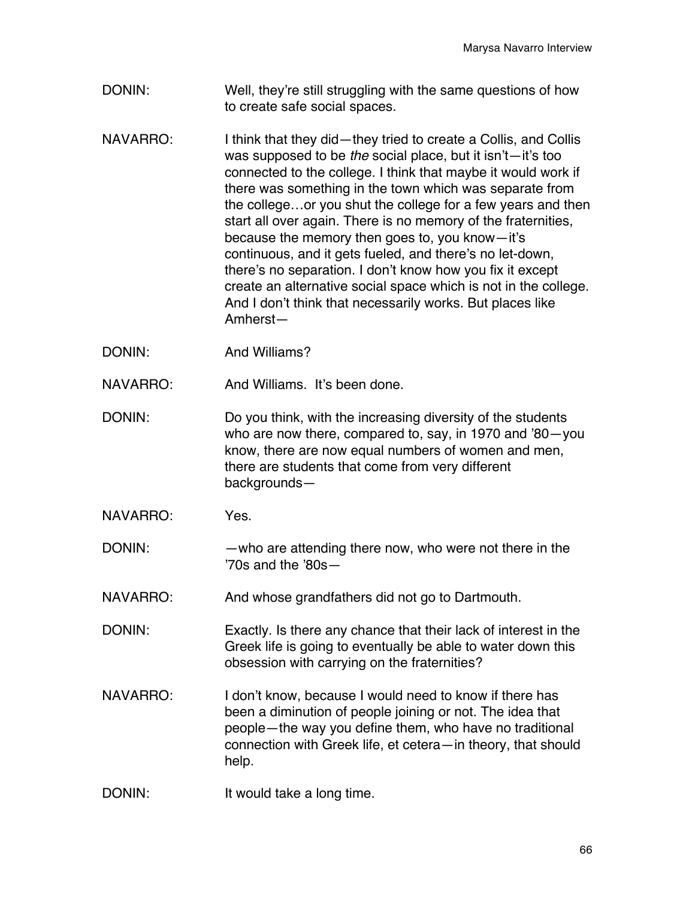DONIN: Well, they're still struggling with the same questions of how to create safe social spaces.

NAVARRO: I think that they did—they tried to create a Collis, and Collis was supposed to be *the* social place, but it isn't—it's too connected to the college. I think that maybe it would work if there was something in the town which was separate from the college…or you shut the college for a few years and then start all over again. There is no memory of the fraternities, because the memory then goes to, you know—it's continuous, and it gets fueled, and there's no let-down, there's no separation. I don't know how you fix it except create an alternative social space which is not in the college. And I don't think that necessarily works. But places like Amherst—

DONIN: And Williams?

NAVARRO: And Williams. It's been done.

DONIN: Do you think, with the increasing diversity of the students who are now there, compared to, say, in 1970 and '80—you know, there are now equal numbers of women and men, there are students that come from very different backgrounds—

NAVARRO: Yes.

DONIN: —who are attending there now, who were not there in the '70s and the '80s—

NAVARRO: And whose grandfathers did not go to Dartmouth.

DONIN: Exactly. Is there any chance that their lack of interest in the Greek life is going to eventually be able to water down this obsession with carrying on the fraternities?

NAVARRO: I don't know, because I would need to know if there has been a diminution of people joining or not. The idea that people—the way you define them, who have no traditional connection with Greek life, et cetera—in theory, that should help.

DONIN: It would take a long time.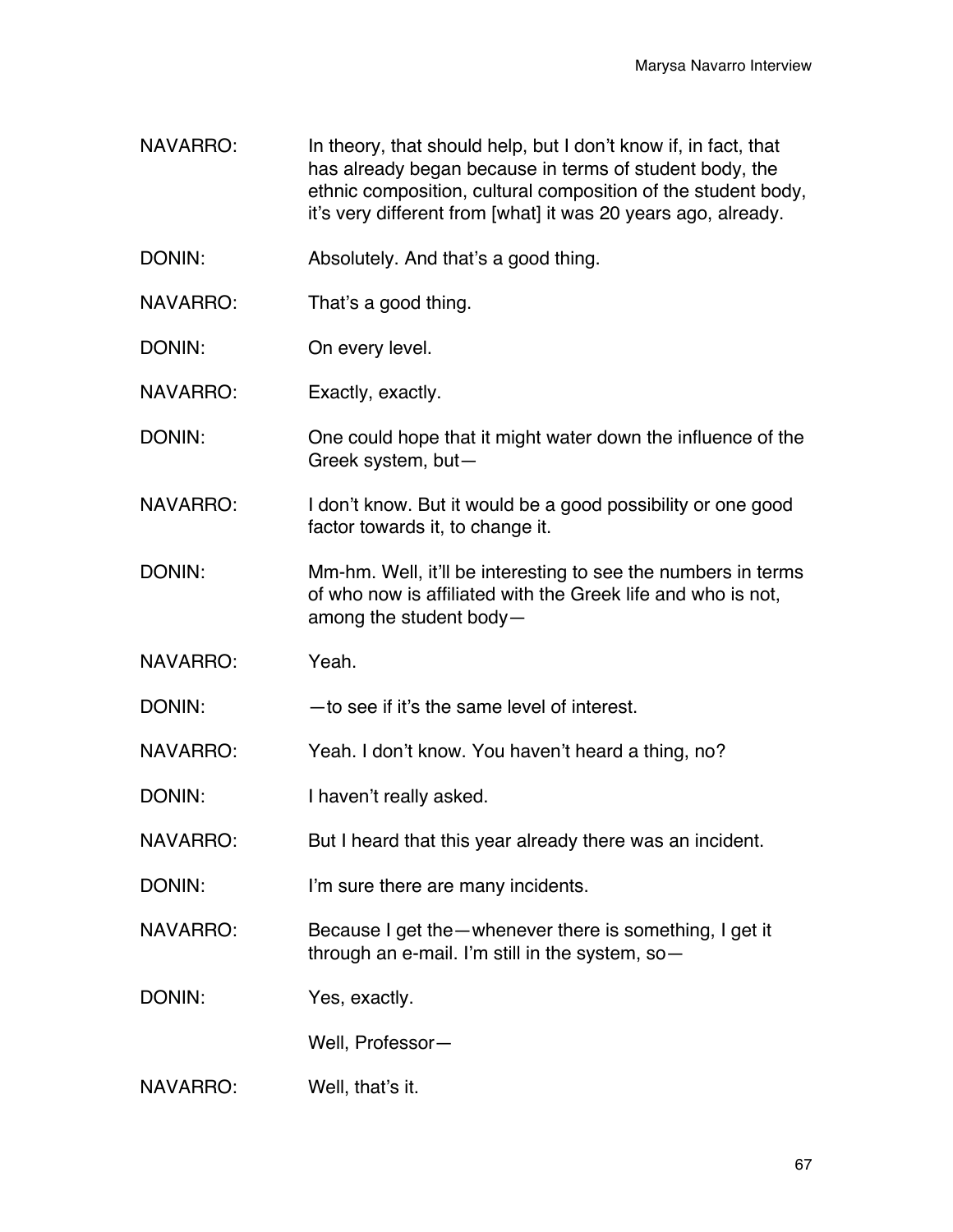NAVARRO: In theory, that should help, but I don't know if, in fact, that has already began because in terms of student body, the ethnic composition, cultural composition of the student body, it's very different from [what] it was 20 years ago, already.

DONIN: Absolutely. And that's a good thing.

NAVARRO: That's a good thing.

DONIN: On every level.

NAVARRO: Exactly, exactly.

DONIN: One could hope that it might water down the influence of the Greek system, but—

NAVARRO: I don't know. But it would be a good possibility or one good factor towards it, to change it.

DONIN: Mm-hm. Well, it'll be interesting to see the numbers in terms of who now is affiliated with the Greek life and who is not, among the student body—

NAVARRO: Yeah.

DONIN: —to see if it's the same level of interest.

NAVARRO: Yeah. I don't know. You haven't heard a thing, no?

DONIN: I haven't really asked.

NAVARRO: But I heard that this year already there was an incident.

DONIN: I'm sure there are many incidents.

NAVARRO: Because I get the—whenever there is something, I get it through an e-mail. I'm still in the system, so—

DONIN: Yes, exactly.

Well, Professor—

NAVARRO: Well, that's it.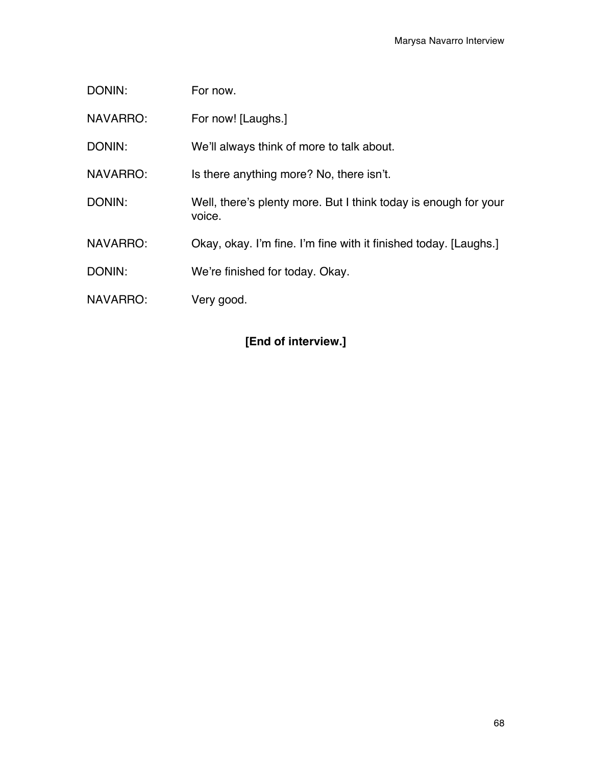DONIN: For now.

NAVARRO: For now! [Laughs.]

DONIN: We'll always think of more to talk about.

NAVARRO: Is there anything more? No, there isn't.

DONIN: Well, there's plenty more. But I think today is enough for your voice.

NAVARRO: Okay, okay. I'm fine. I'm fine with it finished today. [Laughs.]

DONIN: We're finished for today. Okay.

NAVARRO: Very good.

**[End of interview.]**